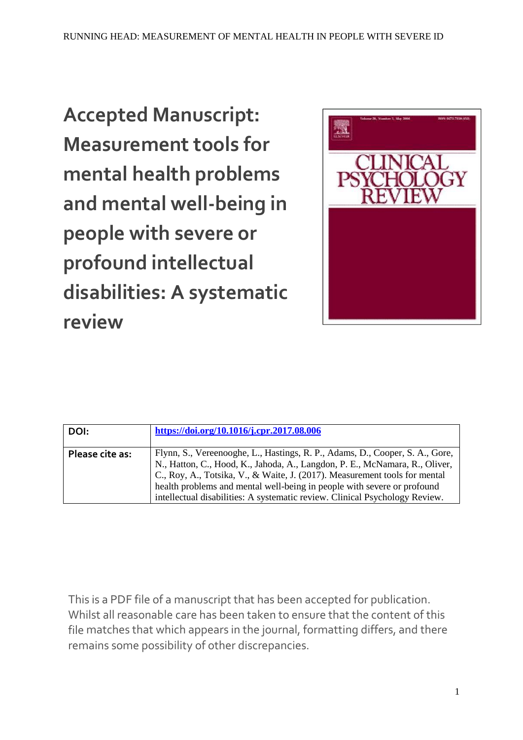# Accepted Manuscript: Measurement tools for mental health problems and mental well-being in people with severe or profound intellectual disabilities: A systematic review

| DOI: | https://doi.org/10.1016/j.cpr.2017.08.006 |
|---|---|
| Please cite as: | Flynn, S., Vereenooghe, L., Hastings, R. P., Adams, D., Cooper, S. A., Gore, N., Hatton, C., Hood, K., Jahoda, A., Langdon, P. E., McNamara, R., Oliver, C., Roy, A., Totsika, V., & Waite, J. (2017). Measurement tools for mental health problems and mental well-being in people with severe or profound intellectual disabilities: A systematic review. Clinical Psychology Review. |

This is a PDF file of a manuscript that has been accepted for publication. Whilst all reasonable care has been taken to ensure that the content of this file matches that which appears in the journal, formatting differs, and there remains some possibility of other discrepancies.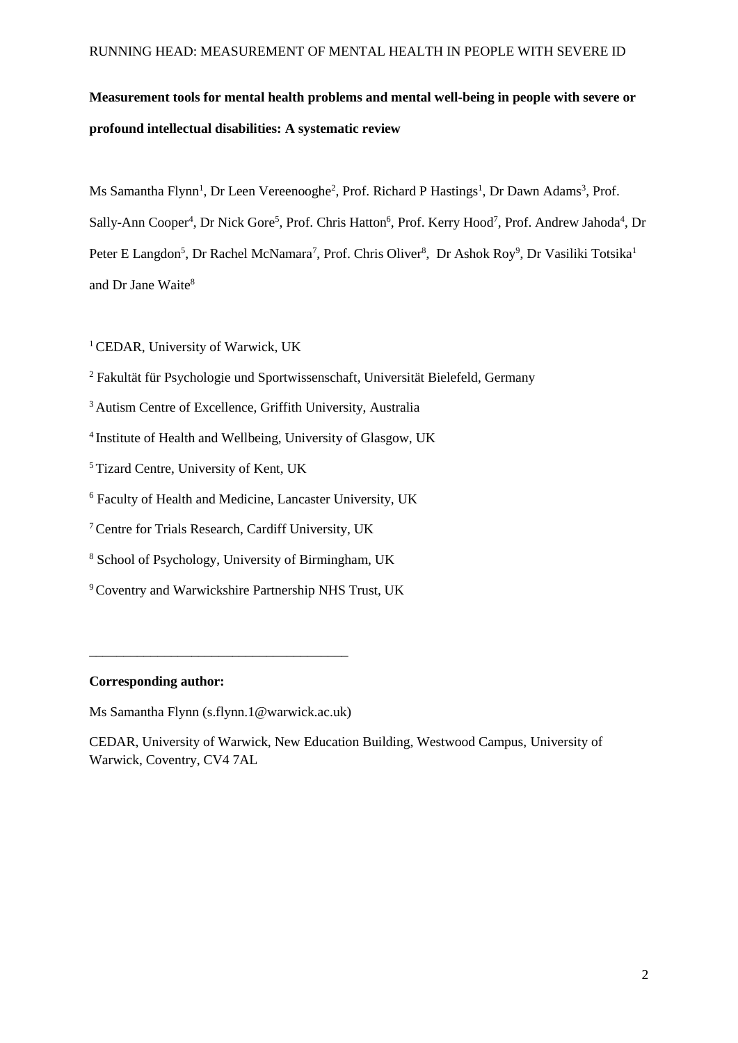**Measurement tools for mental health problems and mental well-being in people with severe or profound intellectual disabilities: A systematic review**

Ms Samantha Flynn[1], Dr Leen Vereenooghe[2], Prof. Richard P Hastings[1], Dr Dawn Adams[3], Prof. Sally-Ann Cooper[4], Dr Nick Gore[5], Prof. Chris Hatton[6], Prof. Kerry Hood[7], Prof. Andrew Jahoda[4], Dr Peter E Langdon[5], Dr Rachel McNamara[7], Prof. Chris Oliver[8], Dr Ashok Roy[9], Dr Vasiliki Totsika[1] and Dr Jane Waite[8]

[1] CEDAR, University of Warwick, UK

[2] Fakultät für Psychologie und Sportwissenschaft, Universität Bielefeld, Germany

[3] Autism Centre of Excellence, Griffith University, Australia

[4] Institute of Health and Wellbeing, University of Glasgow, UK

[5] Tizard Centre, University of Kent, UK

[6] Faculty of Health and Medicine, Lancaster University, UK

[7] Centre for Trials Research, Cardiff University, UK

[8] School of Psychology, University of Birmingham, UK

[9] Coventry and Warwickshire Partnership NHS Trust, UK

---

**Corresponding author:**

Ms Samantha Flynn (s.flynn.1@warwick.ac.uk)

CEDAR, University of Warwick, New Education Building, Westwood Campus, University of Warwick, Coventry, CV4 7AL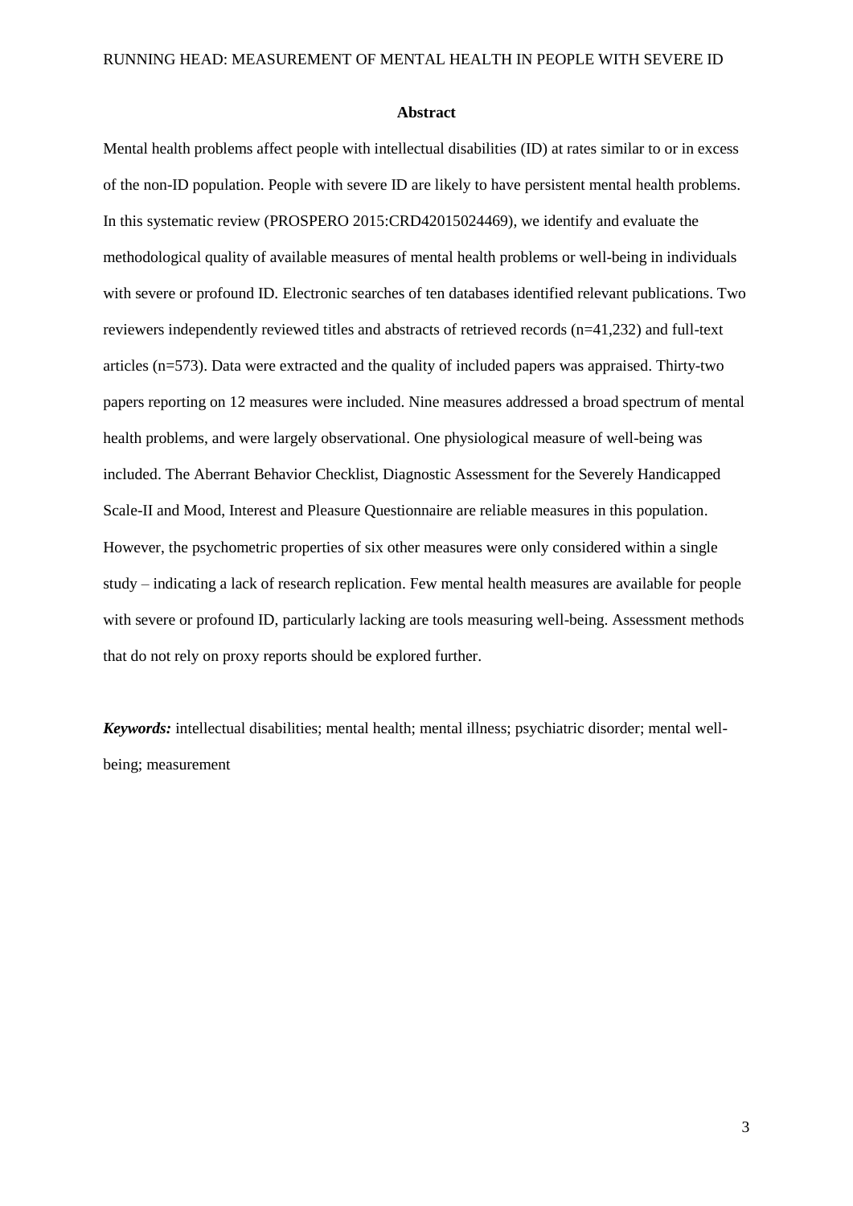## Abstract

Mental health problems affect people with intellectual disabilities (ID) at rates similar to or in excess of the non-ID population. People with severe ID are likely to have persistent mental health problems. In this systematic review (PROSPERO 2015:CRD42015024469), we identify and evaluate the methodological quality of available measures of mental health problems or well-being in individuals with severe or profound ID. Electronic searches of ten databases identified relevant publications. Two reviewers independently reviewed titles and abstracts of retrieved records (n=41,232) and full-text articles (n=573). Data were extracted and the quality of included papers was appraised. Thirty-two papers reporting on 12 measures were included. Nine measures addressed a broad spectrum of mental health problems, and were largely observational. One physiological measure of well-being was included. The Aberrant Behavior Checklist, Diagnostic Assessment for the Severely Handicapped Scale-II and Mood, Interest and Pleasure Questionnaire are reliable measures in this population. However, the psychometric properties of six other measures were only considered within a single study – indicating a lack of research replication. Few mental health measures are available for people with severe or profound ID, particularly lacking are tools measuring well-being. Assessment methods that do not rely on proxy reports should be explored further.

***Keywords:*** intellectual disabilities; mental health; mental illness; psychiatric disorder; mental well-being; measurement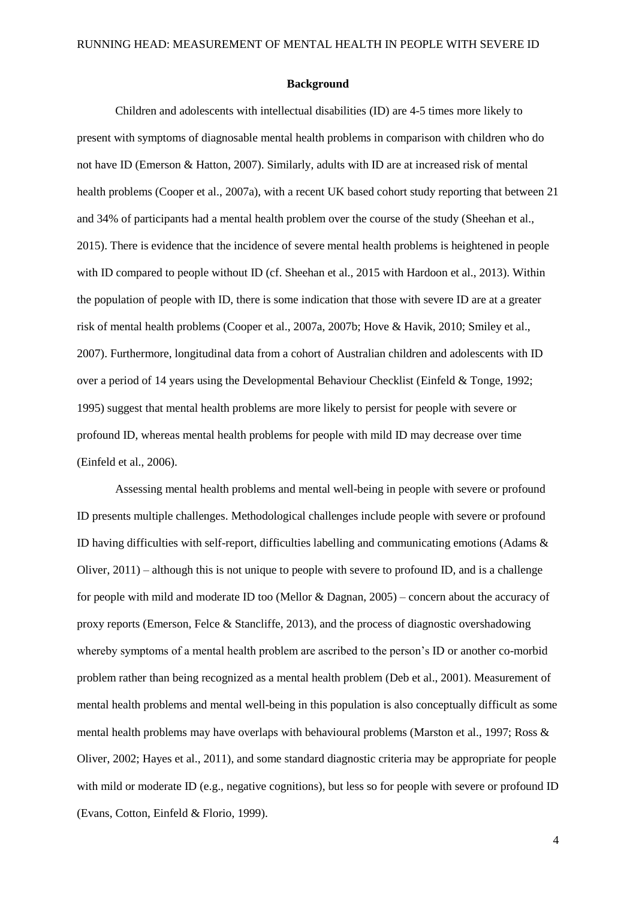## Background

Children and adolescents with intellectual disabilities (ID) are 4-5 times more likely to present with symptoms of diagnosable mental health problems in comparison with children who do not have ID (Emerson & Hatton, 2007). Similarly, adults with ID are at increased risk of mental health problems (Cooper et al., 2007a), with a recent UK based cohort study reporting that between 21 and 34% of participants had a mental health problem over the course of the study (Sheehan et al., 2015). There is evidence that the incidence of severe mental health problems is heightened in people with ID compared to people without ID (cf. Sheehan et al., 2015 with Hardoon et al., 2013). Within the population of people with ID, there is some indication that those with severe ID are at a greater risk of mental health problems (Cooper et al., 2007a, 2007b; Hove & Havik, 2010; Smiley et al., 2007). Furthermore, longitudinal data from a cohort of Australian children and adolescents with ID over a period of 14 years using the Developmental Behaviour Checklist (Einfeld & Tonge, 1992; 1995) suggest that mental health problems are more likely to persist for people with severe or profound ID, whereas mental health problems for people with mild ID may decrease over time (Einfeld et al., 2006).

Assessing mental health problems and mental well-being in people with severe or profound ID presents multiple challenges. Methodological challenges include people with severe or profound ID having difficulties with self-report, difficulties labelling and communicating emotions (Adams & Oliver, 2011) – although this is not unique to people with severe to profound ID, and is a challenge for people with mild and moderate ID too (Mellor & Dagnan, 2005) – concern about the accuracy of proxy reports (Emerson, Felce & Stancliffe, 2013), and the process of diagnostic overshadowing whereby symptoms of a mental health problem are ascribed to the person's ID or another co-morbid problem rather than being recognized as a mental health problem (Deb et al., 2001). Measurement of mental health problems and mental well-being in this population is also conceptually difficult as some mental health problems may have overlaps with behavioural problems (Marston et al., 1997; Ross & Oliver, 2002; Hayes et al., 2011), and some standard diagnostic criteria may be appropriate for people with mild or moderate ID (e.g., negative cognitions), but less so for people with severe or profound ID (Evans, Cotton, Einfeld & Florio, 1999).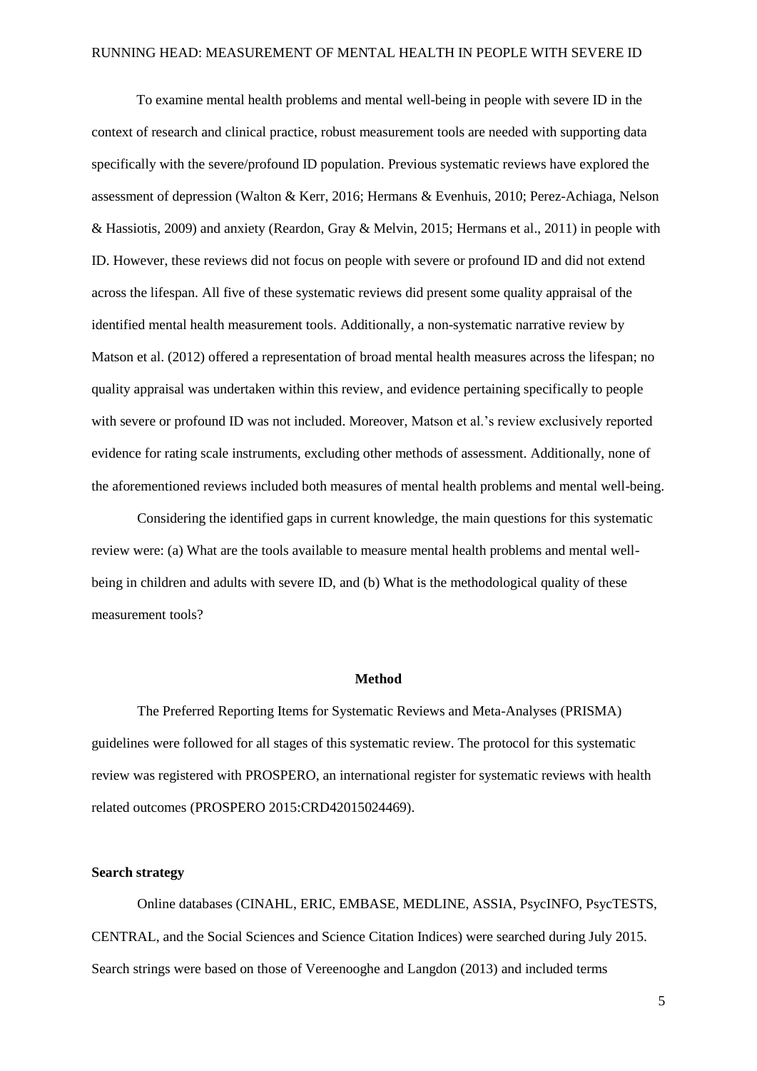To examine mental health problems and mental well-being in people with severe ID in the context of research and clinical practice, robust measurement tools are needed with supporting data specifically with the severe/profound ID population. Previous systematic reviews have explored the assessment of depression (Walton & Kerr, 2016; Hermans & Evenhuis, 2010; Perez-Achiaga, Nelson & Hassiotis, 2009) and anxiety (Reardon, Gray & Melvin, 2015; Hermans et al., 2011) in people with ID. However, these reviews did not focus on people with severe or profound ID and did not extend across the lifespan. All five of these systematic reviews did present some quality appraisal of the identified mental health measurement tools. Additionally, a non-systematic narrative review by Matson et al. (2012) offered a representation of broad mental health measures across the lifespan; no quality appraisal was undertaken within this review, and evidence pertaining specifically to people with severe or profound ID was not included. Moreover, Matson et al.'s review exclusively reported evidence for rating scale instruments, excluding other methods of assessment. Additionally, none of the aforementioned reviews included both measures of mental health problems and mental well-being.

Considering the identified gaps in current knowledge, the main questions for this systematic review were: (a) What are the tools available to measure mental health problems and mental well-being in children and adults with severe ID, and (b) What is the methodological quality of these measurement tools?

## Method

The Preferred Reporting Items for Systematic Reviews and Meta-Analyses (PRISMA) guidelines were followed for all stages of this systematic review. The protocol for this systematic review was registered with PROSPERO, an international register for systematic reviews with health related outcomes (PROSPERO 2015:CRD42015024469).

### Search strategy

Online databases (CINAHL, ERIC, EMBASE, MEDLINE, ASSIA, PsycINFO, PsycTESTS, CENTRAL, and the Social Sciences and Science Citation Indices) were searched during July 2015. Search strings were based on those of Vereenooghe and Langdon (2013) and included terms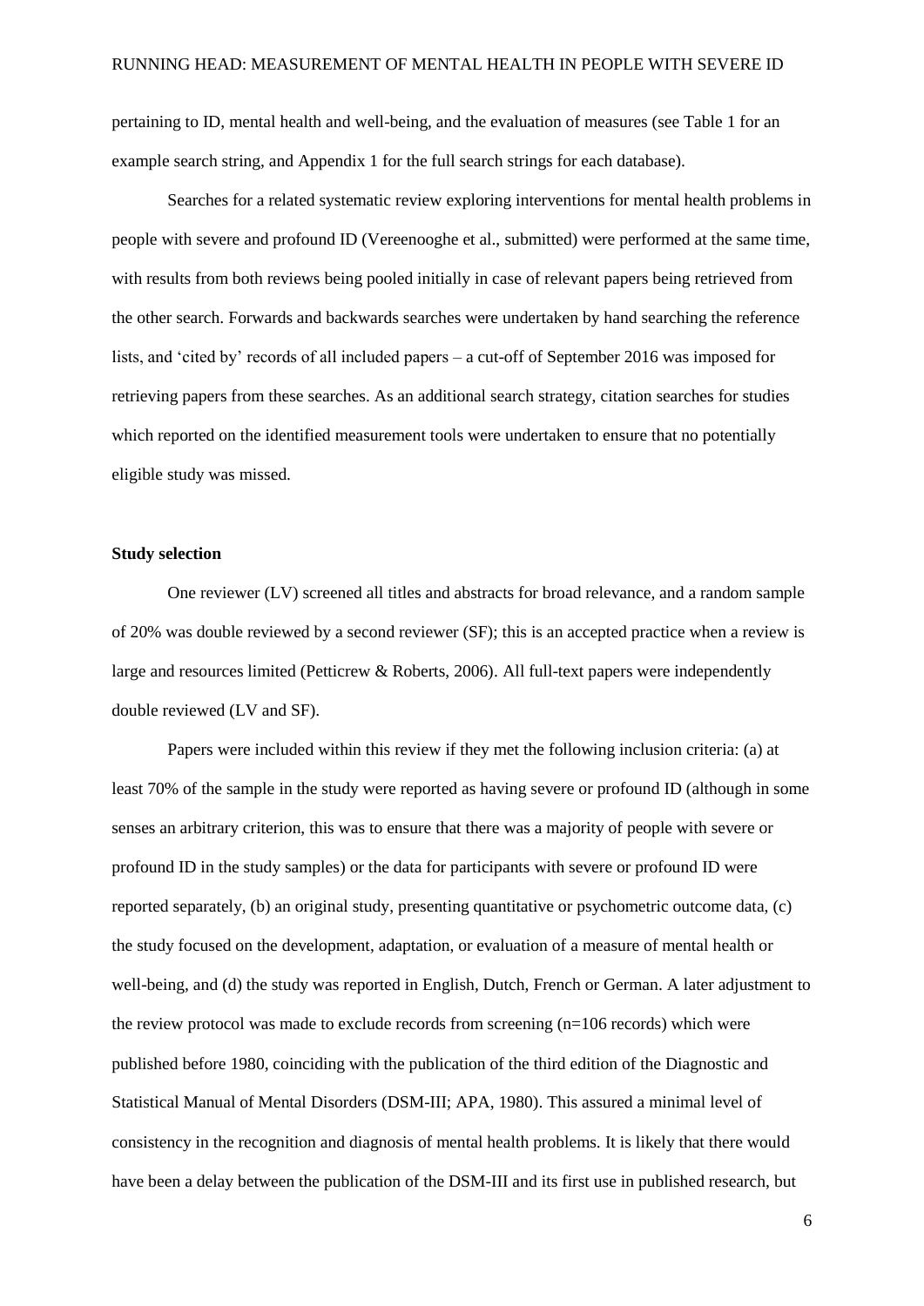pertaining to ID, mental health and well-being, and the evaluation of measures (see Table 1 for an example search string, and Appendix 1 for the full search strings for each database).

Searches for a related systematic review exploring interventions for mental health problems in people with severe and profound ID (Vereenooghe et al., submitted) were performed at the same time, with results from both reviews being pooled initially in case of relevant papers being retrieved from the other search. Forwards and backwards searches were undertaken by hand searching the reference lists, and 'cited by' records of all included papers – a cut-off of September 2016 was imposed for retrieving papers from these searches. As an additional search strategy, citation searches for studies which reported on the identified measurement tools were undertaken to ensure that no potentially eligible study was missed.

**Study selection**

One reviewer (LV) screened all titles and abstracts for broad relevance, and a random sample of 20% was double reviewed by a second reviewer (SF); this is an accepted practice when a review is large and resources limited (Petticrew & Roberts, 2006). All full-text papers were independently double reviewed (LV and SF).

Papers were included within this review if they met the following inclusion criteria: (a) at least 70% of the sample in the study were reported as having severe or profound ID (although in some senses an arbitrary criterion, this was to ensure that there was a majority of people with severe or profound ID in the study samples) or the data for participants with severe or profound ID were reported separately, (b) an original study, presenting quantitative or psychometric outcome data, (c) the study focused on the development, adaptation, or evaluation of a measure of mental health or well-being, and (d) the study was reported in English, Dutch, French or German. A later adjustment to the review protocol was made to exclude records from screening (n=106 records) which were published before 1980, coinciding with the publication of the third edition of the Diagnostic and Statistical Manual of Mental Disorders (DSM-III; APA, 1980). This assured a minimal level of consistency in the recognition and diagnosis of mental health problems. It is likely that there would have been a delay between the publication of the DSM-III and its first use in published research, but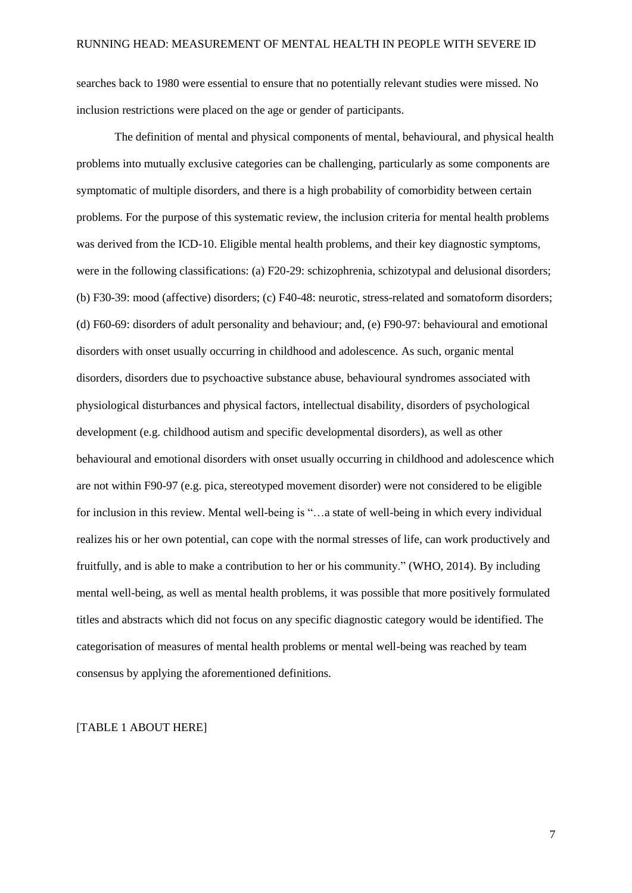searches back to 1980 were essential to ensure that no potentially relevant studies were missed. No inclusion restrictions were placed on the age or gender of participants.

The definition of mental and physical components of mental, behavioural, and physical health problems into mutually exclusive categories can be challenging, particularly as some components are symptomatic of multiple disorders, and there is a high probability of comorbidity between certain problems. For the purpose of this systematic review, the inclusion criteria for mental health problems was derived from the ICD-10. Eligible mental health problems, and their key diagnostic symptoms, were in the following classifications: (a) F20-29: schizophrenia, schizotypal and delusional disorders; (b) F30-39: mood (affective) disorders; (c) F40-48: neurotic, stress-related and somatoform disorders; (d) F60-69: disorders of adult personality and behaviour; and, (e) F90-97: behavioural and emotional disorders with onset usually occurring in childhood and adolescence. As such, organic mental disorders, disorders due to psychoactive substance abuse, behavioural syndromes associated with physiological disturbances and physical factors, intellectual disability, disorders of psychological development (e.g. childhood autism and specific developmental disorders), as well as other behavioural and emotional disorders with onset usually occurring in childhood and adolescence which are not within F90-97 (e.g. pica, stereotyped movement disorder) were not considered to be eligible for inclusion in this review. Mental well-being is "…a state of well-being in which every individual realizes his or her own potential, can cope with the normal stresses of life, can work productively and fruitfully, and is able to make a contribution to her or his community." (WHO, 2014). By including mental well-being, as well as mental health problems, it was possible that more positively formulated titles and abstracts which did not focus on any specific diagnostic category would be identified. The categorisation of measures of mental health problems or mental well-being was reached by team consensus by applying the aforementioned definitions.

[TABLE 1 ABOUT HERE]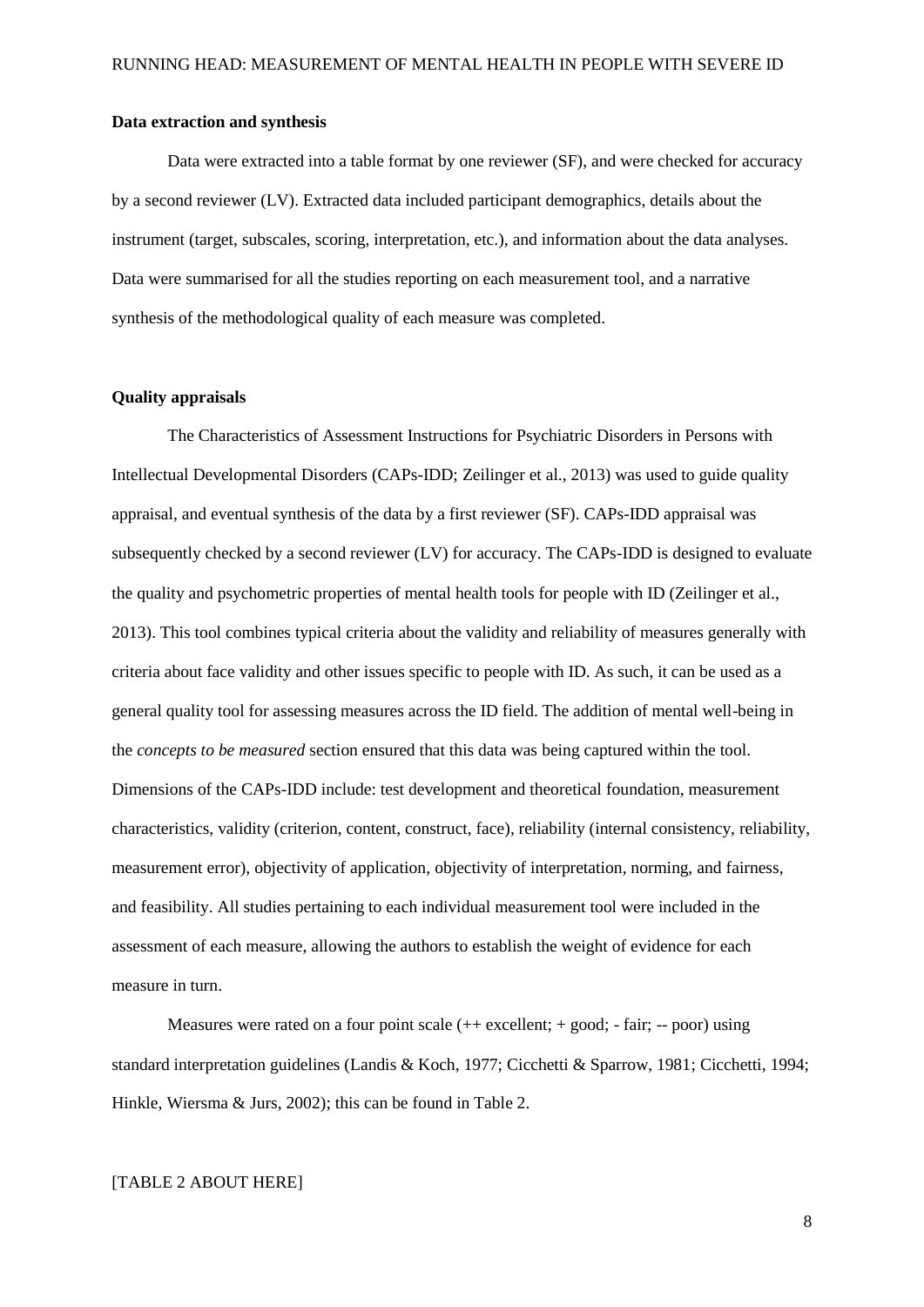**Data extraction and synthesis**

Data were extracted into a table format by one reviewer (SF), and were checked for accuracy by a second reviewer (LV). Extracted data included participant demographics, details about the instrument (target, subscales, scoring, interpretation, etc.), and information about the data analyses. Data were summarised for all the studies reporting on each measurement tool, and a narrative synthesis of the methodological quality of each measure was completed.

**Quality appraisals**

The Characteristics of Assessment Instructions for Psychiatric Disorders in Persons with Intellectual Developmental Disorders (CAPs-IDD; Zeilinger et al., 2013) was used to guide quality appraisal, and eventual synthesis of the data by a first reviewer (SF). CAPs-IDD appraisal was subsequently checked by a second reviewer (LV) for accuracy. The CAPs-IDD is designed to evaluate the quality and psychometric properties of mental health tools for people with ID (Zeilinger et al., 2013). This tool combines typical criteria about the validity and reliability of measures generally with criteria about face validity and other issues specific to people with ID. As such, it can be used as a general quality tool for assessing measures across the ID field. The addition of mental well-being in the *concepts to be measured* section ensured that this data was being captured within the tool. Dimensions of the CAPs-IDD include: test development and theoretical foundation, measurement characteristics, validity (criterion, content, construct, face), reliability (internal consistency, reliability, measurement error), objectivity of application, objectivity of interpretation, norming, and fairness, and feasibility. All studies pertaining to each individual measurement tool were included in the assessment of each measure, allowing the authors to establish the weight of evidence for each measure in turn.

Measures were rated on a four point scale (++ excellent; + good; - fair; -- poor) using standard interpretation guidelines (Landis & Koch, 1977; Cicchetti & Sparrow, 1981; Cicchetti, 1994; Hinkle, Wiersma & Jurs, 2002); this can be found in Table 2.

[TABLE 2 ABOUT HERE]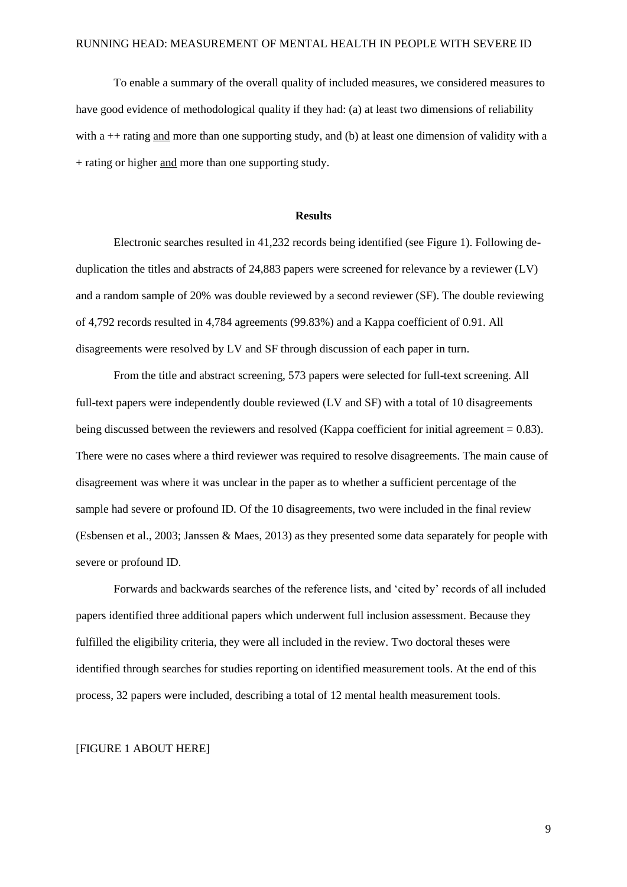To enable a summary of the overall quality of included measures, we considered measures to have good evidence of methodological quality if they had: (a) at least two dimensions of reliability with a ++ rating and more than one supporting study, and (b) at least one dimension of validity with a + rating or higher and more than one supporting study.

## Results

Electronic searches resulted in 41,232 records being identified (see Figure 1). Following de-duplication the titles and abstracts of 24,883 papers were screened for relevance by a reviewer (LV) and a random sample of 20% was double reviewed by a second reviewer (SF). The double reviewing of 4,792 records resulted in 4,784 agreements (99.83%) and a Kappa coefficient of 0.91. All disagreements were resolved by LV and SF through discussion of each paper in turn.

From the title and abstract screening, 573 papers were selected for full-text screening. All full-text papers were independently double reviewed (LV and SF) with a total of 10 disagreements being discussed between the reviewers and resolved (Kappa coefficient for initial agreement = 0.83). There were no cases where a third reviewer was required to resolve disagreements. The main cause of disagreement was where it was unclear in the paper as to whether a sufficient percentage of the sample had severe or profound ID. Of the 10 disagreements, two were included in the final review (Esbensen et al., 2003; Janssen & Maes, 2013) as they presented some data separately for people with severe or profound ID.

Forwards and backwards searches of the reference lists, and 'cited by' records of all included papers identified three additional papers which underwent full inclusion assessment. Because they fulfilled the eligibility criteria, they were all included in the review. Two doctoral theses were identified through searches for studies reporting on identified measurement tools. At the end of this process, 32 papers were included, describing a total of 12 mental health measurement tools.

[FIGURE 1 ABOUT HERE]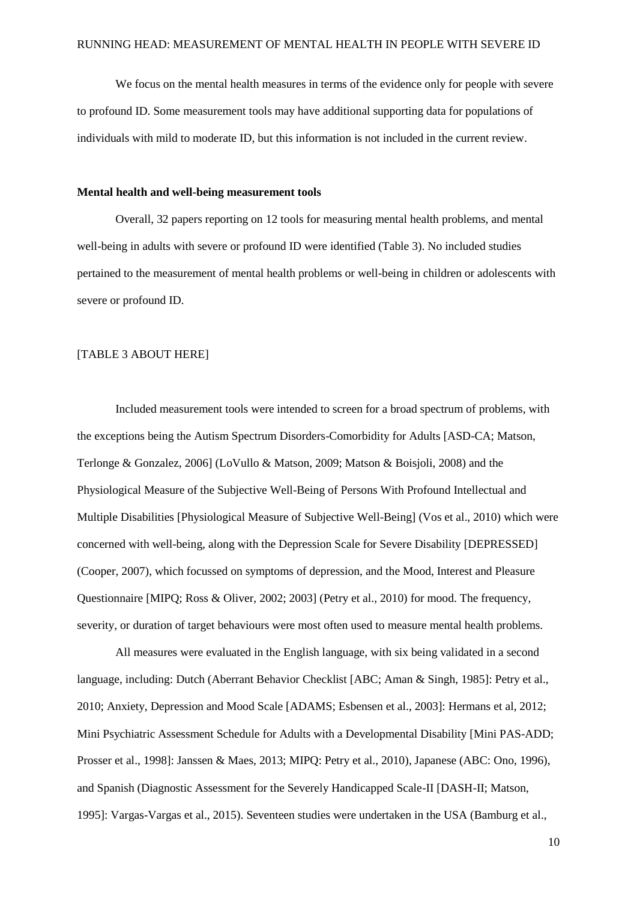We focus on the mental health measures in terms of the evidence only for people with severe to profound ID. Some measurement tools may have additional supporting data for populations of individuals with mild to moderate ID, but this information is not included in the current review.

**Mental health and well-being measurement tools**

Overall, 32 papers reporting on 12 tools for measuring mental health problems, and mental well-being in adults with severe or profound ID were identified (Table 3). No included studies pertained to the measurement of mental health problems or well-being in children or adolescents with severe or profound ID.

[TABLE 3 ABOUT HERE]

Included measurement tools were intended to screen for a broad spectrum of problems, with the exceptions being the Autism Spectrum Disorders-Comorbidity for Adults [ASD-CA; Matson, Terlonge & Gonzalez, 2006] (LoVullo & Matson, 2009; Matson & Boisjoli, 2008) and the Physiological Measure of the Subjective Well-Being of Persons With Profound Intellectual and Multiple Disabilities [Physiological Measure of Subjective Well-Being] (Vos et al., 2010) which were concerned with well-being, along with the Depression Scale for Severe Disability [DEPRESSED] (Cooper, 2007), which focussed on symptoms of depression, and the Mood, Interest and Pleasure Questionnaire [MIPQ; Ross & Oliver, 2002; 2003] (Petry et al., 2010) for mood. The frequency, severity, or duration of target behaviours were most often used to measure mental health problems.

All measures were evaluated in the English language, with six being validated in a second language, including: Dutch (Aberrant Behavior Checklist [ABC; Aman & Singh, 1985]: Petry et al., 2010; Anxiety, Depression and Mood Scale [ADAMS; Esbensen et al., 2003]: Hermans et al, 2012; Mini Psychiatric Assessment Schedule for Adults with a Developmental Disability [Mini PAS-ADD; Prosser et al., 1998]: Janssen & Maes, 2013; MIPQ: Petry et al., 2010), Japanese (ABC: Ono, 1996), and Spanish (Diagnostic Assessment for the Severely Handicapped Scale-II [DASH-II; Matson, 1995]: Vargas-Vargas et al., 2015). Seventeen studies were undertaken in the USA (Bamburg et al.,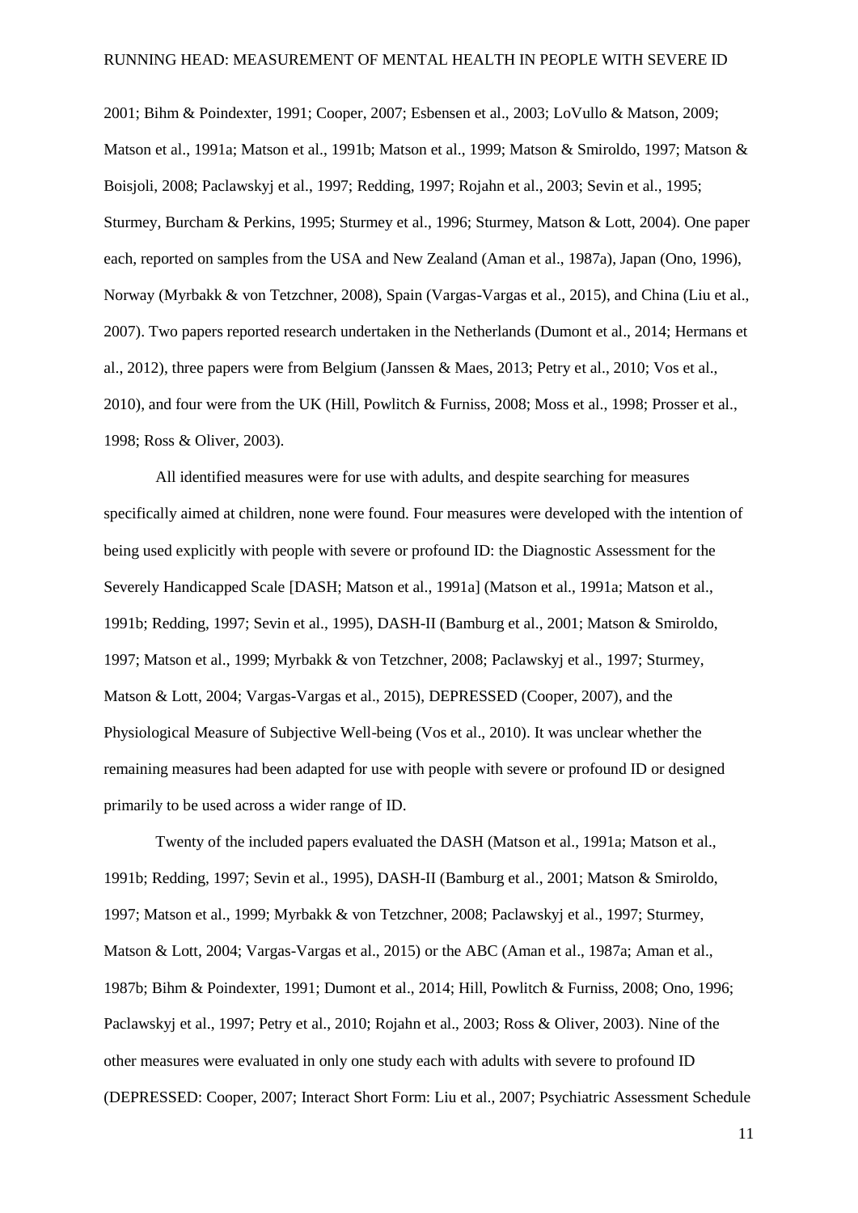2001; Bihm & Poindexter, 1991; Cooper, 2007; Esbensen et al., 2003; LoVullo & Matson, 2009; Matson et al., 1991a; Matson et al., 1991b; Matson et al., 1999; Matson & Smiroldo, 1997; Matson & Boisjoli, 2008; Paclawskyj et al., 1997; Redding, 1997; Rojahn et al., 2003; Sevin et al., 1995; Sturmey, Burcham & Perkins, 1995; Sturmey et al., 1996; Sturmey, Matson & Lott, 2004). One paper each, reported on samples from the USA and New Zealand (Aman et al., 1987a), Japan (Ono, 1996), Norway (Myrbakk & von Tetzchner, 2008), Spain (Vargas-Vargas et al., 2015), and China (Liu et al., 2007). Two papers reported research undertaken in the Netherlands (Dumont et al., 2014; Hermans et al., 2012), three papers were from Belgium (Janssen & Maes, 2013; Petry et al., 2010; Vos et al., 2010), and four were from the UK (Hill, Powlitch & Furniss, 2008; Moss et al., 1998; Prosser et al., 1998; Ross & Oliver, 2003).

All identified measures were for use with adults, and despite searching for measures specifically aimed at children, none were found. Four measures were developed with the intention of being used explicitly with people with severe or profound ID: the Diagnostic Assessment for the Severely Handicapped Scale [DASH; Matson et al., 1991a] (Matson et al., 1991a; Matson et al., 1991b; Redding, 1997; Sevin et al., 1995), DASH-II (Bamburg et al., 2001; Matson & Smiroldo, 1997; Matson et al., 1999; Myrbakk & von Tetzchner, 2008; Paclawskyj et al., 1997; Sturmey, Matson & Lott, 2004; Vargas-Vargas et al., 2015), DEPRESSED (Cooper, 2007), and the Physiological Measure of Subjective Well-being (Vos et al., 2010). It was unclear whether the remaining measures had been adapted for use with people with severe or profound ID or designed primarily to be used across a wider range of ID.

Twenty of the included papers evaluated the DASH (Matson et al., 1991a; Matson et al., 1991b; Redding, 1997; Sevin et al., 1995), DASH-II (Bamburg et al., 2001; Matson & Smiroldo, 1997; Matson et al., 1999; Myrbakk & von Tetzchner, 2008; Paclawskyj et al., 1997; Sturmey, Matson & Lott, 2004; Vargas-Vargas et al., 2015) or the ABC (Aman et al., 1987a; Aman et al., 1987b; Bihm & Poindexter, 1991; Dumont et al., 2014; Hill, Powlitch & Furniss, 2008; Ono, 1996; Paclawskyj et al., 1997; Petry et al., 2010; Rojahn et al., 2003; Ross & Oliver, 2003). Nine of the other measures were evaluated in only one study each with adults with severe to profound ID (DEPRESSED: Cooper, 2007; Interact Short Form: Liu et al., 2007; Psychiatric Assessment Schedule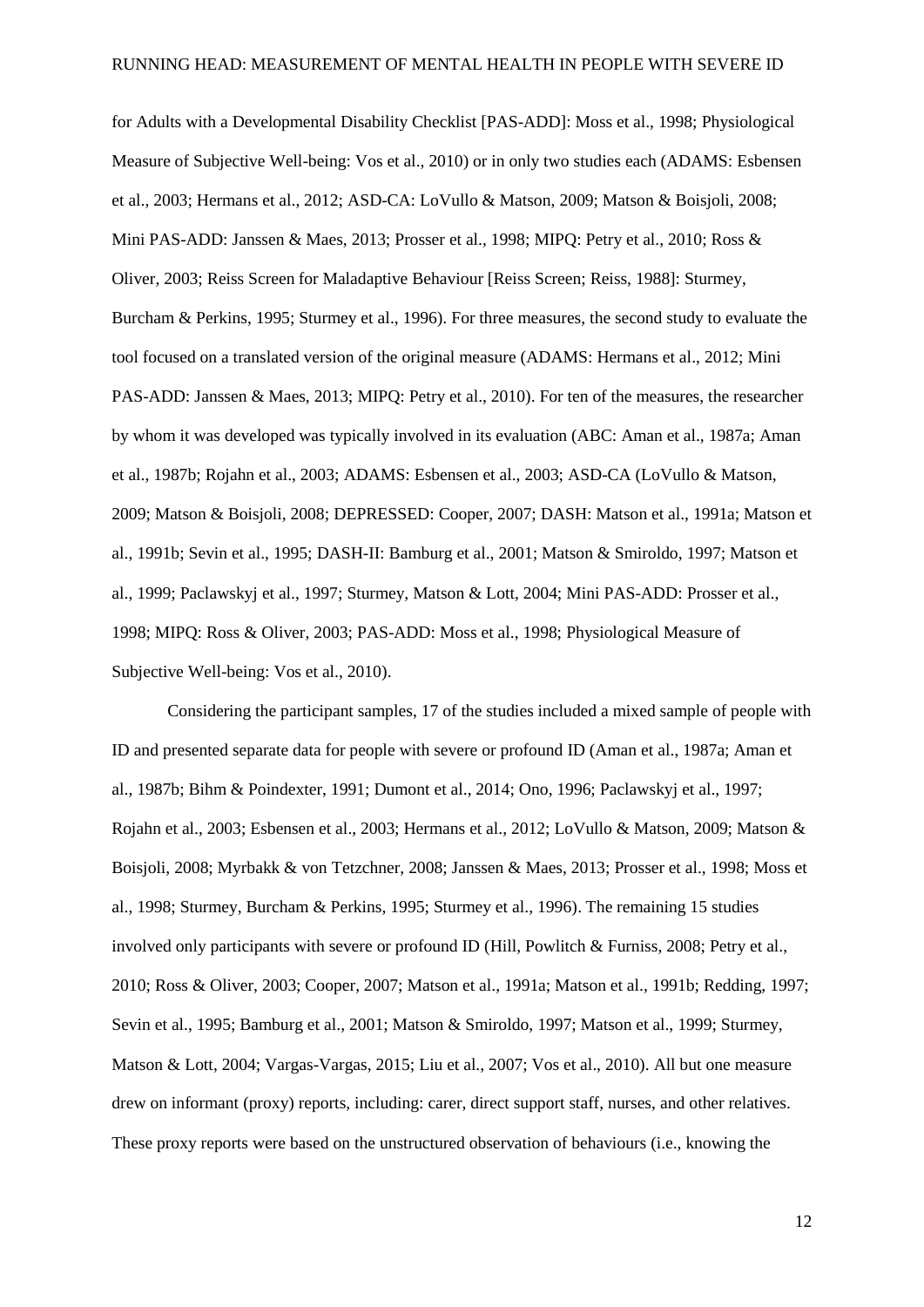for Adults with a Developmental Disability Checklist [PAS-ADD]: Moss et al., 1998; Physiological Measure of Subjective Well-being: Vos et al., 2010) or in only two studies each (ADAMS: Esbensen et al., 2003; Hermans et al., 2012; ASD-CA: LoVullo & Matson, 2009; Matson & Boisjoli, 2008; Mini PAS-ADD: Janssen & Maes, 2013; Prosser et al., 1998; MIPQ: Petry et al., 2010; Ross & Oliver, 2003; Reiss Screen for Maladaptive Behaviour [Reiss Screen; Reiss, 1988]: Sturmey, Burcham & Perkins, 1995; Sturmey et al., 1996). For three measures, the second study to evaluate the tool focused on a translated version of the original measure (ADAMS: Hermans et al., 2012; Mini PAS-ADD: Janssen & Maes, 2013; MIPQ: Petry et al., 2010). For ten of the measures, the researcher by whom it was developed was typically involved in its evaluation (ABC: Aman et al., 1987a; Aman et al., 1987b; Rojahn et al., 2003; ADAMS: Esbensen et al., 2003; ASD-CA (LoVullo & Matson, 2009; Matson & Boisjoli, 2008; DEPRESSED: Cooper, 2007; DASH: Matson et al., 1991a; Matson et al., 1991b; Sevin et al., 1995; DASH-II: Bamburg et al., 2001; Matson & Smiroldo, 1997; Matson et al., 1999; Paclawskyj et al., 1997; Sturmey, Matson & Lott, 2004; Mini PAS-ADD: Prosser et al., 1998; MIPQ: Ross & Oliver, 2003; PAS-ADD: Moss et al., 1998; Physiological Measure of Subjective Well-being: Vos et al., 2010).

Considering the participant samples, 17 of the studies included a mixed sample of people with ID and presented separate data for people with severe or profound ID (Aman et al., 1987a; Aman et al., 1987b; Bihm & Poindexter, 1991; Dumont et al., 2014; Ono, 1996; Paclawskyj et al., 1997; Rojahn et al., 2003; Esbensen et al., 2003; Hermans et al., 2012; LoVullo & Matson, 2009; Matson & Boisjoli, 2008; Myrbakk & von Tetzchner, 2008; Janssen & Maes, 2013; Prosser et al., 1998; Moss et al., 1998; Sturmey, Burcham & Perkins, 1995; Sturmey et al., 1996). The remaining 15 studies involved only participants with severe or profound ID (Hill, Powlitch & Furniss, 2008; Petry et al., 2010; Ross & Oliver, 2003; Cooper, 2007; Matson et al., 1991a; Matson et al., 1991b; Redding, 1997; Sevin et al., 1995; Bamburg et al., 2001; Matson & Smiroldo, 1997; Matson et al., 1999; Sturmey, Matson & Lott, 2004; Vargas-Vargas, 2015; Liu et al., 2007; Vos et al., 2010). All but one measure drew on informant (proxy) reports, including: carer, direct support staff, nurses, and other relatives. These proxy reports were based on the unstructured observation of behaviours (i.e., knowing the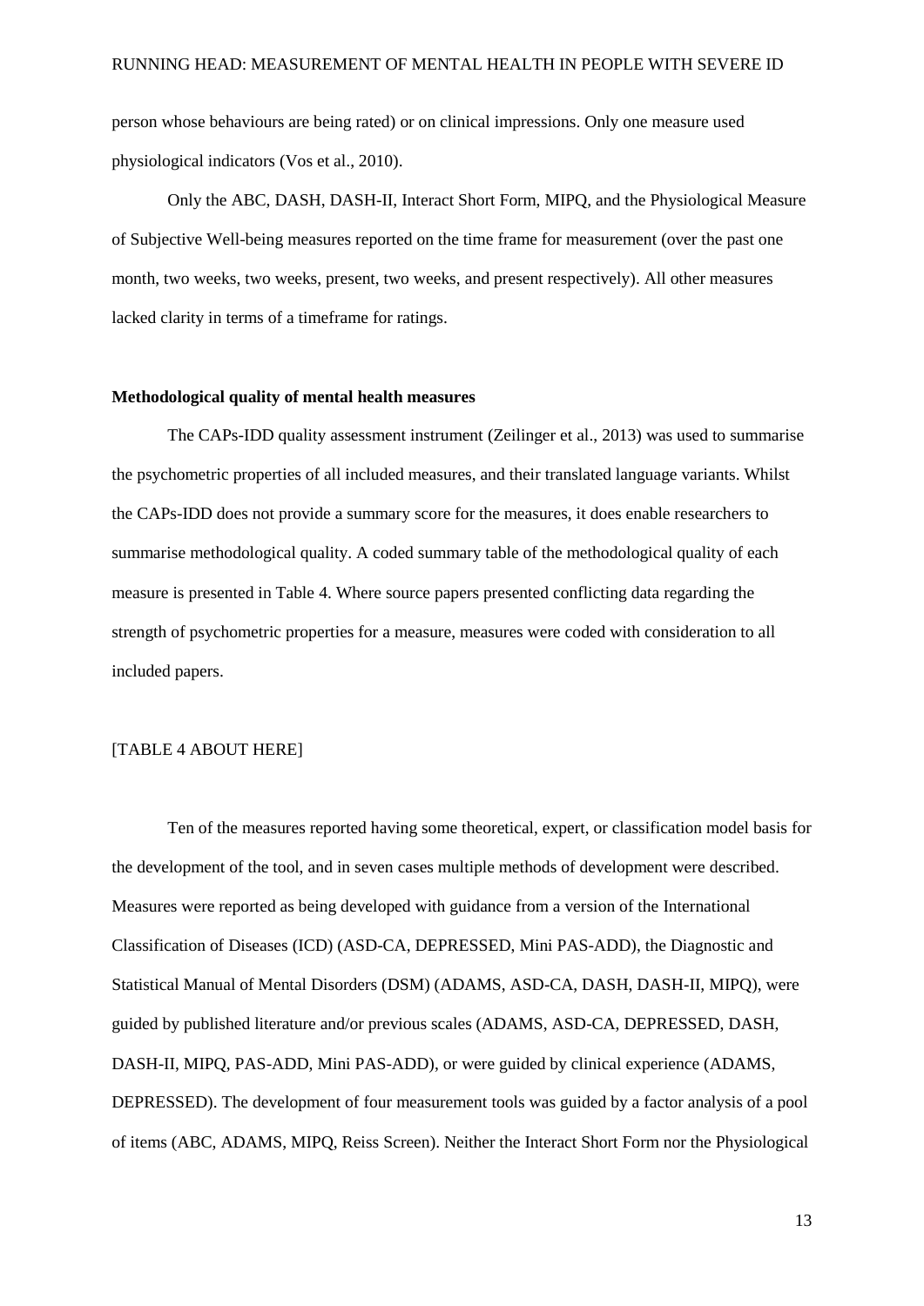person whose behaviours are being rated) or on clinical impressions. Only one measure used physiological indicators (Vos et al., 2010).

Only the ABC, DASH, DASH-II, Interact Short Form, MIPQ, and the Physiological Measure of Subjective Well-being measures reported on the time frame for measurement (over the past one month, two weeks, two weeks, present, two weeks, and present respectively). All other measures lacked clarity in terms of a timeframe for ratings.

**Methodological quality of mental health measures**

The CAPs-IDD quality assessment instrument (Zeilinger et al., 2013) was used to summarise the psychometric properties of all included measures, and their translated language variants. Whilst the CAPs-IDD does not provide a summary score for the measures, it does enable researchers to summarise methodological quality. A coded summary table of the methodological quality of each measure is presented in Table 4. Where source papers presented conflicting data regarding the strength of psychometric properties for a measure, measures were coded with consideration to all included papers.

[TABLE 4 ABOUT HERE]

Ten of the measures reported having some theoretical, expert, or classification model basis for the development of the tool, and in seven cases multiple methods of development were described. Measures were reported as being developed with guidance from a version of the International Classification of Diseases (ICD) (ASD-CA, DEPRESSED, Mini PAS-ADD), the Diagnostic and Statistical Manual of Mental Disorders (DSM) (ADAMS, ASD-CA, DASH, DASH-II, MIPQ), were guided by published literature and/or previous scales (ADAMS, ASD-CA, DEPRESSED, DASH, DASH-II, MIPQ, PAS-ADD, Mini PAS-ADD), or were guided by clinical experience (ADAMS, DEPRESSED). The development of four measurement tools was guided by a factor analysis of a pool of items (ABC, ADAMS, MIPQ, Reiss Screen). Neither the Interact Short Form nor the Physiological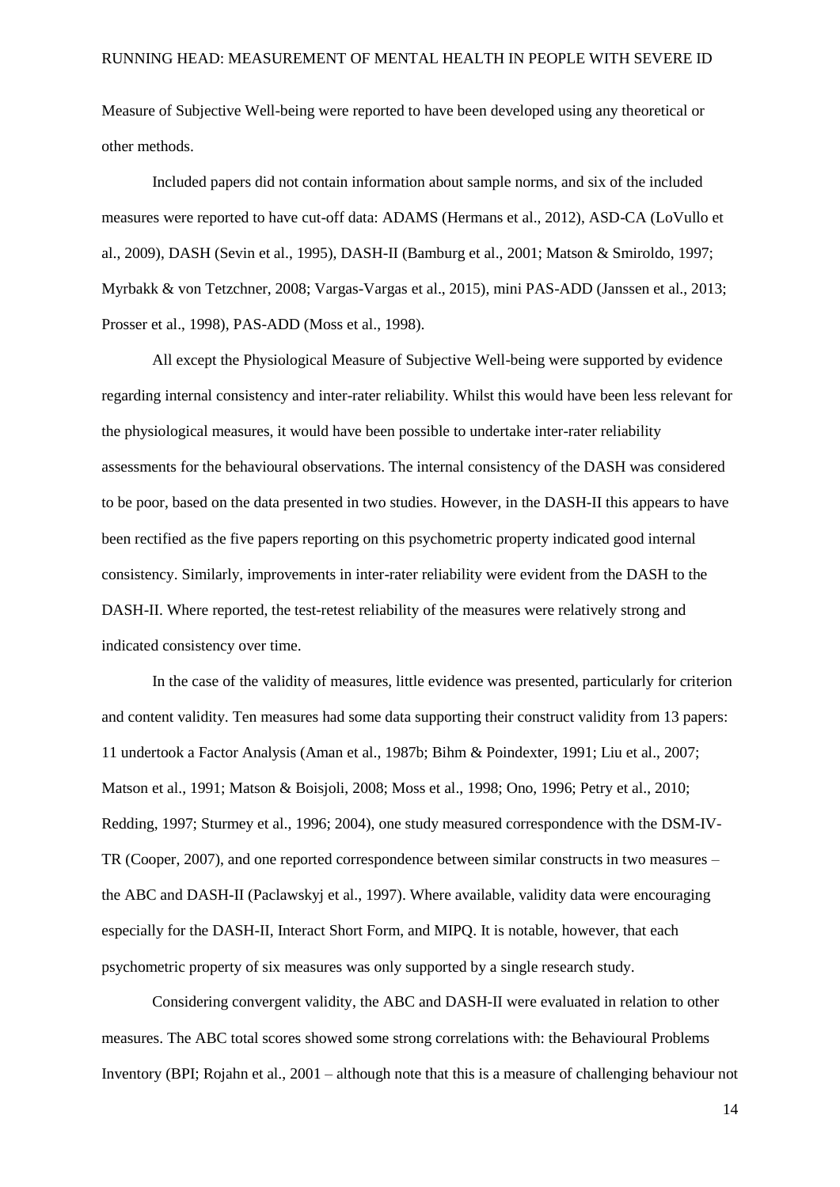Measure of Subjective Well-being were reported to have been developed using any theoretical or other methods.

Included papers did not contain information about sample norms, and six of the included measures were reported to have cut-off data: ADAMS (Hermans et al., 2012), ASD-CA (LoVullo et al., 2009), DASH (Sevin et al., 1995), DASH-II (Bamburg et al., 2001; Matson & Smiroldo, 1997; Myrbakk & von Tetzchner, 2008; Vargas-Vargas et al., 2015), mini PAS-ADD (Janssen et al., 2013; Prosser et al., 1998), PAS-ADD (Moss et al., 1998).

All except the Physiological Measure of Subjective Well-being were supported by evidence regarding internal consistency and inter-rater reliability. Whilst this would have been less relevant for the physiological measures, it would have been possible to undertake inter-rater reliability assessments for the behavioural observations. The internal consistency of the DASH was considered to be poor, based on the data presented in two studies. However, in the DASH-II this appears to have been rectified as the five papers reporting on this psychometric property indicated good internal consistency. Similarly, improvements in inter-rater reliability were evident from the DASH to the DASH-II. Where reported, the test-retest reliability of the measures were relatively strong and indicated consistency over time.

In the case of the validity of measures, little evidence was presented, particularly for criterion and content validity. Ten measures had some data supporting their construct validity from 13 papers: 11 undertook a Factor Analysis (Aman et al., 1987b; Bihm & Poindexter, 1991; Liu et al., 2007; Matson et al., 1991; Matson & Boisjoli, 2008; Moss et al., 1998; Ono, 1996; Petry et al., 2010; Redding, 1997; Sturmey et al., 1996; 2004), one study measured correspondence with the DSM-IV-TR (Cooper, 2007), and one reported correspondence between similar constructs in two measures – the ABC and DASH-II (Paclawskyj et al., 1997). Where available, validity data were encouraging especially for the DASH-II, Interact Short Form, and MIPQ. It is notable, however, that each psychometric property of six measures was only supported by a single research study.

Considering convergent validity, the ABC and DASH-II were evaluated in relation to other measures. The ABC total scores showed some strong correlations with: the Behavioural Problems Inventory (BPI; Rojahn et al., 2001 – although note that this is a measure of challenging behaviour not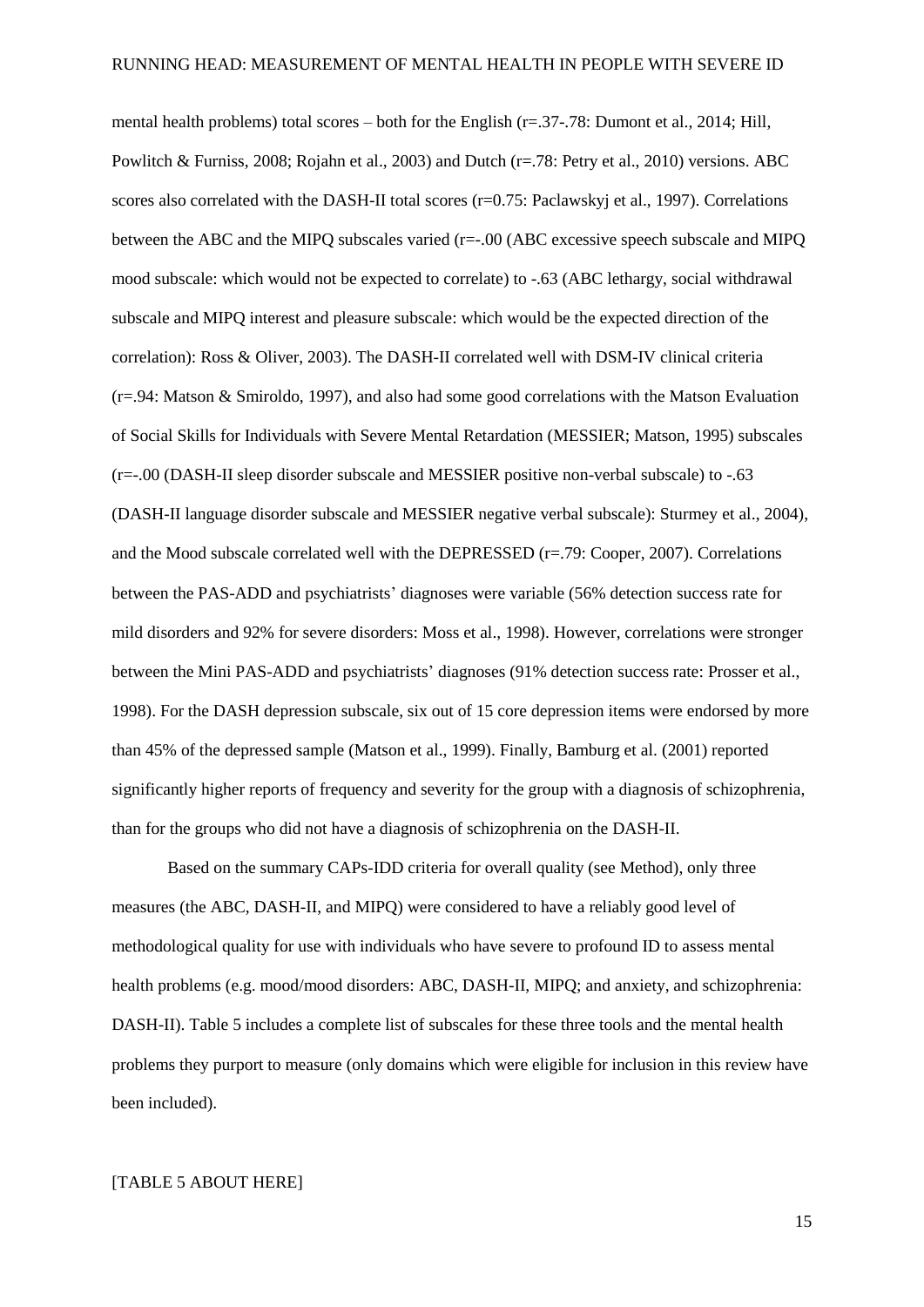mental health problems) total scores – both for the English (r=.37-.78: Dumont et al., 2014; Hill, Powlitch & Furniss, 2008; Rojahn et al., 2003) and Dutch (r=.78: Petry et al., 2010) versions. ABC scores also correlated with the DASH-II total scores (r=0.75: Paclawskyj et al., 1997). Correlations between the ABC and the MIPQ subscales varied (r=-.00 (ABC excessive speech subscale and MIPQ mood subscale: which would not be expected to correlate) to -.63 (ABC lethargy, social withdrawal subscale and MIPQ interest and pleasure subscale: which would be the expected direction of the correlation): Ross & Oliver, 2003). The DASH-II correlated well with DSM-IV clinical criteria (r=.94: Matson & Smiroldo, 1997), and also had some good correlations with the Matson Evaluation of Social Skills for Individuals with Severe Mental Retardation (MESSIER; Matson, 1995) subscales (r=-.00 (DASH-II sleep disorder subscale and MESSIER positive non-verbal subscale) to -.63 (DASH-II language disorder subscale and MESSIER negative verbal subscale): Sturmey et al., 2004), and the Mood subscale correlated well with the DEPRESSED (r=.79: Cooper, 2007). Correlations between the PAS-ADD and psychiatrists' diagnoses were variable (56% detection success rate for mild disorders and 92% for severe disorders: Moss et al., 1998). However, correlations were stronger between the Mini PAS-ADD and psychiatrists' diagnoses (91% detection success rate: Prosser et al., 1998). For the DASH depression subscale, six out of 15 core depression items were endorsed by more than 45% of the depressed sample (Matson et al., 1999). Finally, Bamburg et al. (2001) reported significantly higher reports of frequency and severity for the group with a diagnosis of schizophrenia, than for the groups who did not have a diagnosis of schizophrenia on the DASH-II.

Based on the summary CAPs-IDD criteria for overall quality (see Method), only three measures (the ABC, DASH-II, and MIPQ) were considered to have a reliably good level of methodological quality for use with individuals who have severe to profound ID to assess mental health problems (e.g. mood/mood disorders: ABC, DASH-II, MIPQ; and anxiety, and schizophrenia: DASH-II). Table 5 includes a complete list of subscales for these three tools and the mental health problems they purport to measure (only domains which were eligible for inclusion in this review have been included).

[TABLE 5 ABOUT HERE]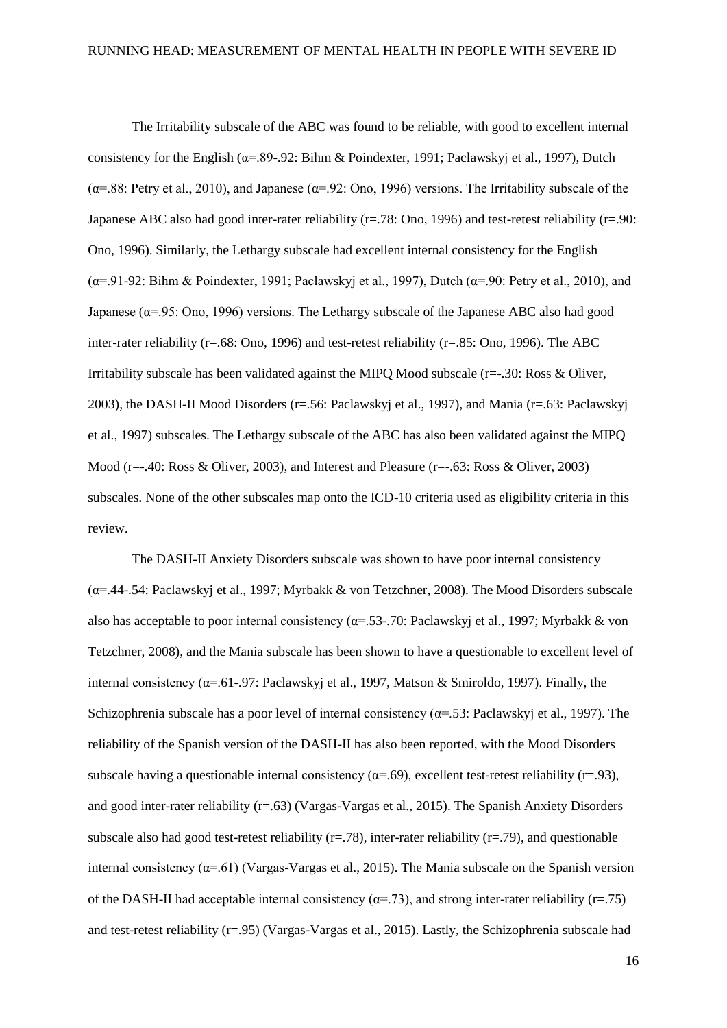The Irritability subscale of the ABC was found to be reliable, with good to excellent internal consistency for the English (α=.89-.92: Bihm & Poindexter, 1991; Paclawskyj et al., 1997), Dutch (α=.88: Petry et al., 2010), and Japanese (α=.92: Ono, 1996) versions. The Irritability subscale of the Japanese ABC also had good inter-rater reliability (r=.78: Ono, 1996) and test-retest reliability (r=.90: Ono, 1996). Similarly, the Lethargy subscale had excellent internal consistency for the English (α=.91-92: Bihm & Poindexter, 1991; Paclawskyj et al., 1997), Dutch (α=.90: Petry et al., 2010), and Japanese (α=.95: Ono, 1996) versions. The Lethargy subscale of the Japanese ABC also had good inter-rater reliability (r=.68: Ono, 1996) and test-retest reliability (r=.85: Ono, 1996). The ABC Irritability subscale has been validated against the MIPQ Mood subscale (r=-.30: Ross & Oliver, 2003), the DASH-II Mood Disorders (r=.56: Paclawskyj et al., 1997), and Mania (r=.63: Paclawskyj et al., 1997) subscales. The Lethargy subscale of the ABC has also been validated against the MIPQ Mood (r=-.40: Ross & Oliver, 2003), and Interest and Pleasure (r=-.63: Ross & Oliver, 2003) subscales. None of the other subscales map onto the ICD-10 criteria used as eligibility criteria in this review.

The DASH-II Anxiety Disorders subscale was shown to have poor internal consistency (α=.44-.54: Paclawskyj et al., 1997; Myrbakk & von Tetzchner, 2008). The Mood Disorders subscale also has acceptable to poor internal consistency (α=.53-.70: Paclawskyj et al., 1997; Myrbakk & von Tetzchner, 2008), and the Mania subscale has been shown to have a questionable to excellent level of internal consistency (α=.61-.97: Paclawskyj et al., 1997, Matson & Smiroldo, 1997). Finally, the Schizophrenia subscale has a poor level of internal consistency (α=.53: Paclawskyj et al., 1997). The reliability of the Spanish version of the DASH-II has also been reported, with the Mood Disorders subscale having a questionable internal consistency (α=.69), excellent test-retest reliability (r=.93), and good inter-rater reliability (r=.63) (Vargas-Vargas et al., 2015). The Spanish Anxiety Disorders subscale also had good test-retest reliability (r=.78), inter-rater reliability (r=.79), and questionable internal consistency (α=.61) (Vargas-Vargas et al., 2015). The Mania subscale on the Spanish version of the DASH-II had acceptable internal consistency (α=.73), and strong inter-rater reliability (r=.75) and test-retest reliability (r=.95) (Vargas-Vargas et al., 2015). Lastly, the Schizophrenia subscale had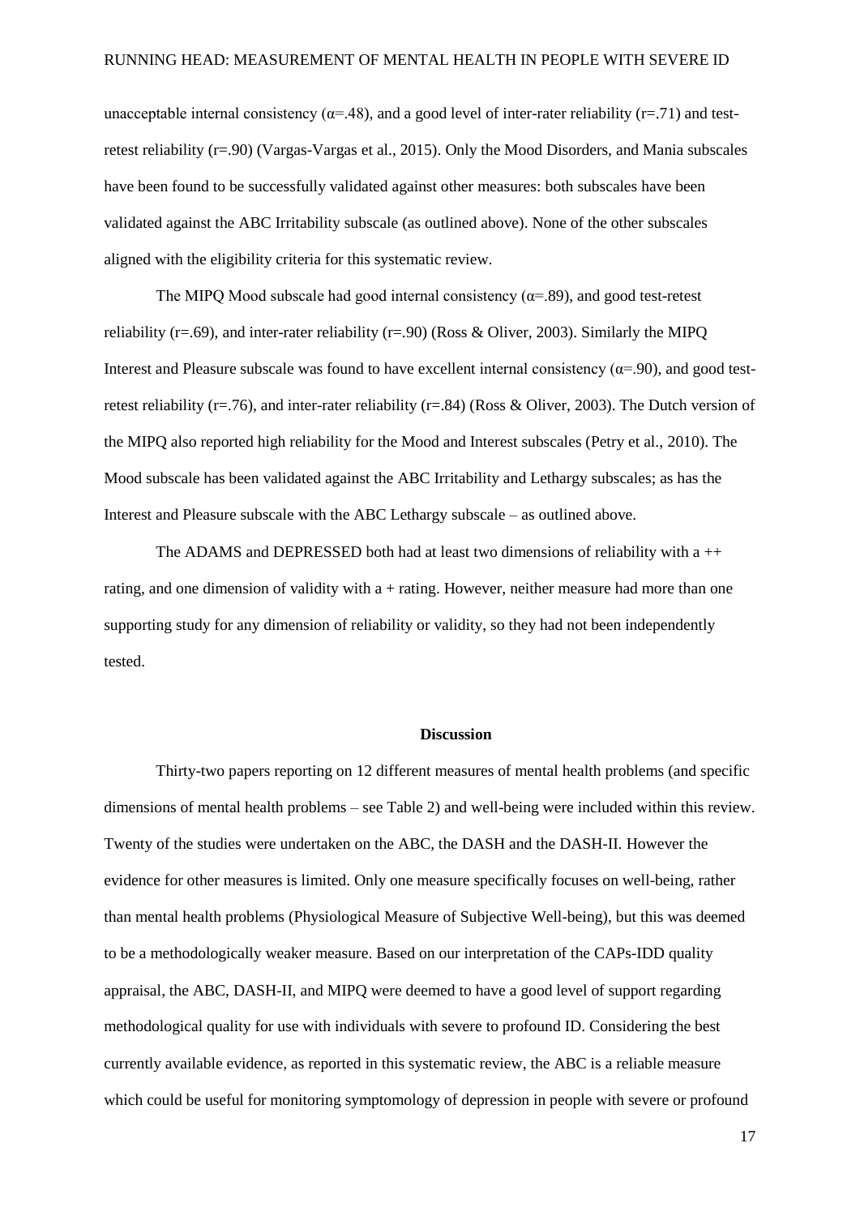unacceptable internal consistency ($\alpha$=.48), and a good level of inter-rater reliability (r=.71) and test-retest reliability (r=.90) (Vargas-Vargas et al., 2015). Only the Mood Disorders, and Mania subscales have been found to be successfully validated against other measures: both subscales have been validated against the ABC Irritability subscale (as outlined above). None of the other subscales aligned with the eligibility criteria for this systematic review.

The MIPQ Mood subscale had good internal consistency ($\alpha$=.89), and good test-retest reliability (r=.69), and inter-rater reliability (r=.90) (Ross & Oliver, 2003). Similarly the MIPQ Interest and Pleasure subscale was found to have excellent internal consistency ($\alpha$=.90), and good test-retest reliability (r=.76), and inter-rater reliability (r=.84) (Ross & Oliver, 2003). The Dutch version of the MIPQ also reported high reliability for the Mood and Interest subscales (Petry et al., 2010). The Mood subscale has been validated against the ABC Irritability and Lethargy subscales; as has the Interest and Pleasure subscale with the ABC Lethargy subscale – as outlined above.

The ADAMS and DEPRESSED both had at least two dimensions of reliability with a ++ rating, and one dimension of validity with a + rating. However, neither measure had more than one supporting study for any dimension of reliability or validity, so they had not been independently tested.

## Discussion

Thirty-two papers reporting on 12 different measures of mental health problems (and specific dimensions of mental health problems – see Table 2) and well-being were included within this review. Twenty of the studies were undertaken on the ABC, the DASH and the DASH-II. However the evidence for other measures is limited. Only one measure specifically focuses on well-being, rather than mental health problems (Physiological Measure of Subjective Well-being), but this was deemed to be a methodologically weaker measure. Based on our interpretation of the CAPs-IDD quality appraisal, the ABC, DASH-II, and MIPQ were deemed to have a good level of support regarding methodological quality for use with individuals with severe to profound ID. Considering the best currently available evidence, as reported in this systematic review, the ABC is a reliable measure which could be useful for monitoring symptomology of depression in people with severe or profound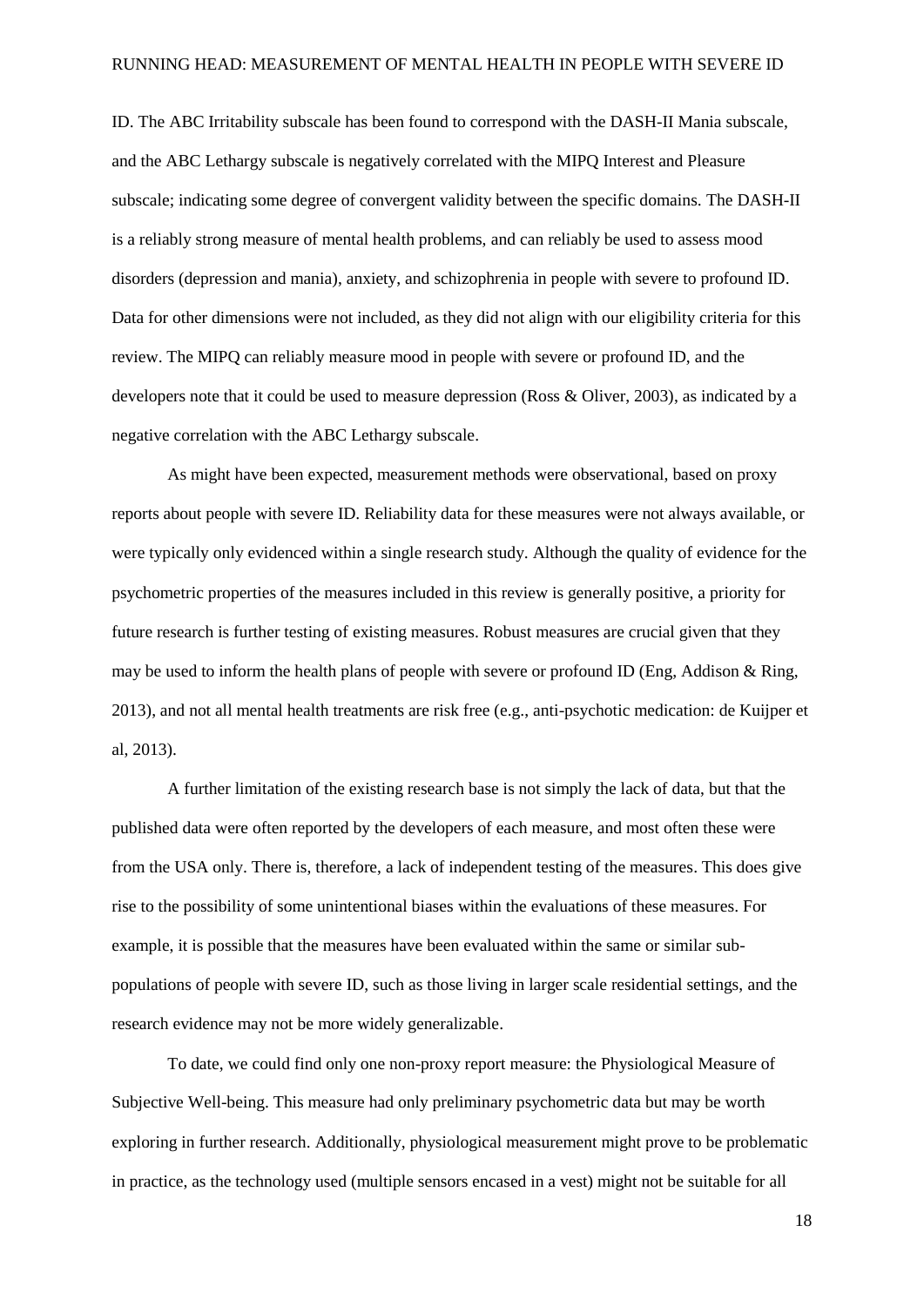ID. The ABC Irritability subscale has been found to correspond with the DASH-II Mania subscale, and the ABC Lethargy subscale is negatively correlated with the MIPQ Interest and Pleasure subscale; indicating some degree of convergent validity between the specific domains. The DASH-II is a reliably strong measure of mental health problems, and can reliably be used to assess mood disorders (depression and mania), anxiety, and schizophrenia in people with severe to profound ID. Data for other dimensions were not included, as they did not align with our eligibility criteria for this review. The MIPQ can reliably measure mood in people with severe or profound ID, and the developers note that it could be used to measure depression (Ross & Oliver, 2003), as indicated by a negative correlation with the ABC Lethargy subscale.

As might have been expected, measurement methods were observational, based on proxy reports about people with severe ID. Reliability data for these measures were not always available, or were typically only evidenced within a single research study. Although the quality of evidence for the psychometric properties of the measures included in this review is generally positive, a priority for future research is further testing of existing measures. Robust measures are crucial given that they may be used to inform the health plans of people with severe or profound ID (Eng, Addison & Ring, 2013), and not all mental health treatments are risk free (e.g., anti-psychotic medication: de Kuijper et al, 2013).

A further limitation of the existing research base is not simply the lack of data, but that the published data were often reported by the developers of each measure, and most often these were from the USA only. There is, therefore, a lack of independent testing of the measures. This does give rise to the possibility of some unintentional biases within the evaluations of these measures. For example, it is possible that the measures have been evaluated within the same or similar sub-populations of people with severe ID, such as those living in larger scale residential settings, and the research evidence may not be more widely generalizable.

To date, we could find only one non-proxy report measure: the Physiological Measure of Subjective Well-being. This measure had only preliminary psychometric data but may be worth exploring in further research. Additionally, physiological measurement might prove to be problematic in practice, as the technology used (multiple sensors encased in a vest) might not be suitable for all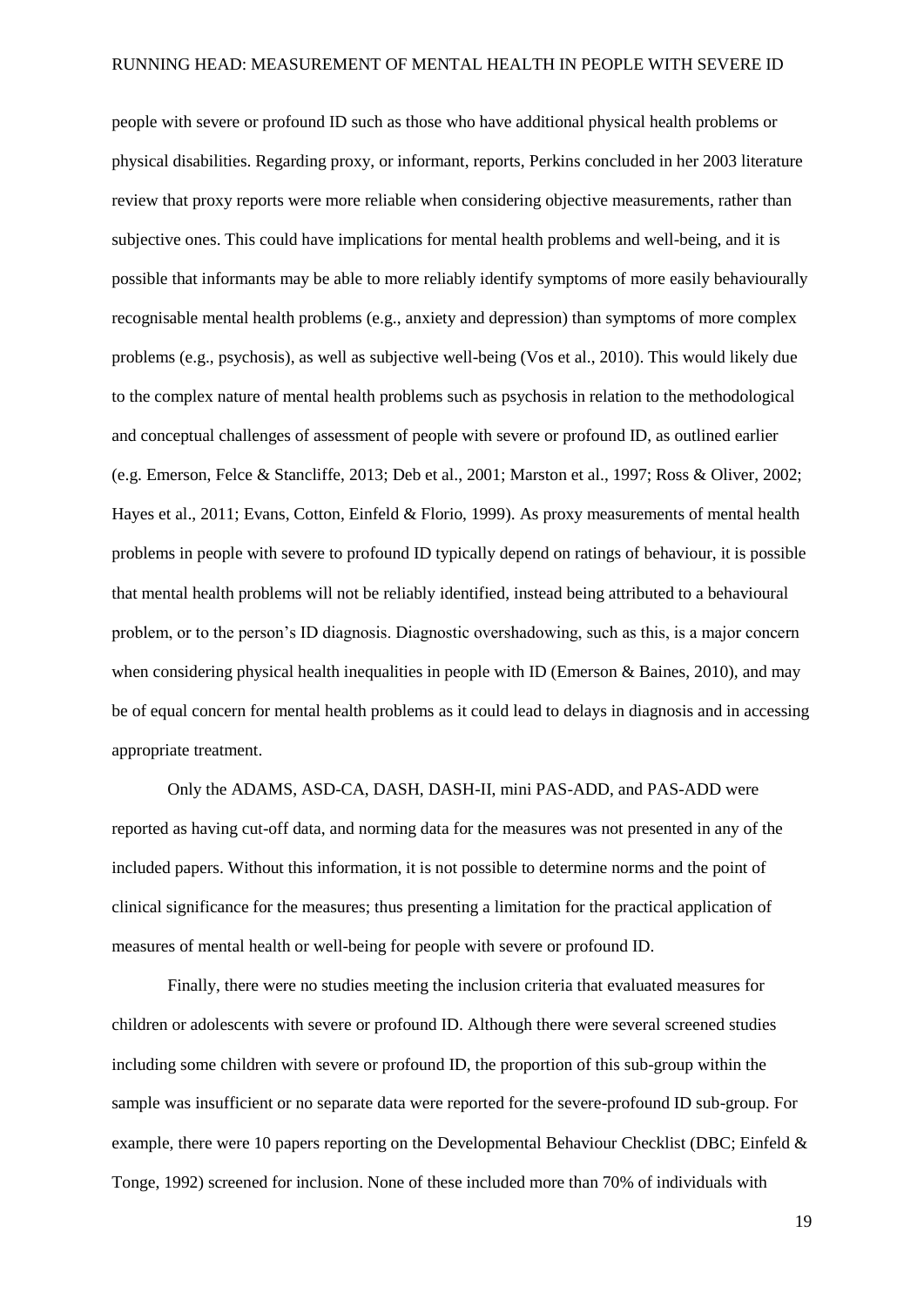people with severe or profound ID such as those who have additional physical health problems or physical disabilities. Regarding proxy, or informant, reports, Perkins concluded in her 2003 literature review that proxy reports were more reliable when considering objective measurements, rather than subjective ones. This could have implications for mental health problems and well-being, and it is possible that informants may be able to more reliably identify symptoms of more easily behaviourally recognisable mental health problems (e.g., anxiety and depression) than symptoms of more complex problems (e.g., psychosis), as well as subjective well-being (Vos et al., 2010). This would likely due to the complex nature of mental health problems such as psychosis in relation to the methodological and conceptual challenges of assessment of people with severe or profound ID, as outlined earlier (e.g. Emerson, Felce & Stancliffe, 2013; Deb et al., 2001; Marston et al., 1997; Ross & Oliver, 2002; Hayes et al., 2011; Evans, Cotton, Einfeld & Florio, 1999). As proxy measurements of mental health problems in people with severe to profound ID typically depend on ratings of behaviour, it is possible that mental health problems will not be reliably identified, instead being attributed to a behavioural problem, or to the person's ID diagnosis. Diagnostic overshadowing, such as this, is a major concern when considering physical health inequalities in people with ID (Emerson & Baines, 2010), and may be of equal concern for mental health problems as it could lead to delays in diagnosis and in accessing appropriate treatment.

Only the ADAMS, ASD-CA, DASH, DASH-II, mini PAS-ADD, and PAS-ADD were reported as having cut-off data, and norming data for the measures was not presented in any of the included papers. Without this information, it is not possible to determine norms and the point of clinical significance for the measures; thus presenting a limitation for the practical application of measures of mental health or well-being for people with severe or profound ID.

Finally, there were no studies meeting the inclusion criteria that evaluated measures for children or adolescents with severe or profound ID. Although there were several screened studies including some children with severe or profound ID, the proportion of this sub-group within the sample was insufficient or no separate data were reported for the severe-profound ID sub-group. For example, there were 10 papers reporting on the Developmental Behaviour Checklist (DBC; Einfeld & Tonge, 1992) screened for inclusion. None of these included more than 70% of individuals with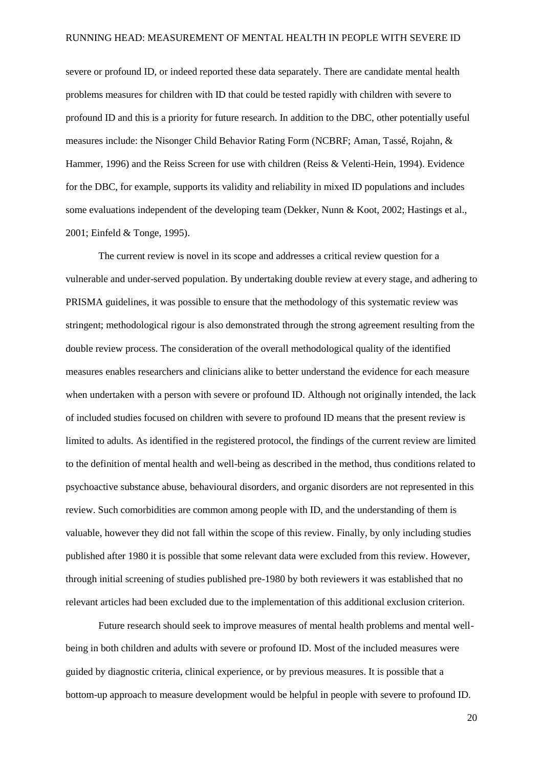severe or profound ID, or indeed reported these data separately. There are candidate mental health problems measures for children with ID that could be tested rapidly with children with severe to profound ID and this is a priority for future research. In addition to the DBC, other potentially useful measures include: the Nisonger Child Behavior Rating Form (NCBRF; Aman, Tassé, Rojahn, & Hammer, 1996) and the Reiss Screen for use with children (Reiss & Velenti-Hein, 1994). Evidence for the DBC, for example, supports its validity and reliability in mixed ID populations and includes some evaluations independent of the developing team (Dekker, Nunn & Koot, 2002; Hastings et al., 2001; Einfeld & Tonge, 1995).

The current review is novel in its scope and addresses a critical review question for a vulnerable and under-served population. By undertaking double review at every stage, and adhering to PRISMA guidelines, it was possible to ensure that the methodology of this systematic review was stringent; methodological rigour is also demonstrated through the strong agreement resulting from the double review process. The consideration of the overall methodological quality of the identified measures enables researchers and clinicians alike to better understand the evidence for each measure when undertaken with a person with severe or profound ID. Although not originally intended, the lack of included studies focused on children with severe to profound ID means that the present review is limited to adults. As identified in the registered protocol, the findings of the current review are limited to the definition of mental health and well-being as described in the method, thus conditions related to psychoactive substance abuse, behavioural disorders, and organic disorders are not represented in this review. Such comorbidities are common among people with ID, and the understanding of them is valuable, however they did not fall within the scope of this review. Finally, by only including studies published after 1980 it is possible that some relevant data were excluded from this review. However, through initial screening of studies published pre-1980 by both reviewers it was established that no relevant articles had been excluded due to the implementation of this additional exclusion criterion.

Future research should seek to improve measures of mental health problems and mental well-being in both children and adults with severe or profound ID. Most of the included measures were guided by diagnostic criteria, clinical experience, or by previous measures. It is possible that a bottom-up approach to measure development would be helpful in people with severe to profound ID.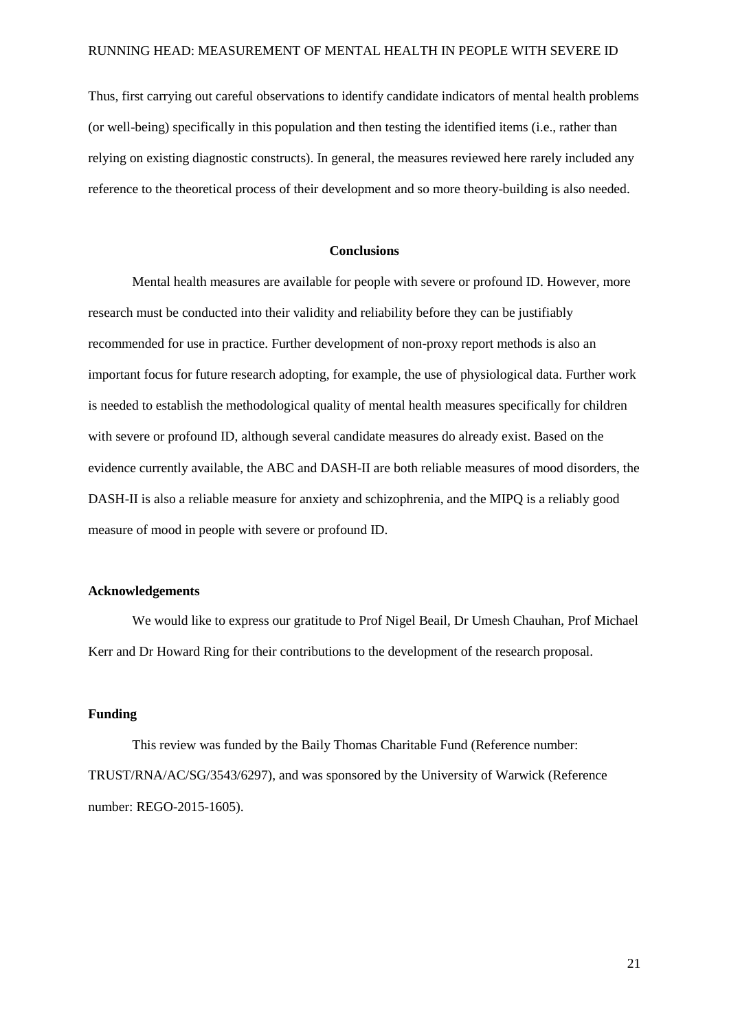Thus, first carrying out careful observations to identify candidate indicators of mental health problems (or well-being) specifically in this population and then testing the identified items (i.e., rather than relying on existing diagnostic constructs). In general, the measures reviewed here rarely included any reference to the theoretical process of their development and so more theory-building is also needed.

## Conclusions

Mental health measures are available for people with severe or profound ID. However, more research must be conducted into their validity and reliability before they can be justifiably recommended for use in practice. Further development of non-proxy report methods is also an important focus for future research adopting, for example, the use of physiological data. Further work is needed to establish the methodological quality of mental health measures specifically for children with severe or profound ID, although several candidate measures do already exist. Based on the evidence currently available, the ABC and DASH-II are both reliable measures of mood disorders, the DASH-II is also a reliable measure for anxiety and schizophrenia, and the MIPQ is a reliably good measure of mood in people with severe or profound ID.

### Acknowledgements

We would like to express our gratitude to Prof Nigel Beail, Dr Umesh Chauhan, Prof Michael Kerr and Dr Howard Ring for their contributions to the development of the research proposal.

### Funding

This review was funded by the Baily Thomas Charitable Fund (Reference number: TRUST/RNA/AC/SG/3543/6297), and was sponsored by the University of Warwick (Reference number: REGO-2015-1605).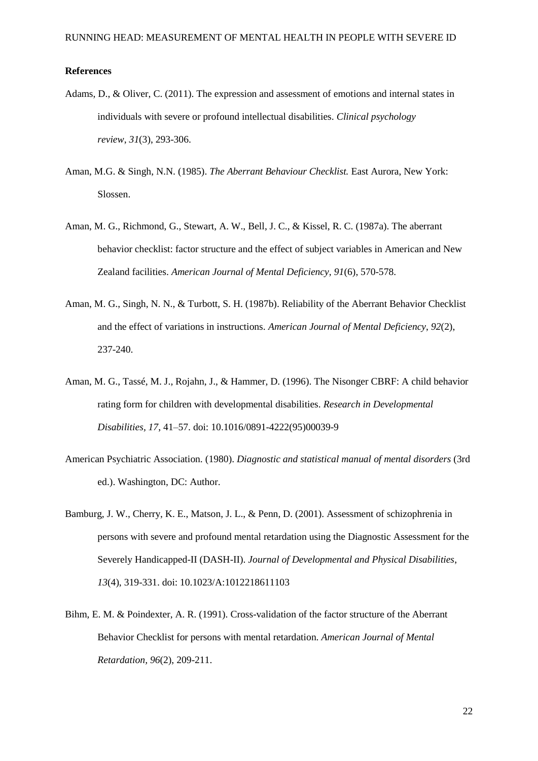**References**

Adams, D., & Oliver, C. (2011). The expression and assessment of emotions and internal states in individuals with severe or profound intellectual disabilities. *Clinical psychology review*, *31*(3), 293-306.

Aman, M.G. & Singh, N.N. (1985). *The Aberrant Behaviour Checklist.* East Aurora, New York: Slossen.

Aman, M. G., Richmond, G., Stewart, A. W., Bell, J. C., & Kissel, R. C. (1987a). The aberrant behavior checklist: factor structure and the effect of subject variables in American and New Zealand facilities. *American Journal of Mental Deficiency, 91*(6), 570-578.

Aman, M. G., Singh, N. N., & Turbott, S. H. (1987b). Reliability of the Aberrant Behavior Checklist and the effect of variations in instructions. *American Journal of Mental Deficiency*, *92*(2), 237-240.

Aman, M. G., Tassé, M. J., Rojahn, J., & Hammer, D. (1996). The Nisonger CBRF: A child behavior rating form for children with developmental disabilities. *Research in Developmental Disabilities*, *17*, 41–57. doi: 10.1016/0891-4222(95)00039-9

American Psychiatric Association. (1980). *Diagnostic and statistical manual of mental disorders* (3rd ed.). Washington, DC: Author.

Bamburg, J. W., Cherry, K. E., Matson, J. L., & Penn, D. (2001). Assessment of schizophrenia in persons with severe and profound mental retardation using the Diagnostic Assessment for the Severely Handicapped-II (DASH-II). *Journal of Developmental and Physical Disabilities*, *13*(4), 319-331. doi: 10.1023/A:1012218611103

Bihm, E. M. & Poindexter, A. R. (1991). Cross-validation of the factor structure of the Aberrant Behavior Checklist for persons with mental retardation. *American Journal of Mental Retardation, 96*(2), 209-211.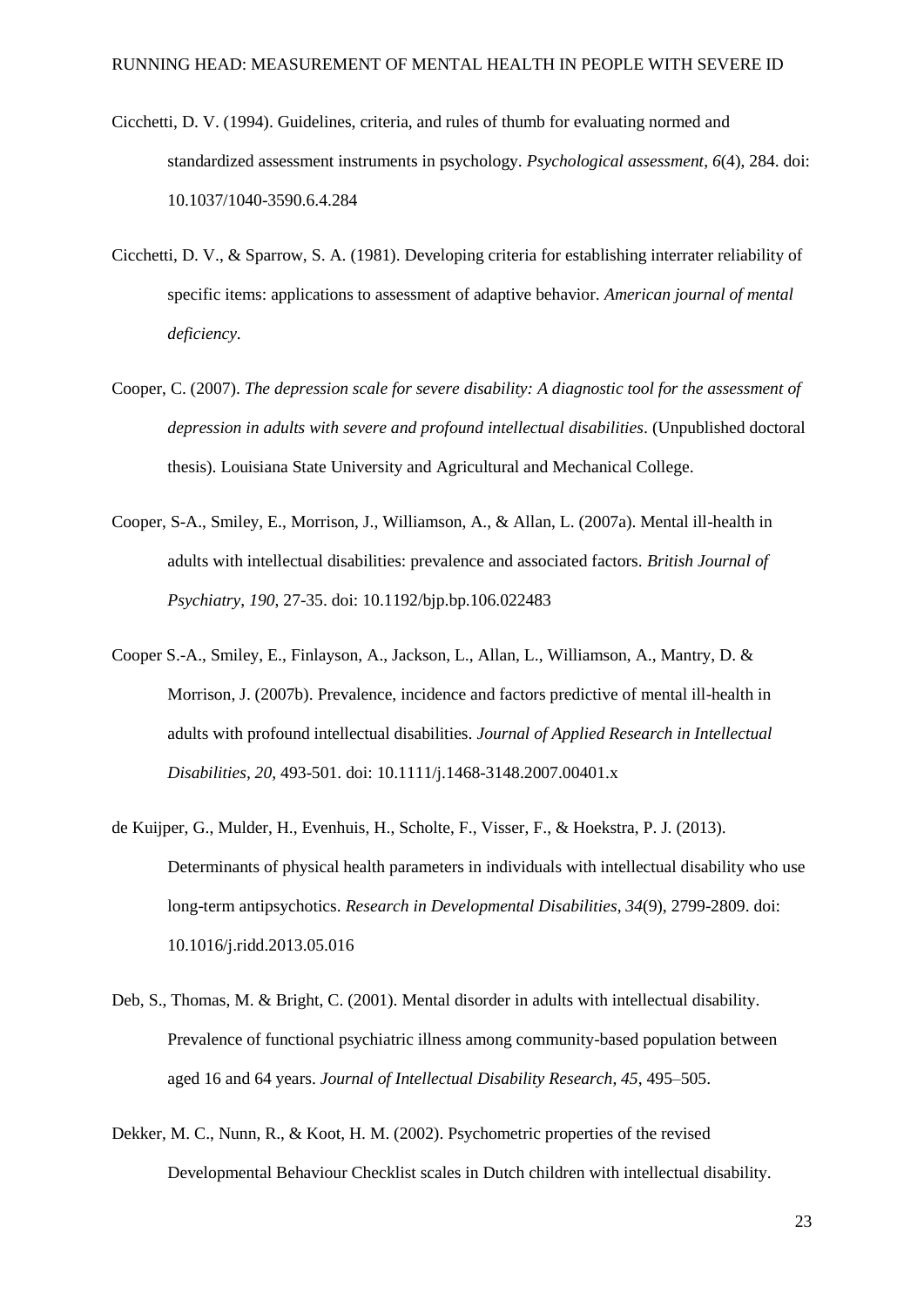Cicchetti, D. V. (1994). Guidelines, criteria, and rules of thumb for evaluating normed and standardized assessment instruments in psychology. *Psychological assessment*, *6*(4), 284. doi: 10.1037/1040-3590.6.4.284

Cicchetti, D. V., & Sparrow, S. A. (1981). Developing criteria for establishing interrater reliability of specific items: applications to assessment of adaptive behavior. *American journal of mental deficiency*.

Cooper, C. (2007). *The depression scale for severe disability: A diagnostic tool for the assessment of depression in adults with severe and profound intellectual disabilities*. (Unpublished doctoral thesis). Louisiana State University and Agricultural and Mechanical College.

Cooper, S-A., Smiley, E., Morrison, J., Williamson, A., & Allan, L. (2007a). Mental ill-health in adults with intellectual disabilities: prevalence and associated factors. *British Journal of Psychiatry*, *190*, 27-35. doi: 10.1192/bjp.bp.106.022483

Cooper S.-A., Smiley, E., Finlayson, A., Jackson, L., Allan, L., Williamson, A., Mantry, D. & Morrison, J. (2007b). Prevalence, incidence and factors predictive of mental ill-health in adults with profound intellectual disabilities. *Journal of Applied Research in Intellectual Disabilities, 20*, 493-501. doi: 10.1111/j.1468-3148.2007.00401.x

de Kuijper, G., Mulder, H., Evenhuis, H., Scholte, F., Visser, F., & Hoekstra, P. J. (2013). Determinants of physical health parameters in individuals with intellectual disability who use long-term antipsychotics. *Research in Developmental Disabilities*, *34*(9), 2799-2809. doi: 10.1016/j.ridd.2013.05.016

Deb, S., Thomas, M. & Bright, C. (2001). Mental disorder in adults with intellectual disability. Prevalence of functional psychiatric illness among community-based population between aged 16 and 64 years. *Journal of Intellectual Disability Research, 45*, 495–505.

Dekker, M. C., Nunn, R., & Koot, H. M. (2002). Psychometric properties of the revised Developmental Behaviour Checklist scales in Dutch children with intellectual disability.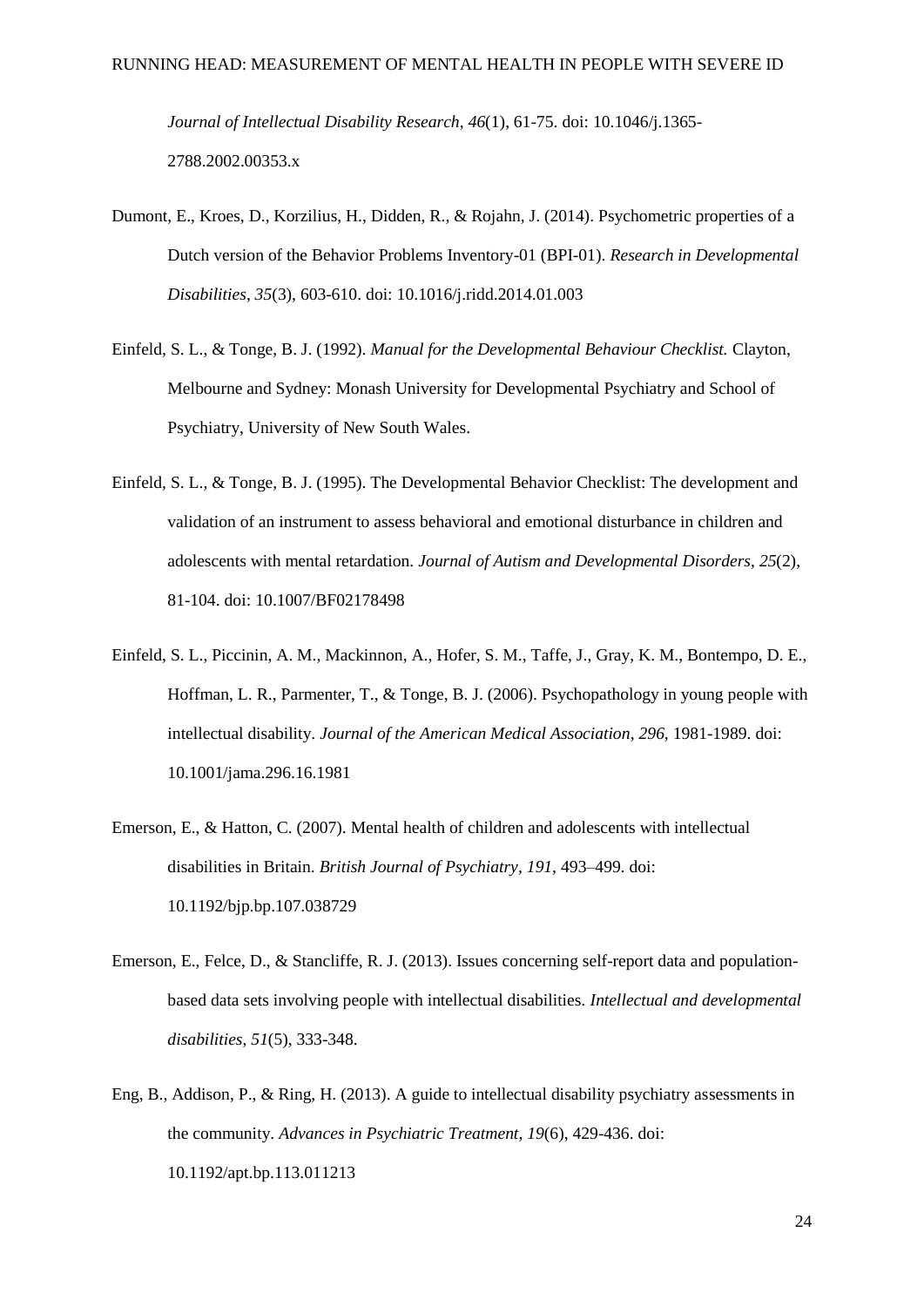*Journal of Intellectual Disability Research*, *46*(1), 61-75. doi: 10.1046/j.1365-2788.2002.00353.x

Dumont, E., Kroes, D., Korzilius, H., Didden, R., & Rojahn, J. (2014). Psychometric properties of a Dutch version of the Behavior Problems Inventory-01 (BPI-01). *Research in Developmental Disabilities*, *35*(3), 603-610. doi: 10.1016/j.ridd.2014.01.003

Einfeld, S. L., & Tonge, B. J. (1992). *Manual for the Developmental Behaviour Checklist.* Clayton, Melbourne and Sydney: Monash University for Developmental Psychiatry and School of Psychiatry, University of New South Wales.

Einfeld, S. L., & Tonge, B. J. (1995). The Developmental Behavior Checklist: The development and validation of an instrument to assess behavioral and emotional disturbance in children and adolescents with mental retardation. *Journal of Autism and Developmental Disorders*, *25*(2), 81-104. doi: 10.1007/BF02178498

Einfeld, S. L., Piccinin, A. M., Mackinnon, A., Hofer, S. M., Taffe, J., Gray, K. M., Bontempo, D. E., Hoffman, L. R., Parmenter, T., & Tonge, B. J. (2006). Psychopathology in young people with intellectual disability. *Journal of the American Medical Association*, *296*, 1981-1989. doi: 10.1001/jama.296.16.1981

Emerson, E., & Hatton, C. (2007). Mental health of children and adolescents with intellectual disabilities in Britain. *British Journal of Psychiatry, 191,* 493–499. doi: 10.1192/bjp.bp.107.038729

Emerson, E., Felce, D., & Stancliffe, R. J. (2013). Issues concerning self-report data and population-based data sets involving people with intellectual disabilities. *Intellectual and developmental disabilities*, *51*(5), 333-348.

Eng, B., Addison, P., & Ring, H. (2013). A guide to intellectual disability psychiatry assessments in the community. *Advances in Psychiatric Treatment*, *19*(6), 429-436. doi: 10.1192/apt.bp.113.011213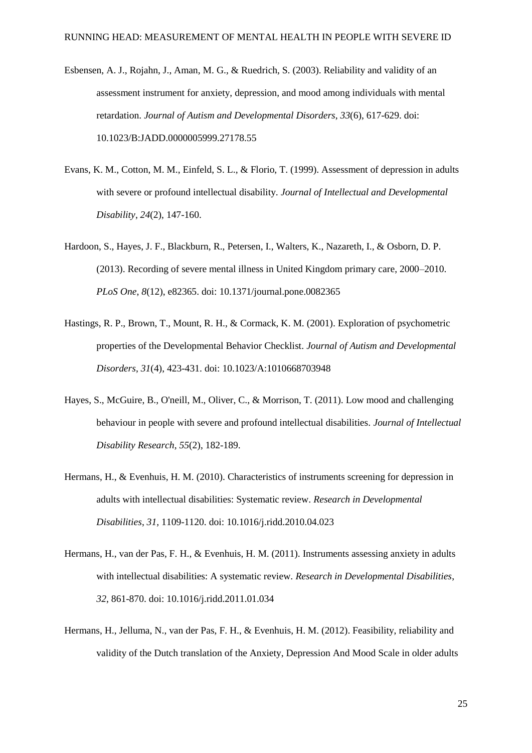Esbensen, A. J., Rojahn, J., Aman, M. G., & Ruedrich, S. (2003). Reliability and validity of an assessment instrument for anxiety, depression, and mood among individuals with mental retardation. *Journal of Autism and Developmental Disorders*, *33*(6), 617-629. doi: 10.1023/B:JADD.0000005999.27178.55

Evans, K. M., Cotton, M. M., Einfeld, S. L., & Florio, T. (1999). Assessment of depression in adults with severe or profound intellectual disability. *Journal of Intellectual and Developmental Disability*, *24*(2), 147-160.

Hardoon, S., Hayes, J. F., Blackburn, R., Petersen, I., Walters, K., Nazareth, I., & Osborn, D. P. (2013). Recording of severe mental illness in United Kingdom primary care, 2000–2010. *PLoS One*, *8*(12), e82365. doi: 10.1371/journal.pone.0082365

Hastings, R. P., Brown, T., Mount, R. H., & Cormack, K. M. (2001). Exploration of psychometric properties of the Developmental Behavior Checklist. *Journal of Autism and Developmental Disorders*, *31*(4), 423-431. doi: 10.1023/A:1010668703948

Hayes, S., McGuire, B., O'neill, M., Oliver, C., & Morrison, T. (2011). Low mood and challenging behaviour in people with severe and profound intellectual disabilities. *Journal of Intellectual Disability Research*, *55*(2), 182-189.

Hermans, H., & Evenhuis, H. M. (2010). Characteristics of instruments screening for depression in adults with intellectual disabilities: Systematic review. *Research in Developmental Disabilities*, *31,* 1109-1120. doi: 10.1016/j.ridd.2010.04.023

Hermans, H., van der Pas, F. H., & Evenhuis, H. M. (2011). Instruments assessing anxiety in adults with intellectual disabilities: A systematic review. *Research in Developmental Disabilities*, *32*, 861-870. doi: 10.1016/j.ridd.2011.01.034

Hermans, H., Jelluma, N., van der Pas, F. H., & Evenhuis, H. M. (2012). Feasibility, reliability and validity of the Dutch translation of the Anxiety, Depression And Mood Scale in older adults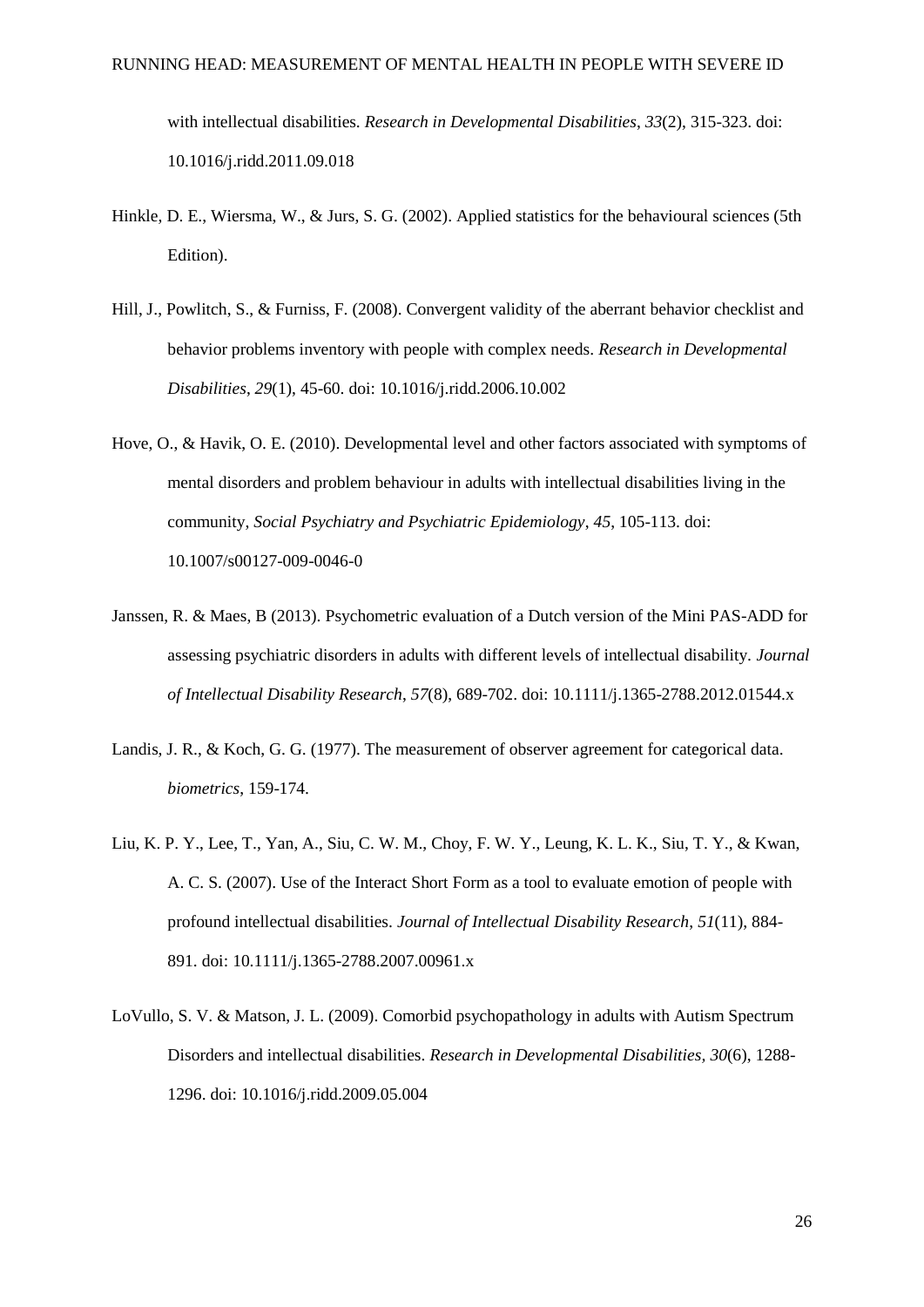with intellectual disabilities. *Research in Developmental Disabilities*, *33*(2), 315-323. doi: 10.1016/j.ridd.2011.09.018

Hinkle, D. E., Wiersma, W., & Jurs, S. G. (2002). Applied statistics for the behavioural sciences (5th Edition).

Hill, J., Powlitch, S., & Furniss, F. (2008). Convergent validity of the aberrant behavior checklist and behavior problems inventory with people with complex needs. *Research in Developmental Disabilities*, *29*(1), 45-60. doi: 10.1016/j.ridd.2006.10.002

Hove, O., & Havik, O. E. (2010). Developmental level and other factors associated with symptoms of mental disorders and problem behaviour in adults with intellectual disabilities living in the community, *Social Psychiatry and Psychiatric Epidemiology*, *45*, 105-113. doi: 10.1007/s00127-009-0046-0

Janssen, R. & Maes, B (2013). Psychometric evaluation of a Dutch version of the Mini PAS-ADD for assessing psychiatric disorders in adults with different levels of intellectual disability. *Journal of Intellectual Disability Research*, *57*(8), 689-702. doi: 10.1111/j.1365-2788.2012.01544.x

Landis, J. R., & Koch, G. G. (1977). The measurement of observer agreement for categorical data. *biometrics*, 159-174.

Liu, K. P. Y., Lee, T., Yan, A., Siu, C. W. M., Choy, F. W. Y., Leung, K. L. K., Siu, T. Y., & Kwan, A. C. S. (2007). Use of the Interact Short Form as a tool to evaluate emotion of people with profound intellectual disabilities. *Journal of Intellectual Disability Research*, *51*(11), 884-891. doi: 10.1111/j.1365-2788.2007.00961.x

LoVullo, S. V. & Matson, J. L. (2009). Comorbid psychopathology in adults with Autism Spectrum Disorders and intellectual disabilities. *Research in Developmental Disabilities, 30*(6), 1288-1296. doi: 10.1016/j.ridd.2009.05.004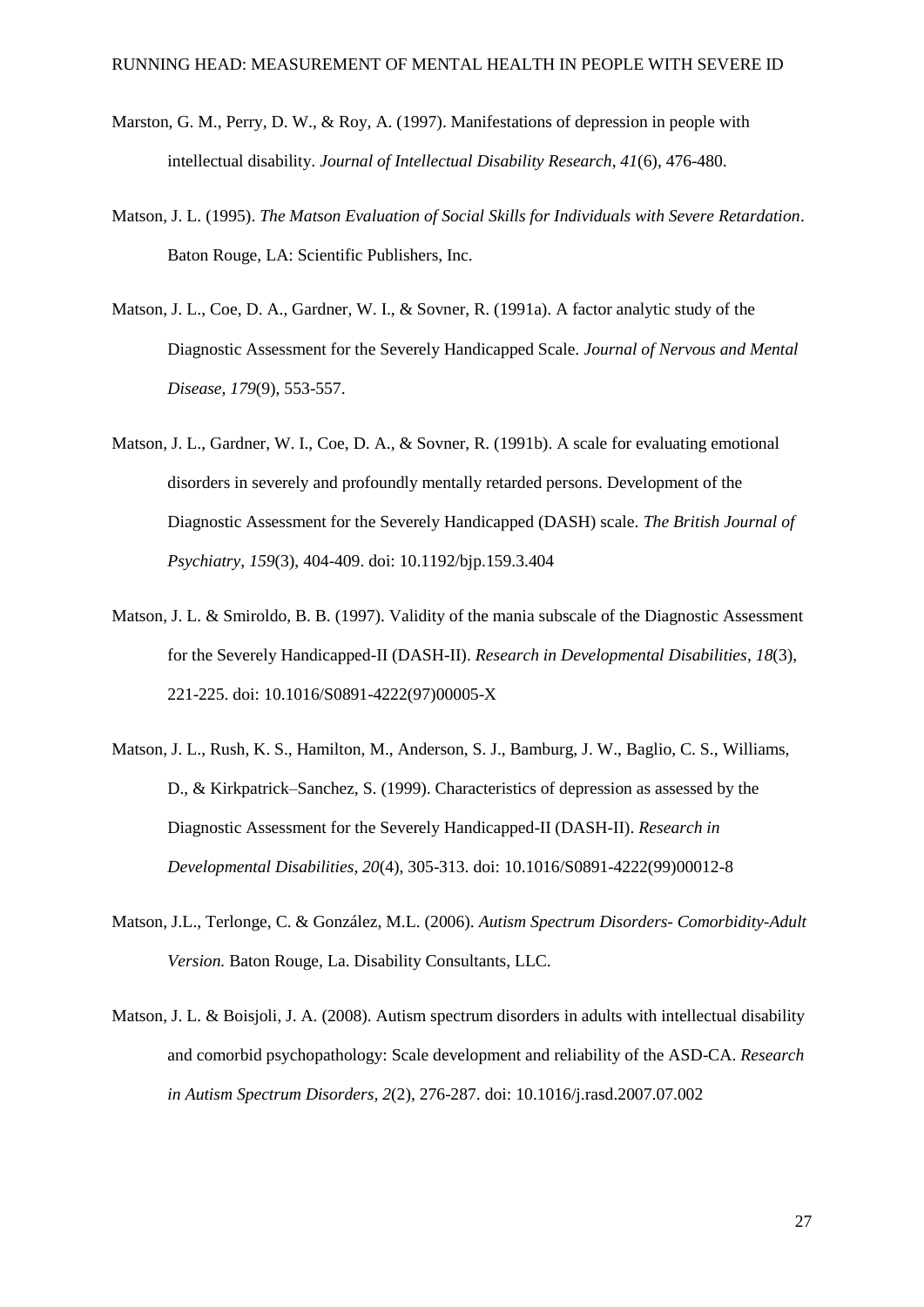Marston, G. M., Perry, D. W., & Roy, A. (1997). Manifestations of depression in people with intellectual disability. *Journal of Intellectual Disability Research*, *41*(6), 476-480.

Matson, J. L. (1995). *The Matson Evaluation of Social Skills for Individuals with Severe Retardation*. Baton Rouge, LA: Scientific Publishers, Inc.

Matson, J. L., Coe, D. A., Gardner, W. I., & Sovner, R. (1991a). A factor analytic study of the Diagnostic Assessment for the Severely Handicapped Scale. *Journal of Nervous and Mental Disease, 179*(9), 553-557.

Matson, J. L., Gardner, W. I., Coe, D. A., & Sovner, R. (1991b). A scale for evaluating emotional disorders in severely and profoundly mentally retarded persons. Development of the Diagnostic Assessment for the Severely Handicapped (DASH) scale. *The British Journal of Psychiatry*, *159*(3), 404-409. doi: 10.1192/bjp.159.3.404

Matson, J. L. & Smiroldo, B. B. (1997). Validity of the mania subscale of the Diagnostic Assessment for the Severely Handicapped-II (DASH-II). *Research in Developmental Disabilities, 18*(3), 221-225. doi: 10.1016/S0891-4222(97)00005-X

Matson, J. L., Rush, K. S., Hamilton, M., Anderson, S. J., Bamburg, J. W., Baglio, C. S., Williams, D., & Kirkpatrick–Sanchez, S. (1999). Characteristics of depression as assessed by the Diagnostic Assessment for the Severely Handicapped-II (DASH-II). *Research in Developmental Disabilities*, *20*(4), 305-313. doi: 10.1016/S0891-4222(99)00012-8

Matson, J.L., Terlonge, C. & González, M.L. (2006). *Autism Spectrum Disorders- Comorbidity-Adult Version.* Baton Rouge, La. Disability Consultants, LLC.

Matson, J. L. & Boisjoli, J. A. (2008). Autism spectrum disorders in adults with intellectual disability and comorbid psychopathology: Scale development and reliability of the ASD-CA. *Research in Autism Spectrum Disorders, 2*(2), 276-287. doi: 10.1016/j.rasd.2007.07.002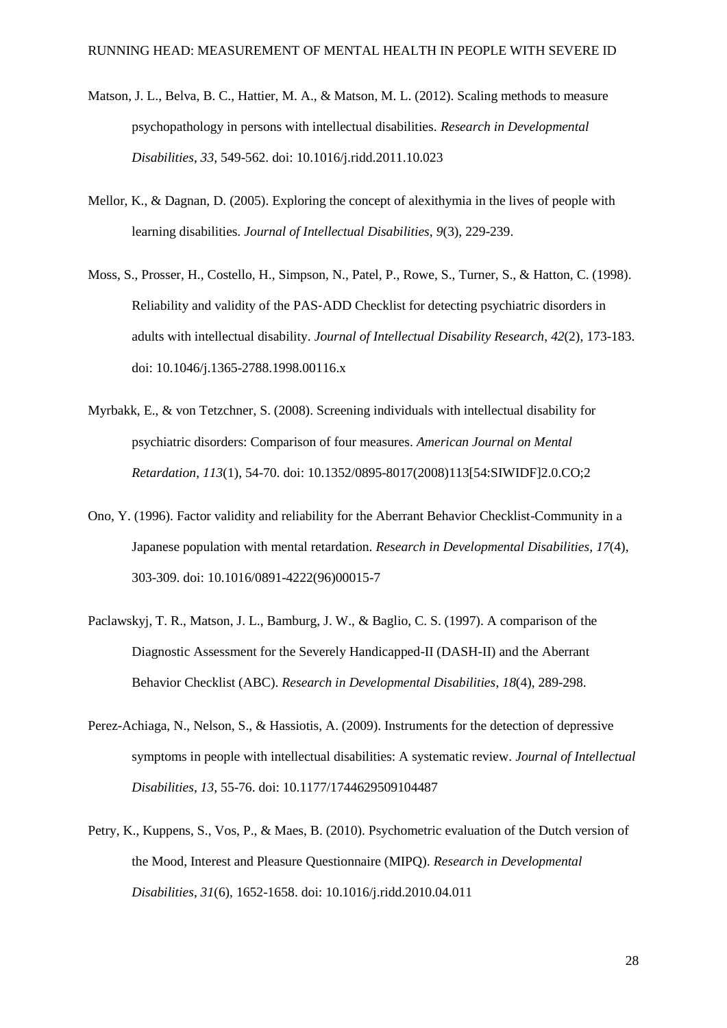Matson, J. L., Belva, B. C., Hattier, M. A., & Matson, M. L. (2012). Scaling methods to measure psychopathology in persons with intellectual disabilities. *Research in Developmental Disabilities*, *33*, 549-562. doi: 10.1016/j.ridd.2011.10.023

Mellor, K., & Dagnan, D. (2005). Exploring the concept of alexithymia in the lives of people with learning disabilities. *Journal of Intellectual Disabilities*, *9*(3), 229-239.

Moss, S., Prosser, H., Costello, H., Simpson, N., Patel, P., Rowe, S., Turner, S., & Hatton, C. (1998). Reliability and validity of the PAS-ADD Checklist for detecting psychiatric disorders in adults with intellectual disability. *Journal of Intellectual Disability Research*, *42*(2), 173-183. doi: 10.1046/j.1365-2788.1998.00116.x

Myrbakk, E., & von Tetzchner, S. (2008). Screening individuals with intellectual disability for psychiatric disorders: Comparison of four measures. *American Journal on Mental Retardation*, *113*(1), 54-70. doi: 10.1352/0895-8017(2008)113[54:SIWIDF]2.0.CO;2

Ono, Y. (1996). Factor validity and reliability for the Aberrant Behavior Checklist-Community in a Japanese population with mental retardation. *Research in Developmental Disabilities*, *17*(4), 303-309. doi: 10.1016/0891-4222(96)00015-7

Paclawskyj, T. R., Matson, J. L., Bamburg, J. W., & Baglio, C. S. (1997). A comparison of the Diagnostic Assessment for the Severely Handicapped-II (DASH-II) and the Aberrant Behavior Checklist (ABC). *Research in Developmental Disabilities*, *18*(4), 289-298.

Perez-Achiaga, N., Nelson, S., & Hassiotis, A. (2009). Instruments for the detection of depressive symptoms in people with intellectual disabilities: A systematic review. *Journal of Intellectual Disabilities*, *13*, 55-76. doi: 10.1177/1744629509104487

Petry, K., Kuppens, S., Vos, P., & Maes, B. (2010). Psychometric evaluation of the Dutch version of the Mood, Interest and Pleasure Questionnaire (MIPQ). *Research in Developmental Disabilities*, *31*(6), 1652-1658. doi: 10.1016/j.ridd.2010.04.011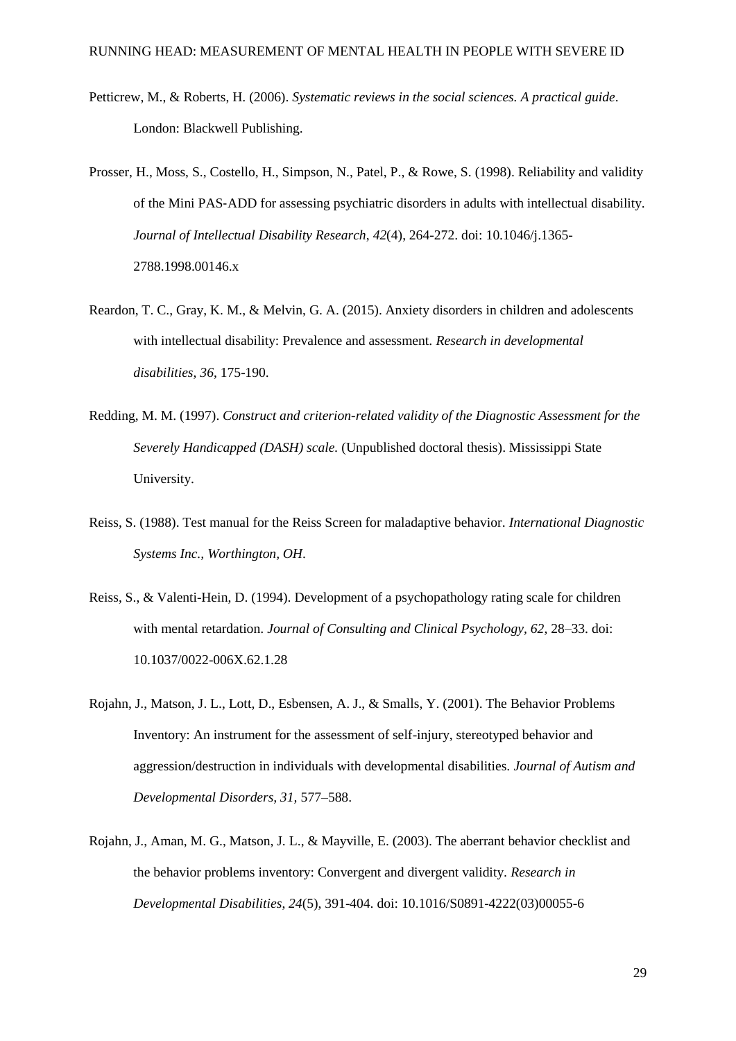Petticrew, M., & Roberts, H. (2006). *Systematic reviews in the social sciences. A practical guide*. London: Blackwell Publishing.

Prosser, H., Moss, S., Costello, H., Simpson, N., Patel, P., & Rowe, S. (1998). Reliability and validity of the Mini PAS-ADD for assessing psychiatric disorders in adults with intellectual disability. *Journal of Intellectual Disability Research*, *42*(4), 264-272. doi: 10.1046/j.1365-2788.1998.00146.x

Reardon, T. C., Gray, K. M., & Melvin, G. A. (2015). Anxiety disorders in children and adolescents with intellectual disability: Prevalence and assessment. *Research in developmental disabilities*, *36*, 175-190.

Redding, M. M. (1997). *Construct and criterion-related validity of the Diagnostic Assessment for the Severely Handicapped (DASH) scale.* (Unpublished doctoral thesis). Mississippi State University.

Reiss, S. (1988). Test manual for the Reiss Screen for maladaptive behavior. *International Diagnostic Systems Inc., Worthington, OH*.

Reiss, S., & Valenti-Hein, D. (1994). Development of a psychopathology rating scale for children with mental retardation. *Journal of Consulting and Clinical Psychology, 62*, 28–33. doi: 10.1037/0022-006X.62.1.28

Rojahn, J., Matson, J. L., Lott, D., Esbensen, A. J., & Smalls, Y. (2001). The Behavior Problems Inventory: An instrument for the assessment of self-injury, stereotyped behavior and aggression/destruction in individuals with developmental disabilities. *Journal of Autism and Developmental Disorders, 31,* 577–588.

Rojahn, J., Aman, M. G., Matson, J. L., & Mayville, E. (2003). The aberrant behavior checklist and the behavior problems inventory: Convergent and divergent validity. *Research in Developmental Disabilities*, *24*(5), 391-404. doi: 10.1016/S0891-4222(03)00055-6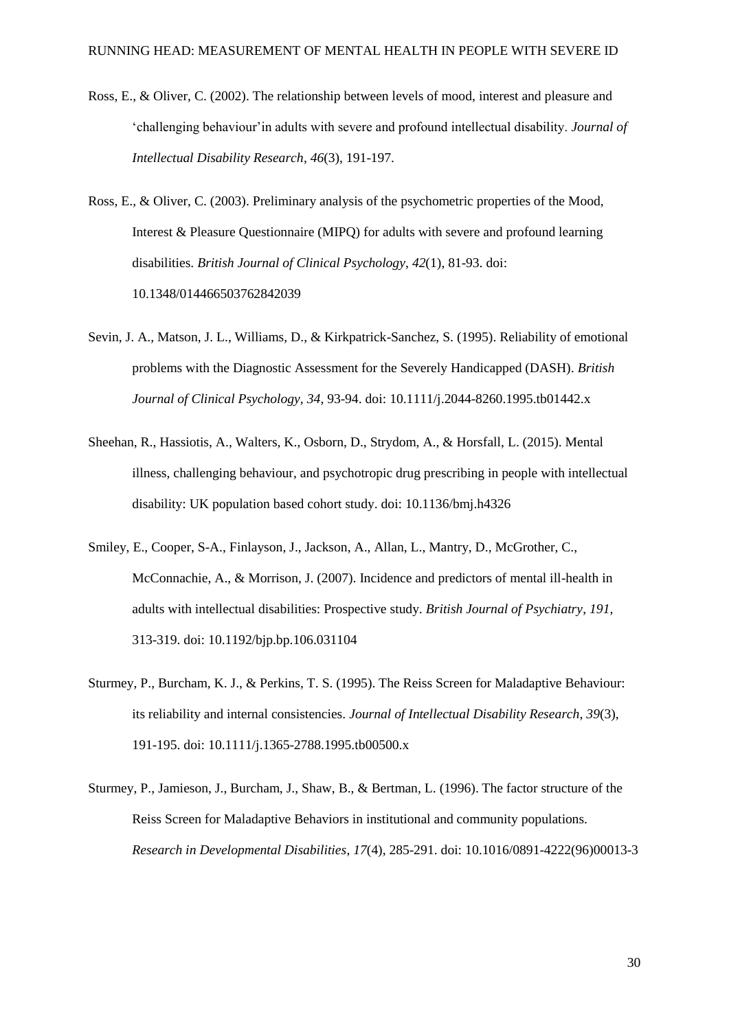Ross, E., & Oliver, C. (2002). The relationship between levels of mood, interest and pleasure and 'challenging behaviour'in adults with severe and profound intellectual disability. *Journal of Intellectual Disability Research*, *46*(3), 191-197.

Ross, E., & Oliver, C. (2003). Preliminary analysis of the psychometric properties of the Mood, Interest & Pleasure Questionnaire (MIPQ) for adults with severe and profound learning disabilities. *British Journal of Clinical Psychology*, *42*(1), 81-93. doi: 10.1348/014466503762842039

Sevin, J. A., Matson, J. L., Williams, D., & Kirkpatrick-Sanchez, S. (1995). Reliability of emotional problems with the Diagnostic Assessment for the Severely Handicapped (DASH). *British Journal of Clinical Psychology, 34*, 93-94. doi: 10.1111/j.2044-8260.1995.tb01442.x

Sheehan, R., Hassiotis, A., Walters, K., Osborn, D., Strydom, A., & Horsfall, L. (2015). Mental illness, challenging behaviour, and psychotropic drug prescribing in people with intellectual disability: UK population based cohort study. doi: 10.1136/bmj.h4326

Smiley, E., Cooper, S-A., Finlayson, J., Jackson, A., Allan, L., Mantry, D., McGrother, C., McConnachie, A., & Morrison, J. (2007). Incidence and predictors of mental ill-health in adults with intellectual disabilities: Prospective study. *British Journal of Psychiatry*, *191*, 313-319. doi: 10.1192/bjp.bp.106.031104

Sturmey, P., Burcham, K. J., & Perkins, T. S. (1995). The Reiss Screen for Maladaptive Behaviour: its reliability and internal consistencies. *Journal of Intellectual Disability Research*, *39*(3), 191-195. doi: 10.1111/j.1365-2788.1995.tb00500.x

Sturmey, P., Jamieson, J., Burcham, J., Shaw, B., & Bertman, L. (1996). The factor structure of the Reiss Screen for Maladaptive Behaviors in institutional and community populations. *Research in Developmental Disabilities*, *17*(4), 285-291. doi: 10.1016/0891-4222(96)00013-3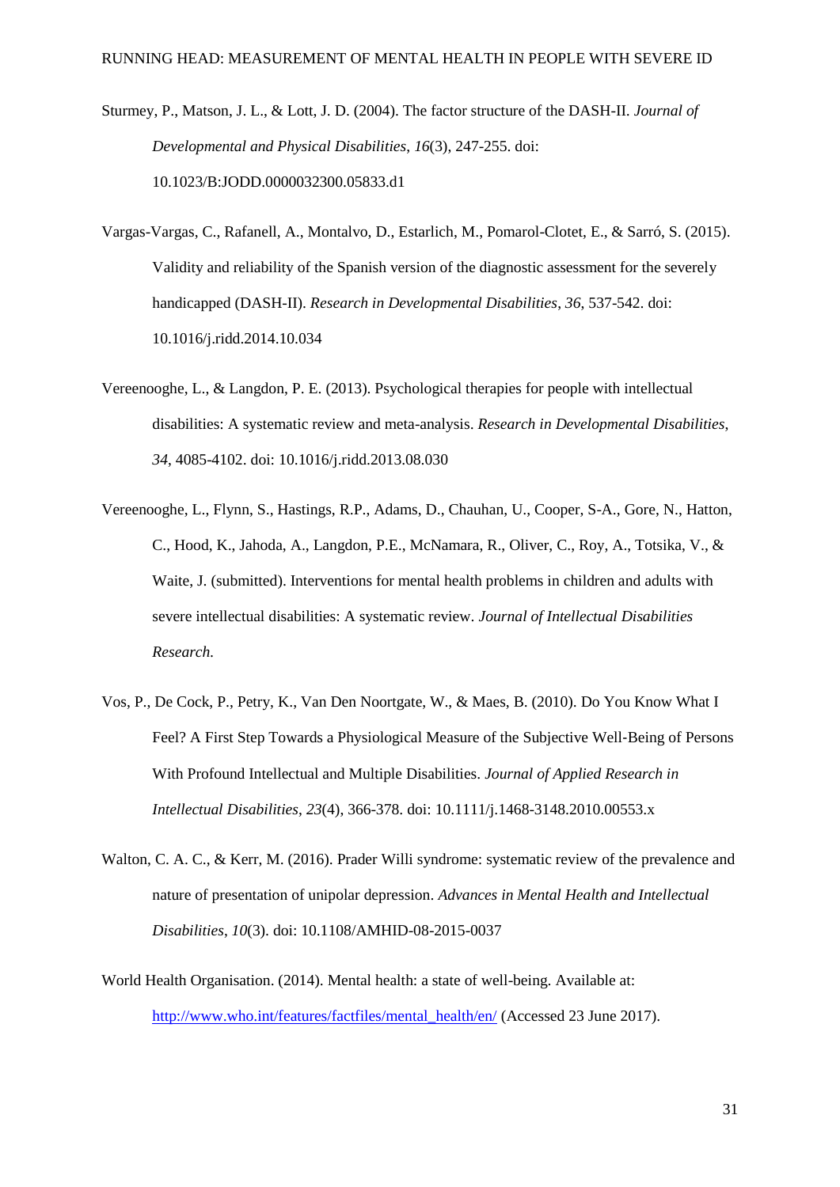Sturmey, P., Matson, J. L., & Lott, J. D. (2004). The factor structure of the DASH-II. *Journal of Developmental and Physical Disabilities*, *16*(3), 247-255. doi: 10.1023/B:JODD.0000032300.05833.d1

Vargas-Vargas, C., Rafanell, A., Montalvo, D., Estarlich, M., Pomarol-Clotet, E., & Sarró, S. (2015). Validity and reliability of the Spanish version of the diagnostic assessment for the severely handicapped (DASH-II). *Research in Developmental Disabilities*, *36*, 537-542. doi: 10.1016/j.ridd.2014.10.034

Vereenooghe, L., & Langdon, P. E. (2013). Psychological therapies for people with intellectual disabilities: A systematic review and meta-analysis. *Research in Developmental Disabilities*, *34*, 4085-4102. doi: 10.1016/j.ridd.2013.08.030

Vereenooghe, L., Flynn, S., Hastings, R.P., Adams, D., Chauhan, U., Cooper, S-A., Gore, N., Hatton, C., Hood, K., Jahoda, A., Langdon, P.E., McNamara, R., Oliver, C., Roy, A., Totsika, V., & Waite, J. (submitted). Interventions for mental health problems in children and adults with severe intellectual disabilities: A systematic review. *Journal of Intellectual Disabilities Research.*

Vos, P., De Cock, P., Petry, K., Van Den Noortgate, W., & Maes, B. (2010). Do You Know What I Feel? A First Step Towards a Physiological Measure of the Subjective Well-Being of Persons With Profound Intellectual and Multiple Disabilities. *Journal of Applied Research in Intellectual Disabilities*, *23*(4), 366-378. doi: 10.1111/j.1468-3148.2010.00553.x

Walton, C. A. C., & Kerr, M. (2016). Prader Willi syndrome: systematic review of the prevalence and nature of presentation of unipolar depression. *Advances in Mental Health and Intellectual Disabilities*, *10*(3). doi: 10.1108/AMHID-08-2015-0037

World Health Organisation. (2014). Mental health: a state of well-being. Available at: http://www.who.int/features/factfiles/mental_health/en/ (Accessed 23 June 2017).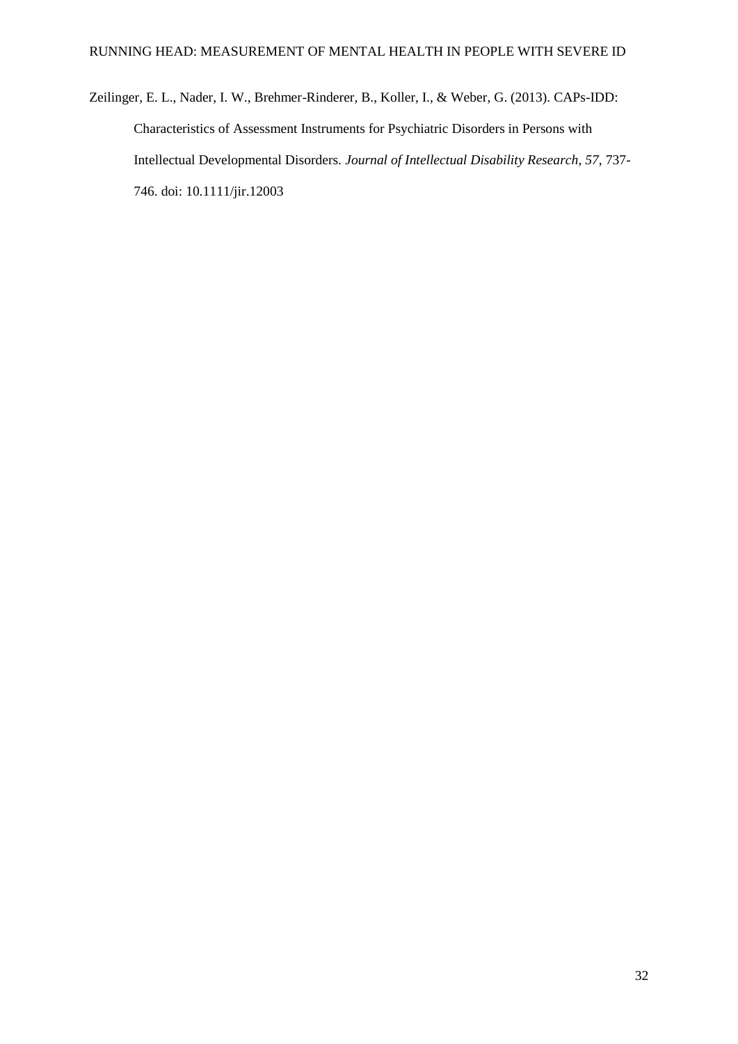Zeilinger, E. L., Nader, I. W., Brehmer-Rinderer, B., Koller, I., & Weber, G. (2013). CAPs-IDD: Characteristics of Assessment Instruments for Psychiatric Disorders in Persons with Intellectual Developmental Disorders. *Journal of Intellectual Disability Research, 57*, 737-746. doi: 10.1111/jir.12003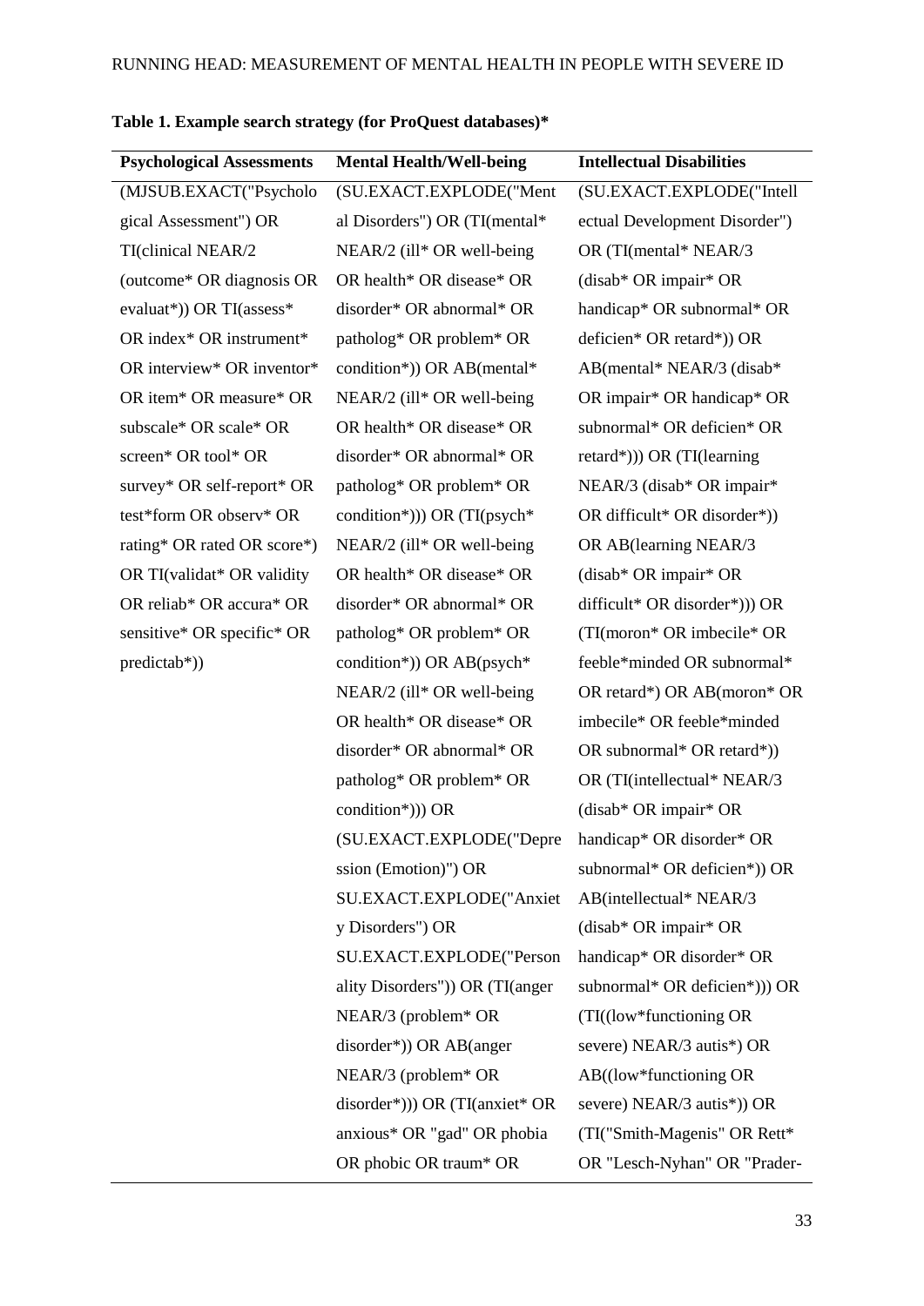**Table 1. Example search strategy (for ProQuest databases)***

| Psychological Assessments | Mental Health/Well-being | Intellectual Disabilities |
|---|---|---|
| (MJSUB.EXACT("Psychological Assessment") OR TI(clinical NEAR/2 (outcome* OR diagnosis OR evaluat*)) OR TI(assess* OR index* OR instrument* OR interview* OR inventor* OR item* OR measure* OR subscale* OR scale* OR screen* OR tool* OR survey* OR self-report* OR test*form OR observ* OR rating* OR rated OR score*) OR TI(validat* OR validity OR reliab* OR accura* OR sensitive* OR specific* OR predictab*)) | (SU.EXACT.EXPLODE("Mental Disorders") OR (TI(mental* NEAR/2 (ill* OR well-being OR health* OR disease* OR disorder* OR abnormal* OR patholog* OR problem* OR condition*)) OR AB(mental* NEAR/2 (ill* OR well-being OR health* OR disease* OR disorder* OR abnormal* OR patholog* OR problem* OR condition*))) OR (TI(psych* NEAR/2 (ill* OR well-being OR health* OR disease* OR disorder* OR abnormal* OR patholog* OR problem* OR condition*)) OR AB(psych* NEAR/2 (ill* OR well-being OR health* OR disease* OR disorder* OR abnormal* OR patholog* OR problem* OR condition*))) OR (SU.EXACT.EXPLODE("Depression (Emotion)") OR SU.EXACT.EXPLODE("Anxiety Disorders") OR SU.EXACT.EXPLODE("Personality Disorders")) OR (TI(anger NEAR/3 (problem* OR disorder*)) OR AB(anger NEAR/3 (problem* OR disorder*))) OR (TI(anxiet* OR anxious* OR "gad" OR phobia OR phobic OR traum* OR | (SU.EXACT.EXPLODE("Intellectual Development Disorder") OR (TI(mental* NEAR/3 (disab* OR impair* OR handicap* OR subnormal* OR deficien* OR retard*)) OR AB(mental* NEAR/3 (disab* OR impair* OR handicap* OR subnormal* OR deficien* OR retard*))) OR (TI(learning NEAR/3 (disab* OR impair* OR difficult* OR disorder*)) OR AB(learning NEAR/3 (disab* OR impair* OR difficult* OR disorder*))) OR (TI(moron* OR imbecile* OR feeble*minded OR subnormal* OR retard*) OR AB(moron* OR imbecile* OR feeble*minded OR subnormal* OR retard*)) OR (TI(intellectual* NEAR/3 (disab* OR impair* OR handicap* OR disorder* OR subnormal* OR deficien*)) OR AB(intellectual* NEAR/3 (disab* OR impair* OR handicap* OR disorder* OR subnormal* OR deficien*))) OR (TI((low*functioning OR severe) NEAR/3 autis*) OR AB((low*functioning OR severe) NEAR/3 autis*)) OR (TI("Smith-Magenis" OR Rett* OR "Lesch-Nyhan" OR "Prader- |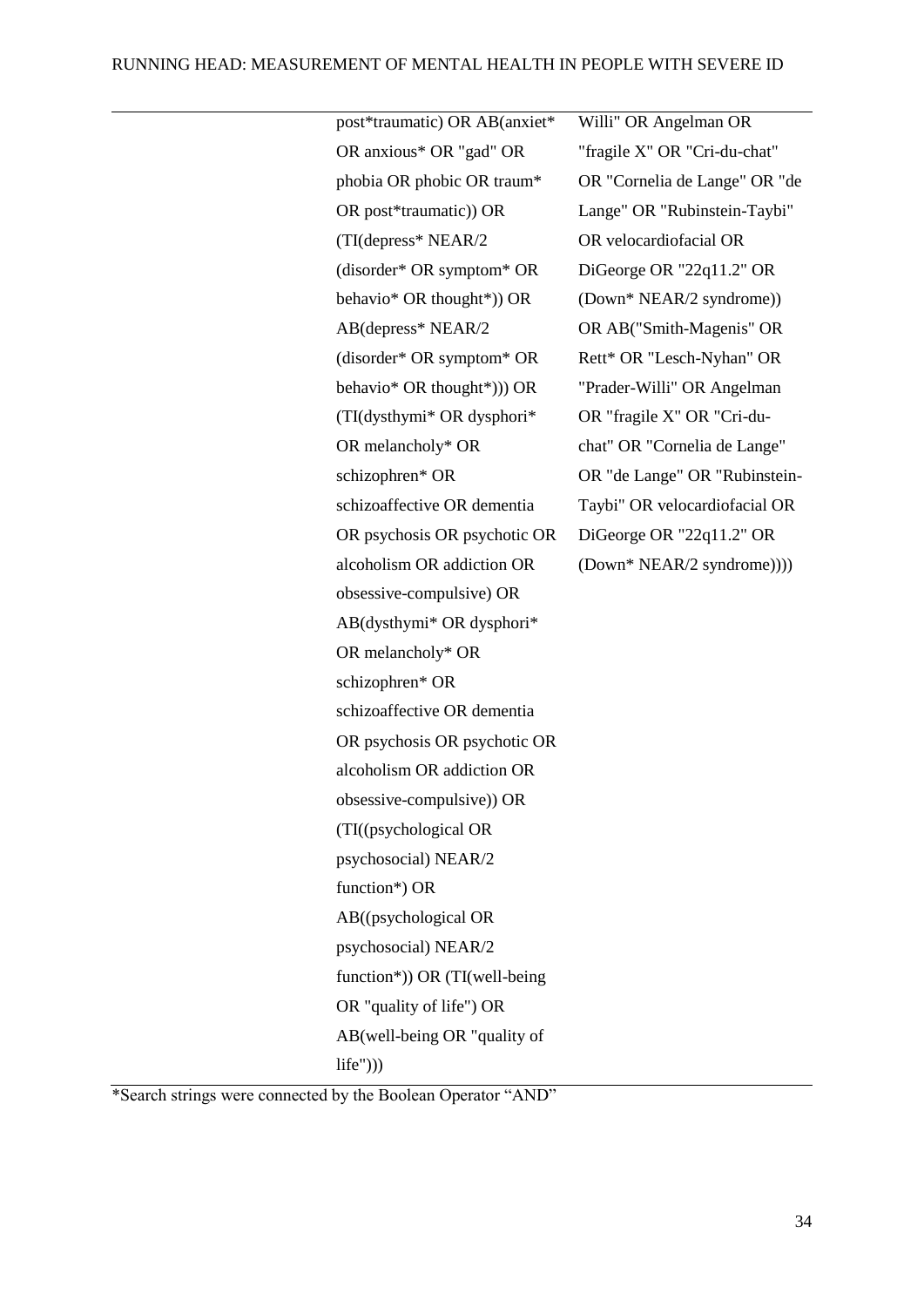| | | |
|---|---|---|
| | post*traumatic) OR AB(anxiet* OR anxious* OR "gad" OR phobia OR phobic OR traum* OR post*traumatic)) OR (TI(depress* NEAR/2 (disorder* OR symptom* OR behavio* OR thought*)) OR AB(depress* NEAR/2 (disorder* OR symptom* OR behavio* OR thought*))) OR (TI(dysthymi* OR dysphori* OR melancholy* OR schizophren* OR schizoaffective OR dementia OR psychosis OR psychotic OR alcoholism OR addiction OR obsessive-compulsive) OR AB(dysthymi* OR dysphori* OR melancholy* OR schizophren* OR schizoaffective OR dementia OR psychosis OR psychotic OR alcoholism OR addiction OR obsessive-compulsive)) OR (TI((psychological OR psychosocial) NEAR/2 function*) OR AB((psychological OR psychosocial) NEAR/2 function*)) OR (TI(well-being OR "quality of life") OR AB(well-being OR "quality of life"))) | Willi" OR Angelman OR "fragile X" OR "Cri-du-chat" OR "Cornelia de Lange" OR "de Lange" OR "Rubinstein-Taybi" OR velocardiofacial OR DiGeorge OR "22q11.2" OR (Down* NEAR/2 syndrome)) OR AB("Smith-Magenis" OR Rett* OR "Lesch-Nyhan" OR "Prader-Willi" OR Angelman OR "fragile X" OR "Cri-du-chat" OR "Cornelia de Lange" OR "de Lange" OR "Rubinstein-Taybi" OR velocardiofacial OR DiGeorge OR "22q11.2" OR (Down* NEAR/2 syndrome)))) |

*Search strings were connected by the Boolean Operator "AND"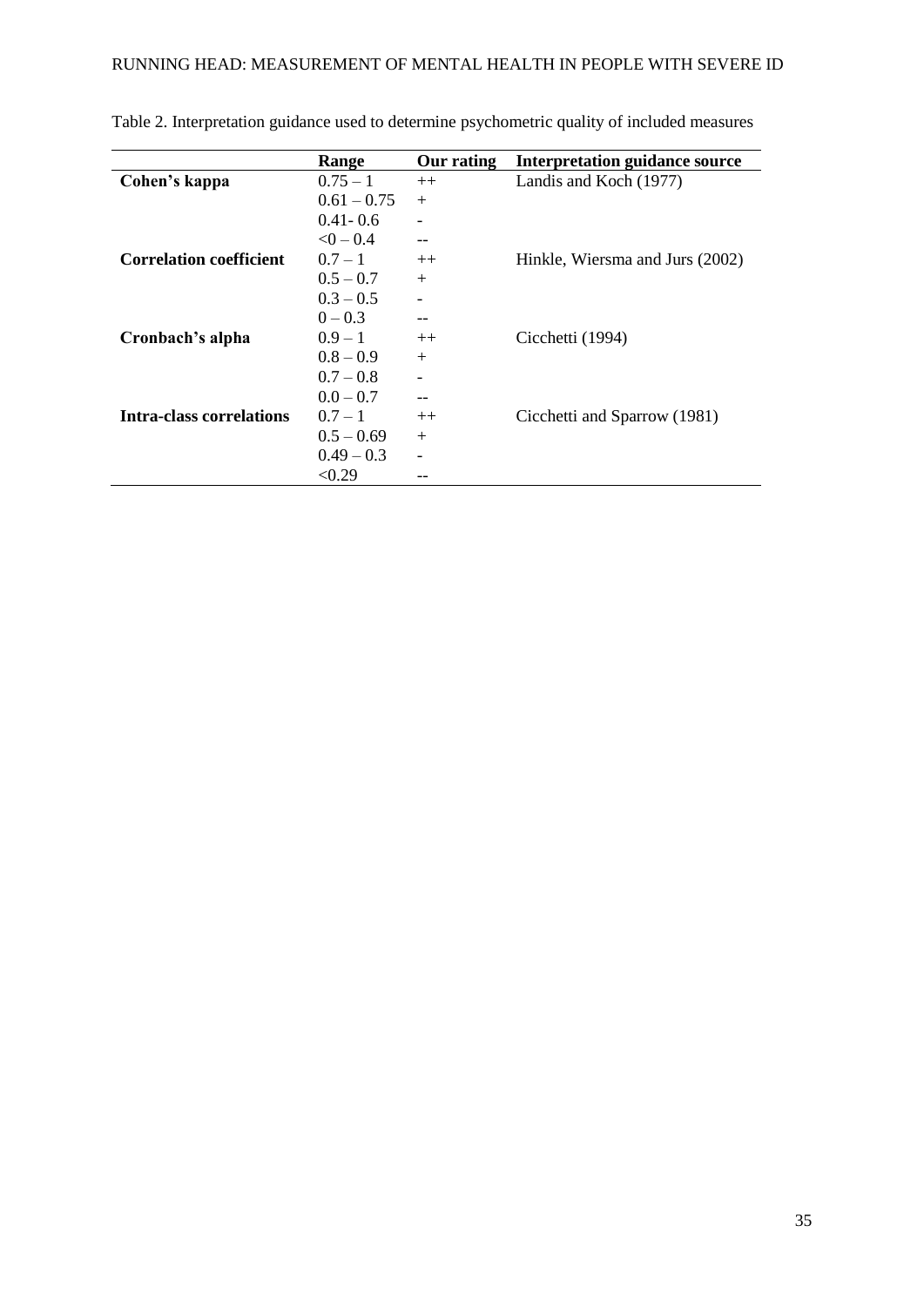Table 2. Interpretation guidance used to determine psychometric quality of included measures

| | Range | Our rating | Interpretation guidance source |
|---|---|---|---|
| **Cohen's kappa** | 0.75 – 1 | ++ | Landis and Koch (1977) |
| | 0.61 – 0.75 | + | |
| | 0.41- 0.6 | - | |
| | <0 – 0.4 | -- | |
| **Correlation coefficient** | 0.7 – 1 | ++ | Hinkle, Wiersma and Jurs (2002) |
| | 0.5 – 0.7 | + | |
| | 0.3 – 0.5 | - | |
| | 0 – 0.3 | -- | |
| **Cronbach's alpha** | 0.9 – 1 | ++ | Cicchetti (1994) |
| | 0.8 – 0.9 | + | |
| | 0.7 – 0.8 | - | |
| | 0.0 – 0.7 | -- | |
| **Intra-class correlations** | 0.7 – 1 | ++ | Cicchetti and Sparrow (1981) |
| | 0.5 – 0.69 | + | |
| | 0.49 – 0.3 | - | |
| | <0.29 | -- | |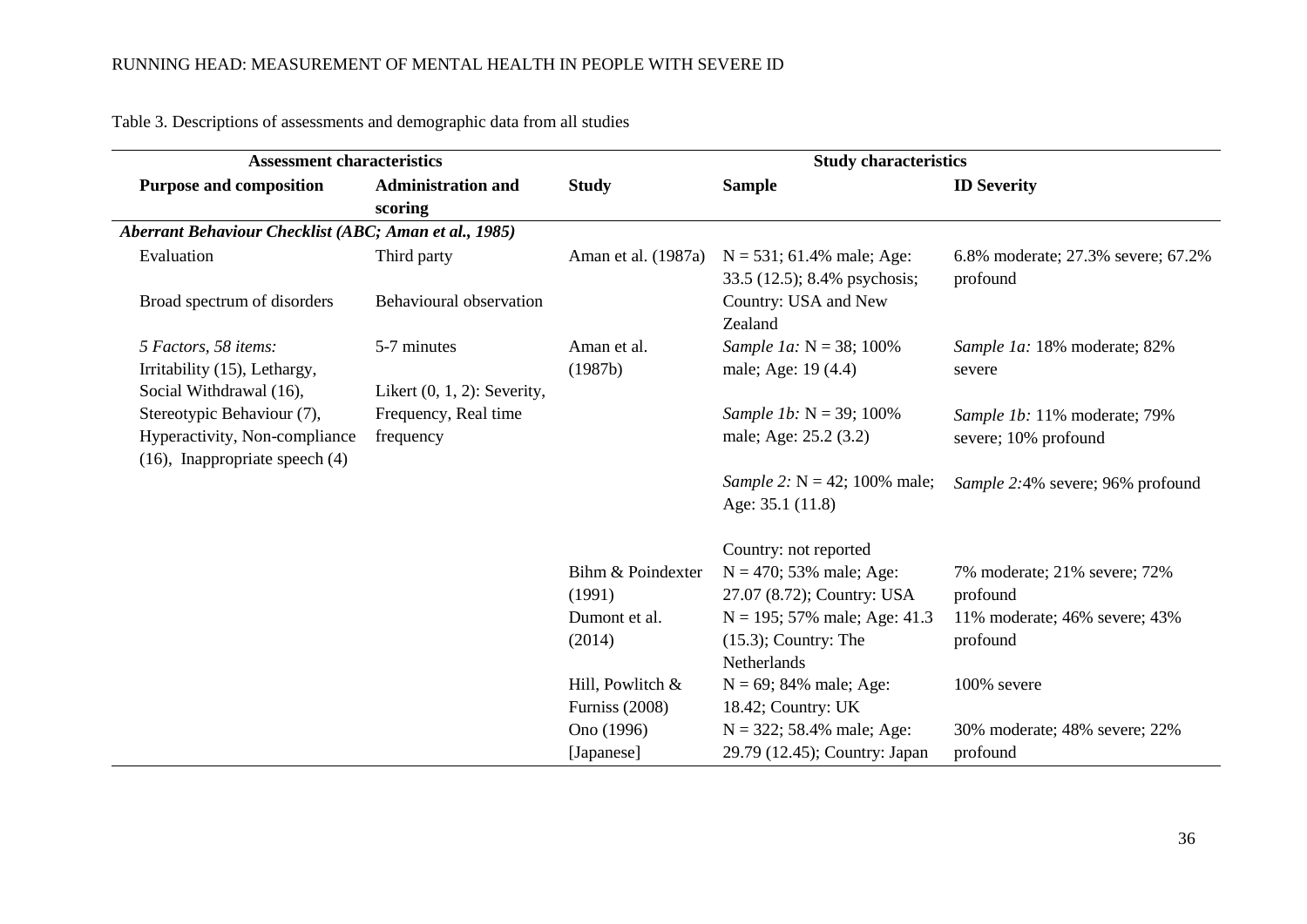Table 3. Descriptions of assessments and demographic data from all studies

| Assessment characteristics | | Study characteristics | | |
|---|---|---|---|---|
| **Purpose and composition** | **Administration and scoring** | **Study** | **Sample** | **ID Severity** |
| ***Aberrant Behaviour Checklist (ABC; Aman et al., 1985)*** | | | | |
| Evaluation | Third party | Aman et al. (1987a) | N = 531; 61.4% male; Age: 33.5 (12.5); 8.4% psychosis; | 6.8% moderate; 27.3% severe; 67.2% profound |
| Broad spectrum of disorders | Behavioural observation | | Country: USA and New Zealand | |
| *5 Factors, 58 items:* Irritability (15), Lethargy, Social Withdrawal (16), Stereotypic Behaviour (7), Hyperactivity, Non-compliance (16), Inappropriate speech (4) | 5-7 minutes<br>Likert (0, 1, 2): Severity, Frequency, Real time frequency | Aman et al. (1987b) | *Sample 1a:* N = 38; 100% male; Age: 19 (4.4) | *Sample 1a:* 18% moderate; 82% severe |
| | | | *Sample 1b:* N = 39; 100% male; Age: 25.2 (3.2) | *Sample 1b:* 11% moderate; 79% severe; 10% profound |
| | | | *Sample 2:* N = 42; 100% male; Age: 35.1 (11.8) | *Sample 2:* 4% severe; 96% profound |
| | | | Country: not reported | |
| | | Bihm & Poindexter (1991) | N = 470; 53% male; Age: 27.07 (8.72); Country: USA | 7% moderate; 21% severe; 72% profound |
| | | Dumont et al. (2014) | N = 195; 57% male; Age: 41.3 (15.3); Country: The Netherlands | 11% moderate; 46% severe; 43% profound |
| | | Hill, Powlitch & Furniss (2008) | N = 69; 84% male; Age: 18.42; Country: UK | 100% severe |
| | | Ono (1996) [Japanese] | N = 322; 58.4% male; Age: 29.79 (12.45); Country: Japan | 30% moderate; 48% severe; 22% profound |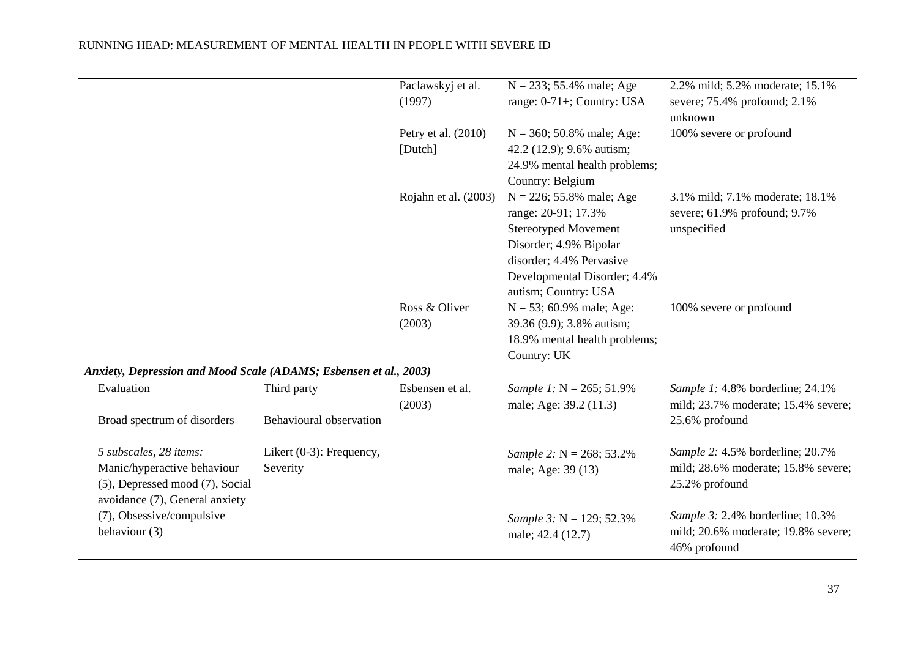| | | | | |
|---|---|---|---|---|
| | | Paclawskyj et al. (1997) | N = 233; 55.4% male; Age range: 0-71+; Country: USA | 2.2% mild; 5.2% moderate; 15.1% severe; 75.4% profound; 2.1% unknown |
| | | Petry et al. (2010) [Dutch] | N = 360; 50.8% male; Age: 42.2 (12.9); 9.6% autism; 24.9% mental health problems; Country: Belgium | 100% severe or profound |
| | | Rojahn et al. (2003) | N = 226; 55.8% male; Age range: 20-91; 17.3% Stereotyped Movement Disorder; 4.9% Bipolar disorder; 4.4% Pervasive Developmental Disorder; 4.4% autism; Country: USA | 3.1% mild; 7.1% moderate; 18.1% severe; 61.9% profound; 9.7% unspecified |
| | | Ross & Oliver (2003) | N = 53; 60.9% male; Age: 39.36 (9.9); 3.8% autism; 18.9% mental health problems; Country: UK | 100% severe or profound |
| ***Anxiety, Depression and Mood Scale (ADAMS; Esbensen et al., 2003)*** | | | | |
| Evaluation | Third party | Esbensen et al. (2003) | *Sample 1:* N = 265; 51.9% male; Age: 39.2 (11.3) | *Sample 1:* 4.8% borderline; 24.1% mild; 23.7% moderate; 15.4% severe; 25.6% profound |
| Broad spectrum of disorders | Behavioural observation | | | |
| *5 subscales, 28 items:* Manic/hyperactive behaviour (5), Depressed mood (7), Social avoidance (7), General anxiety (7), Obsessive/compulsive behaviour (3) | Likert (0-3): Frequency, Severity | | *Sample 2:* N = 268; 53.2% male; Age: 39 (13) | *Sample 2:* 4.5% borderline; 20.7% mild; 28.6% moderate; 15.8% severe; 25.2% profound |
| | | | *Sample 3:* N = 129; 52.3% male; 42.4 (12.7) | *Sample 3:* 2.4% borderline; 10.3% mild; 20.6% moderate; 19.8% severe; 46% profound |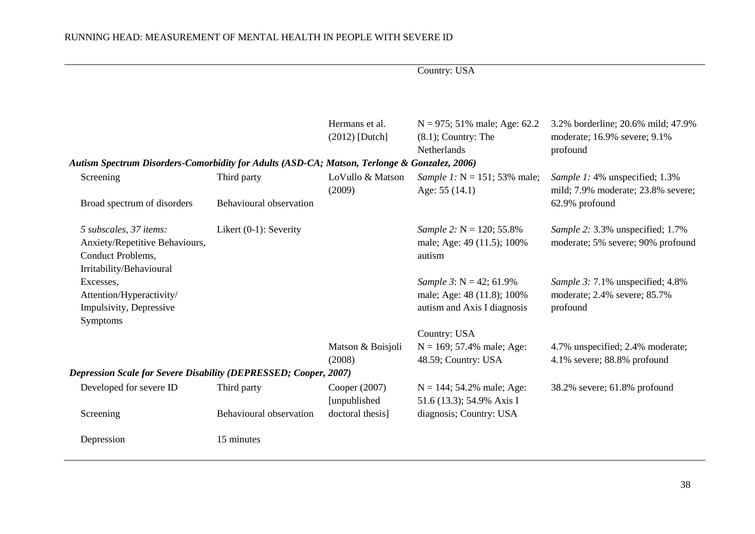| | | | | |
|---|---|---|---|---|
| | | | Country: USA | |
| | | Hermans et al. (2012) [Dutch] | N = 975; 51% male; Age: 62.2 (8.1); Country: The Netherlands | 3.2% borderline; 20.6% mild; 47.9% moderate; 16.9% severe; 9.1% profound |
| ***Autism Spectrum Disorders-Comorbidity for Adults (ASD-CA; Matson, Terlonge & Gonzalez, 2006)*** | | | | |
| Screening | Third party | LoVullo & Matson (2009) | *Sample 1:* N = 151; 53% male; Age: 55 (14.1) | *Sample 1:* 4% unspecified; 1.3% mild; 7.9% moderate; 23.8% severe; 62.9% profound |
| Broad spectrum of disorders | Behavioural observation | | | |
| *5 subscales, 37 items:* Anxiety/Repetitive Behaviours, Conduct Problems, Irritability/Behavioural Excesses, Attention/Hyperactivity/ Impulsivity, Depressive Symptoms | Likert (0-1): Severity | | *Sample 2:* N = 120; 55.8% male; Age: 49 (11.5); 100% autism | *Sample 2:* 3.3% unspecified; 1.7% moderate; 5% severe; 90% profound |
| | | | *Sample 3*: N = 42; 61.9% male; Age: 48 (11.8); 100% autism and Axis I diagnosis | *Sample 3:* 7.1% unspecified; 4.8% moderate; 2.4% severe; 85.7% profound |
| | | | Country: USA | |
| | | Matson & Boisjoli (2008) | N = 169; 57.4% male; Age: 48.59; Country: USA | 4.7% unspecified; 2.4% moderate; 4.1% severe; 88.8% profound |
| ***Depression Scale for Severe Disability (DEPRESSED; Cooper, 2007)*** | | | | |
| Developed for severe ID | Third party | Cooper (2007) [unpublished doctoral thesis] | N = 144; 54.2% male; Age: 51.6 (13.3); 54.9% Axis I diagnosis; Country: USA | 38.2% severe; 61.8% profound |
| Screening | Behavioural observation | | | |
| Depression | 15 minutes | | | |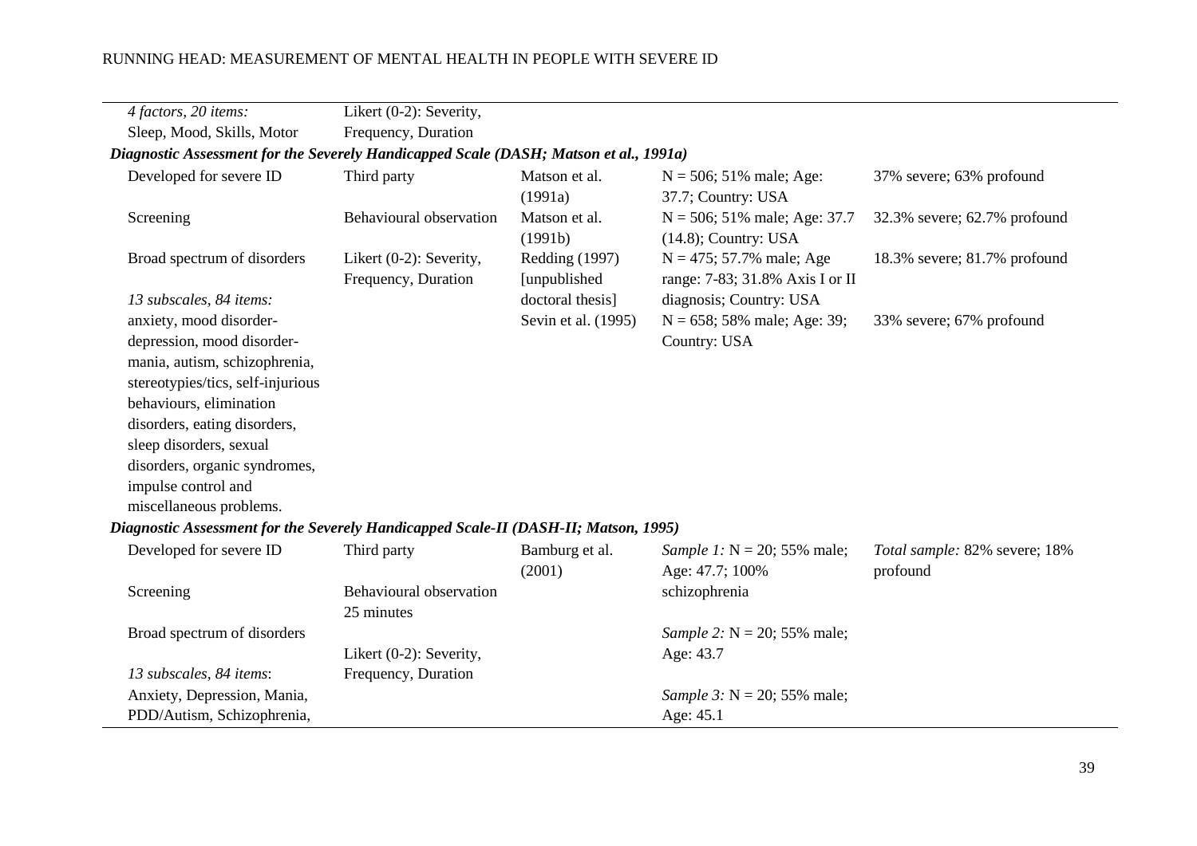| | | | | |
|---|---|---|---|---|
| *4 factors, 20 items:* Sleep, Mood, Skills, Motor | Likert (0-2): Severity, Frequency, Duration | | | |
| ***Diagnostic Assessment for the Severely Handicapped Scale (DASH; Matson et al., 1991a)*** | | | | |
| Developed for severe ID | Third party | Matson et al. (1991a) | N = 506; 51% male; Age: 37.7; Country: USA | 37% severe; 63% profound |
| Screening | Behavioural observation | Matson et al. (1991b) | N = 506; 51% male; Age: 37.7 (14.8); Country: USA | 32.3% severe; 62.7% profound |
| Broad spectrum of disorders | Likert (0-2): Severity, Frequency, Duration | Redding (1997) [unpublished doctoral thesis] | N = 475; 57.7% male; Age range: 7-83; 31.8% Axis I or II diagnosis; Country: USA | 18.3% severe; 81.7% profound |
| *13 subscales, 84 items:* anxiety, mood disorder-depression, mood disorder-mania, autism, schizophrenia, stereotypies/tics, self-injurious behaviours, elimination disorders, eating disorders, sleep disorders, sexual disorders, organic syndromes, impulse control and miscellaneous problems. | | Sevin et al. (1995) | N = 658; 58% male; Age: 39; Country: USA | 33% severe; 67% profound |
| ***Diagnostic Assessment for the Severely Handicapped Scale-II (DASH-II; Matson, 1995)*** | | | | |
| Developed for severe ID | Third party | Bamburg et al. (2001) | *Sample 1:* N = 20; 55% male; Age: 47.7; 100% schizophrenia | *Total sample:* 82% severe; 18% profound |
| Screening | Behavioural observation 25 minutes | | | |
| Broad spectrum of disorders | Likert (0-2): Severity, Frequency, Duration | | *Sample 2:* N = 20; 55% male; Age: 43.7 | |
| *13 subscales, 84 items*: Anxiety, Depression, Mania, PDD/Autism, Schizophrenia, | | | *Sample 3:* N = 20; 55% male; Age: 45.1 | |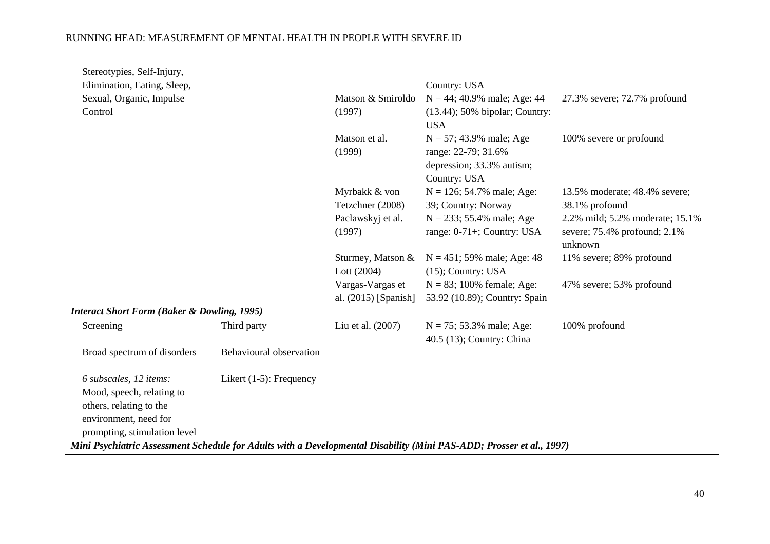| | | | | |
|---|---|---|---|---|
| Stereotypies, Self-Injury, Elimination, Eating, Sleep, Sexual, Organic, Impulse Control | | Matson & Smiroldo (1997) | Country: USA<br>N = 44; 40.9% male; Age: 44 (13.44); 50% bipolar; Country: USA | 27.3% severe; 72.7% profound |
| | | Matson et al. (1999) | N = 57; 43.9% male; Age range: 22-79; 31.6% depression; 33.3% autism; Country: USA | 100% severe or profound |
| | | Myrbakk & von Tetzchner (2008) | N = 126; 54.7% male; Age: 39; Country: Norway | 13.5% moderate; 48.4% severe; 38.1% profound |
| | | Paclawskyj et al. (1997) | N = 233; 55.4% male; Age range: 0-71+; Country: USA | 2.2% mild; 5.2% moderate; 15.1% severe; 75.4% profound; 2.1% unknown |
| | | Sturmey, Matson & Lott (2004) | N = 451; 59% male; Age: 48 (15); Country: USA | 11% severe; 89% profound |
| | | Vargas-Vargas et al. (2015) [Spanish] | N = 83; 100% female; Age: 53.92 (10.89); Country: Spain | 47% severe; 53% profound |
| ***Interact Short Form (Baker & Dowling, 1995)*** | | | | |
| Screening | Third party | Liu et al. (2007) | N = 75; 53.3% male; Age: 40.5 (13); Country: China | 100% profound |
| Broad spectrum of disorders | Behavioural observation | | | |
| *6 subscales, 12 items:* Mood, speech, relating to others, relating to the environment, need for prompting, stimulation level | Likert (1-5): Frequency | | | |
| ***Mini Psychiatric Assessment Schedule for Adults with a Developmental Disability (Mini PAS-ADD; Prosser et al., 1997)*** | | | | |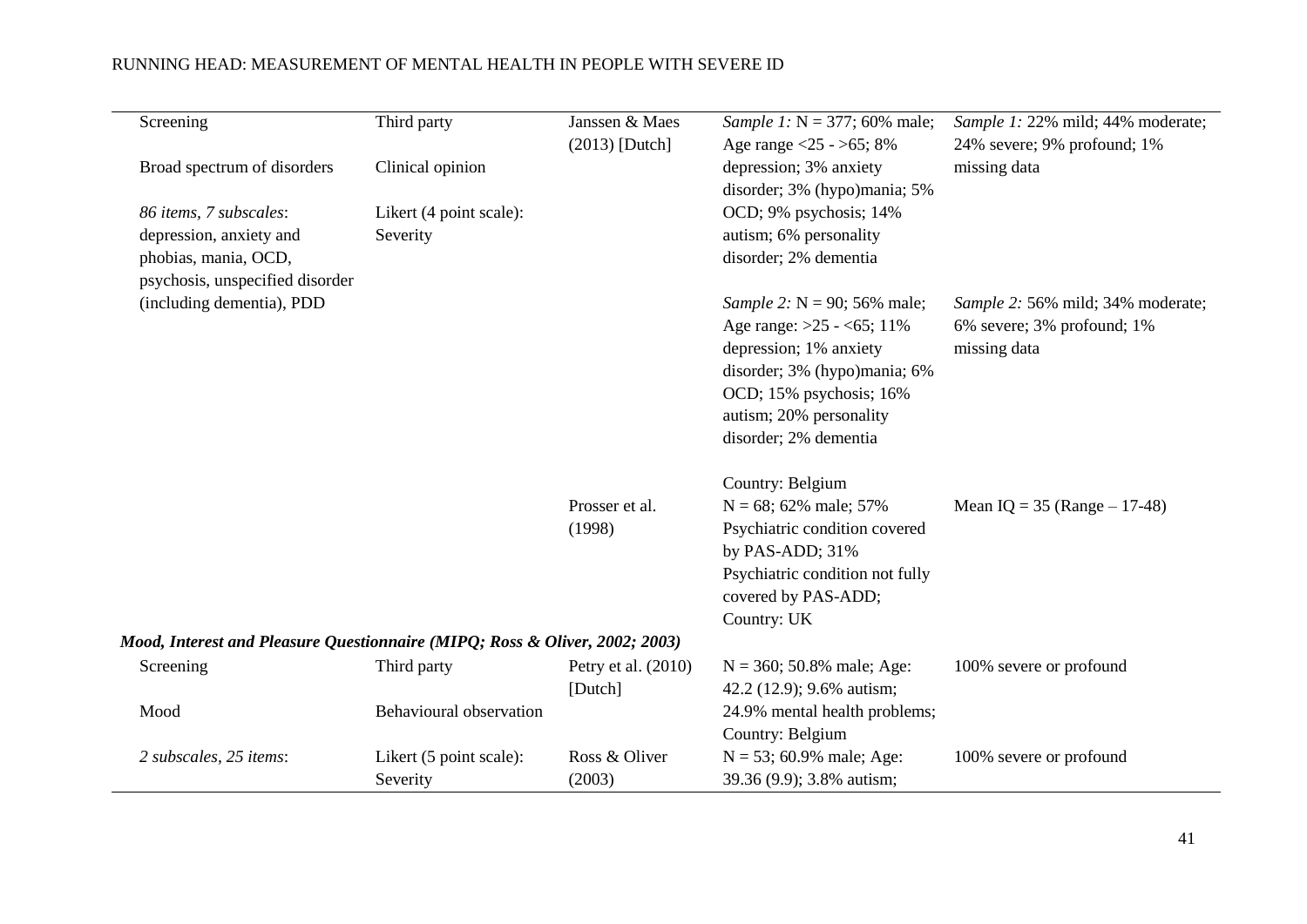| | | | | |
|---|---|---|---|---|
| Screening<br><br>Broad spectrum of disorders<br><br>*86 items, 7 subscales*: depression, anxiety and phobias, mania, OCD, psychosis, unspecified disorder (including dementia), PDD | Third party<br><br>Clinical opinion<br><br>Likert (4 point scale): Severity | Janssen & Maes (2013) [Dutch] | *Sample 1:* N = 377; 60% male; Age range <25 - >65; 8% depression; 3% anxiety disorder; 3% (hypo)mania; 5% OCD; 9% psychosis; 14% autism; 6% personality disorder; 2% dementia<br><br>*Sample 2:* N = 90; 56% male; Age range: >25 - <65; 11% depression; 1% anxiety disorder; 3% (hypo)mania; 6% OCD; 15% psychosis; 16% autism; 20% personality disorder; 2% dementia<br><br>Country: Belgium | *Sample 1:* 22% mild; 44% moderate; 24% severe; 9% profound; 1% missing data<br><br>*Sample 2:* 56% mild; 34% moderate; 6% severe; 3% profound; 1% missing data |
| | | Prosser et al. (1998) | N = 68; 62% male; 57% Psychiatric condition covered by PAS-ADD; 31% Psychiatric condition not fully covered by PAS-ADD; Country: UK | Mean IQ = 35 (Range – 17-48) |
| ***Mood, Interest and Pleasure Questionnaire (MIPQ; Ross & Oliver, 2002; 2003)*** | | | | |
| Screening<br><br>Mood<br><br>*2 subscales, 25 items*: | Third party<br><br>Behavioural observation<br><br>Likert (5 point scale): Severity | Petry et al. (2010) [Dutch] | N = 360; 50.8% male; Age: 42.2 (12.9); 9.6% autism; 24.9% mental health problems; Country: Belgium | 100% severe or profound |
| | | Ross & Oliver (2003) | N = 53; 60.9% male; Age: 39.36 (9.9); 3.8% autism; | 100% severe or profound |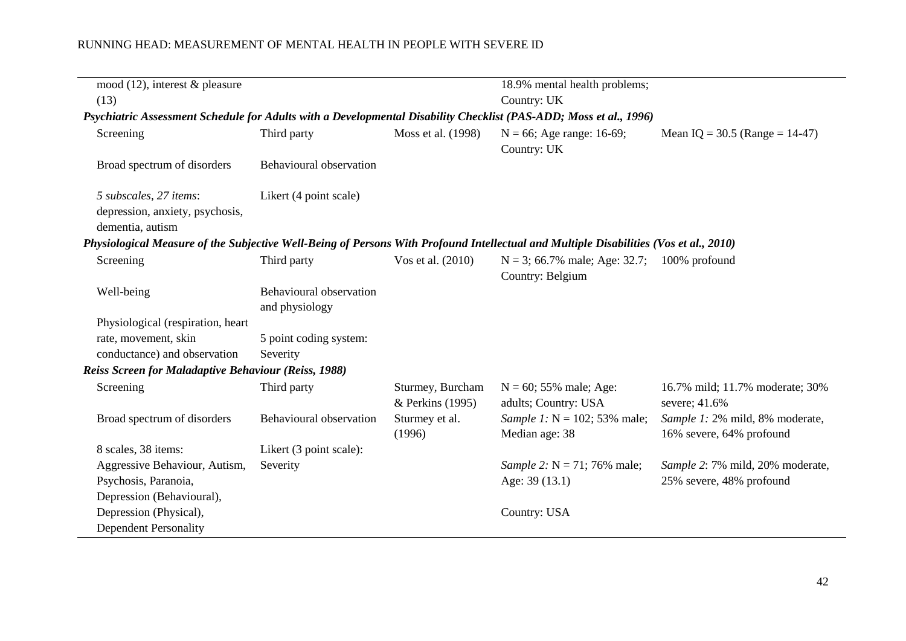| | | | | |
|---|---|---|---|---|
| mood (12), interest & pleasure (13) | | | 18.9% mental health problems; Country: UK | |
| ***Psychiatric Assessment Schedule for Adults with a Developmental Disability Checklist (PAS-ADD; Moss et al., 1996)*** | | | | |
| Screening | Third party | Moss et al. (1998) | N = 66; Age range: 16-69; Country: UK | Mean IQ = 30.5 (Range = 14-47) |
| Broad spectrum of disorders | Behavioural observation | | | |
| *5 subscales, 27 items*: depression, anxiety, psychosis, dementia, autism | Likert (4 point scale) | | | |
| ***Physiological Measure of the Subjective Well-Being of Persons With Profound Intellectual and Multiple Disabilities (Vos et al., 2010)*** | | | | |
| Screening | Third party | Vos et al. (2010) | N = 3; 66.7% male; Age: 32.7; Country: Belgium | 100% profound |
| Well-being | Behavioural observation and physiology | | | |
| Physiological (respiration, heart rate, movement, skin conductance) and observation | 5 point coding system: Severity | | | |
| ***Reiss Screen for Maladaptive Behaviour (Reiss, 1988)*** | | | | |
| Screening | Third party | Sturmey, Burcham & Perkins (1995) | N = 60; 55% male; Age: adults; Country: USA | 16.7% mild; 11.7% moderate; 30% severe; 41.6% |
| Broad spectrum of disorders | Behavioural observation | Sturmey et al. (1996) | *Sample 1:* N = 102; 53% male; Median age: 38 | *Sample 1:* 2% mild, 8% moderate, 16% severe, 64% profound |
| 8 scales, 38 items: Aggressive Behaviour, Autism, Psychosis, Paranoia, Depression (Behavioural), Depression (Physical), Dependent Personality | Likert (3 point scale): Severity | | *Sample 2:* N = 71; 76% male; Age: 39 (13.1) Country: USA | *Sample 2*: 7% mild, 20% moderate, 25% severe, 48% profound |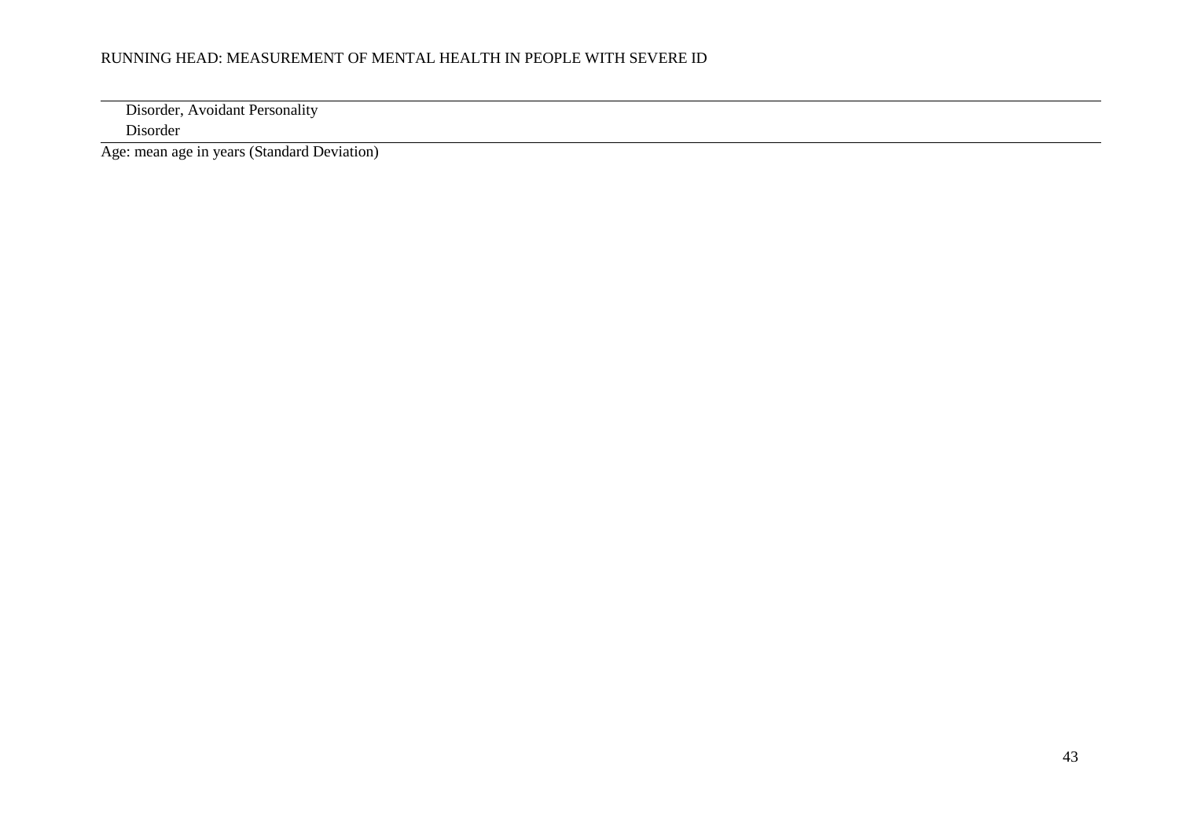Disorder, Avoidant Personality Disorder

Age: mean age in years (Standard Deviation)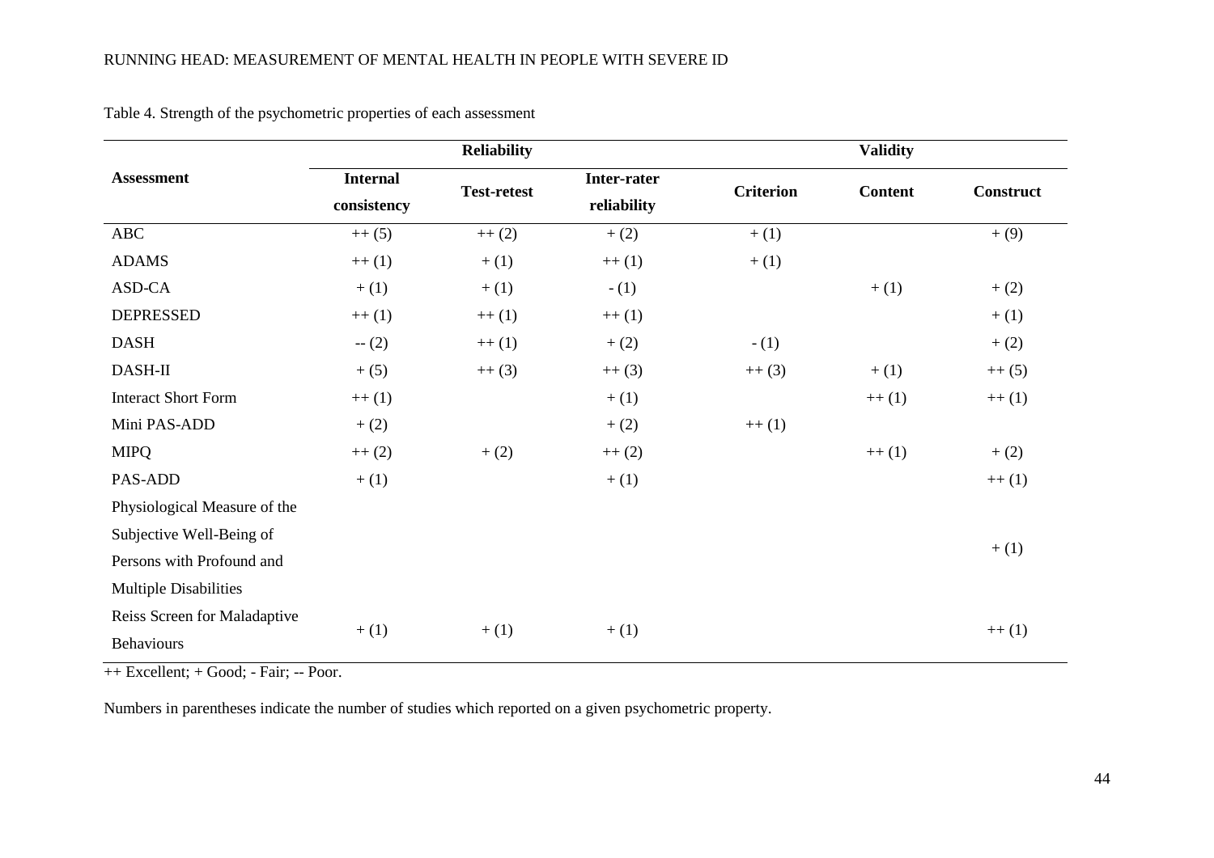Table 4. Strength of the psychometric properties of each assessment

| Assessment | Reliability | | | Validity | | |
|---|---|---|---|---|---|---|
| | Internal consistency | Test-retest | Inter-rater reliability | Criterion | Content | Construct |
| ABC | ++ (5) | ++ (2) | + (2) | + (1) | | + (9) |
| ADAMS | ++ (1) | + (1) | ++ (1) | + (1) | | |
| ASD-CA | + (1) | + (1) | - (1) | | + (1) | + (2) |
| DEPRESSED | ++ (1) | ++ (1) | ++ (1) | | | + (1) |
| DASH | -- (2) | ++ (1) | + (2) | - (1) | | + (2) |
| DASH-II | + (5) | ++ (3) | ++ (3) | ++ (3) | + (1) | ++ (5) |
| Interact Short Form | ++ (1) | | + (1) | | ++ (1) | ++ (1) |
| Mini PAS-ADD | + (2) | | + (2) | ++ (1) | | |
| MIPQ | ++ (2) | + (2) | ++ (2) | | ++ (1) | + (2) |
| PAS-ADD | + (1) | | + (1) | | | ++ (1) |
| Physiological Measure of the Subjective Well-Being of Persons with Profound and Multiple Disabilities | | | | | | + (1) |
| Reiss Screen for Maladaptive Behaviours | + (1) | + (1) | + (1) | | | ++ (1) |

++ Excellent; + Good; - Fair; -- Poor.

Numbers in parentheses indicate the number of studies which reported on a given psychometric property.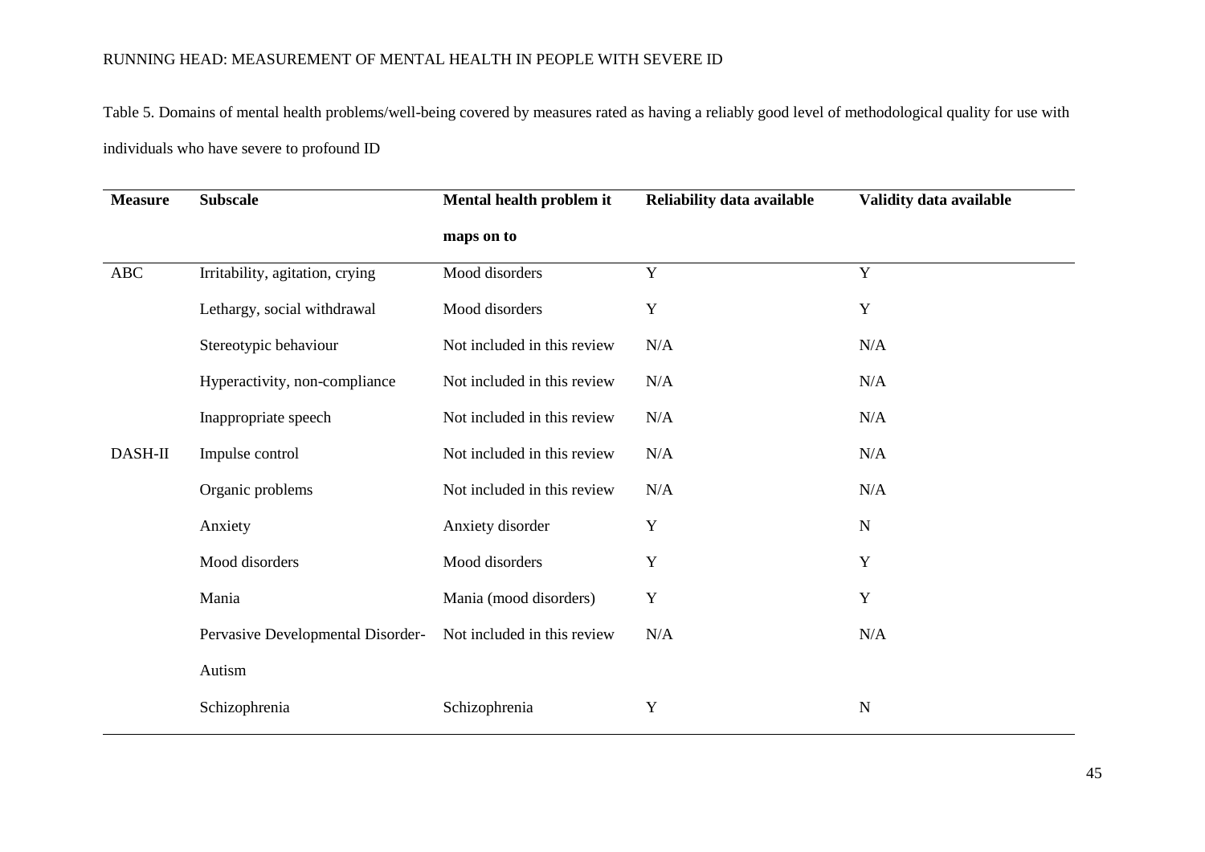Table 5. Domains of mental health problems/well-being covered by measures rated as having a reliably good level of methodological quality for use with individuals who have severe to profound ID

| Measure | Subscale | Mental health problem it maps on to | Reliability data available | Validity data available |
|---|---|---|---|---|
| ABC | Irritability, agitation, crying | Mood disorders | Y | Y |
| | Lethargy, social withdrawal | Mood disorders | Y | Y |
| | Stereotypic behaviour | Not included in this review | N/A | N/A |
| | Hyperactivity, non-compliance | Not included in this review | N/A | N/A |
| | Inappropriate speech | Not included in this review | N/A | N/A |
| DASH-II | Impulse control | Not included in this review | N/A | N/A |
| | Organic problems | Not included in this review | N/A | N/A |
| | Anxiety | Anxiety disorder | Y | N |
| | Mood disorders | Mood disorders | Y | Y |
| | Mania | Mania (mood disorders) | Y | Y |
| | Pervasive Developmental Disorder-Autism | Not included in this review | N/A | N/A |
| | Schizophrenia | Schizophrenia | Y | N |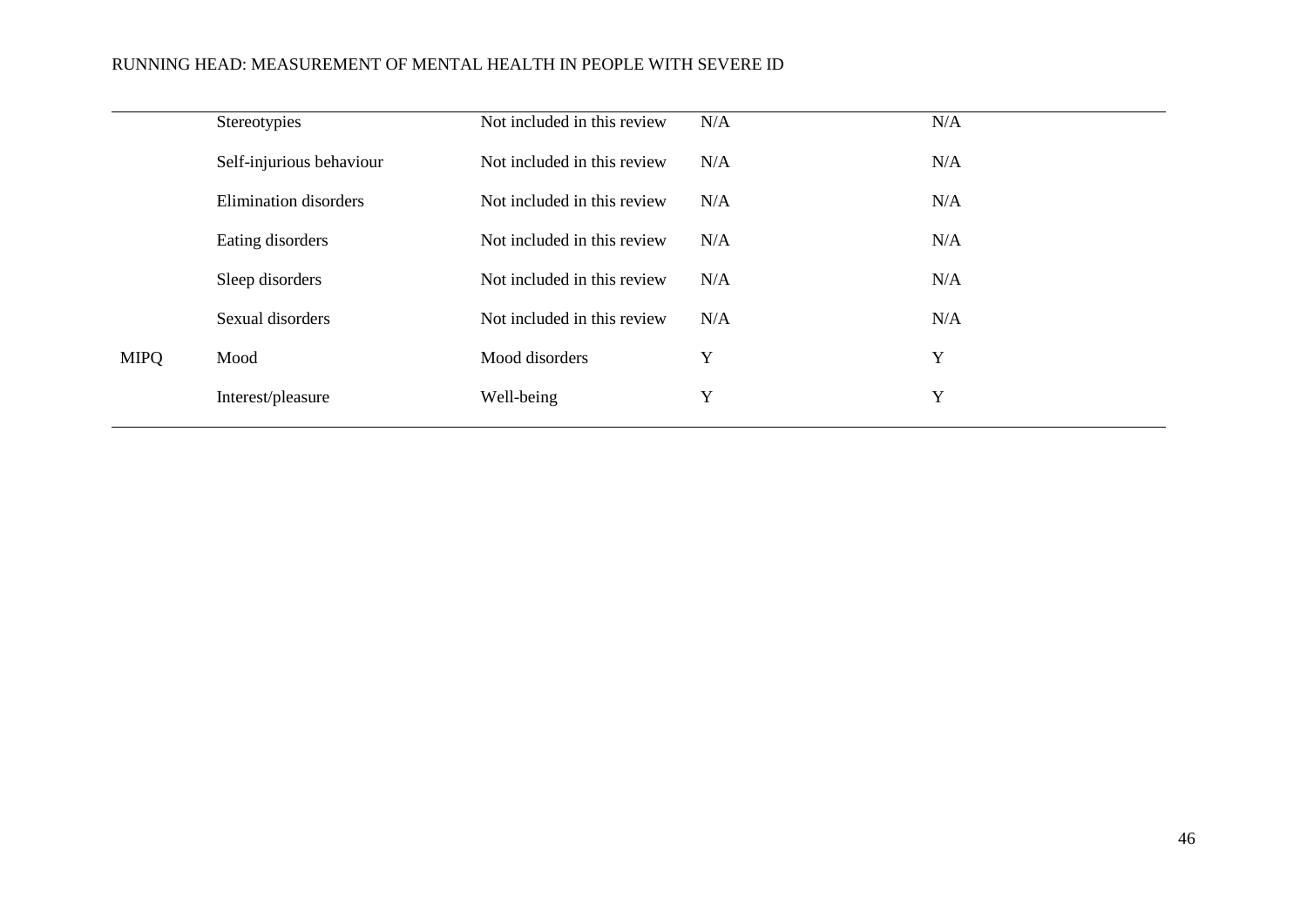| | | | | |
|---|---|---|---|---|
| | Stereotypies | Not included in this review | N/A | N/A |
| | Self-injurious behaviour | Not included in this review | N/A | N/A |
| | Elimination disorders | Not included in this review | N/A | N/A |
| | Eating disorders | Not included in this review | N/A | N/A |
| | Sleep disorders | Not included in this review | N/A | N/A |
| | Sexual disorders | Not included in this review | N/A | N/A |
| MIPQ | Mood | Mood disorders | Y | Y |
| | Interest/pleasure | Well-being | Y | Y |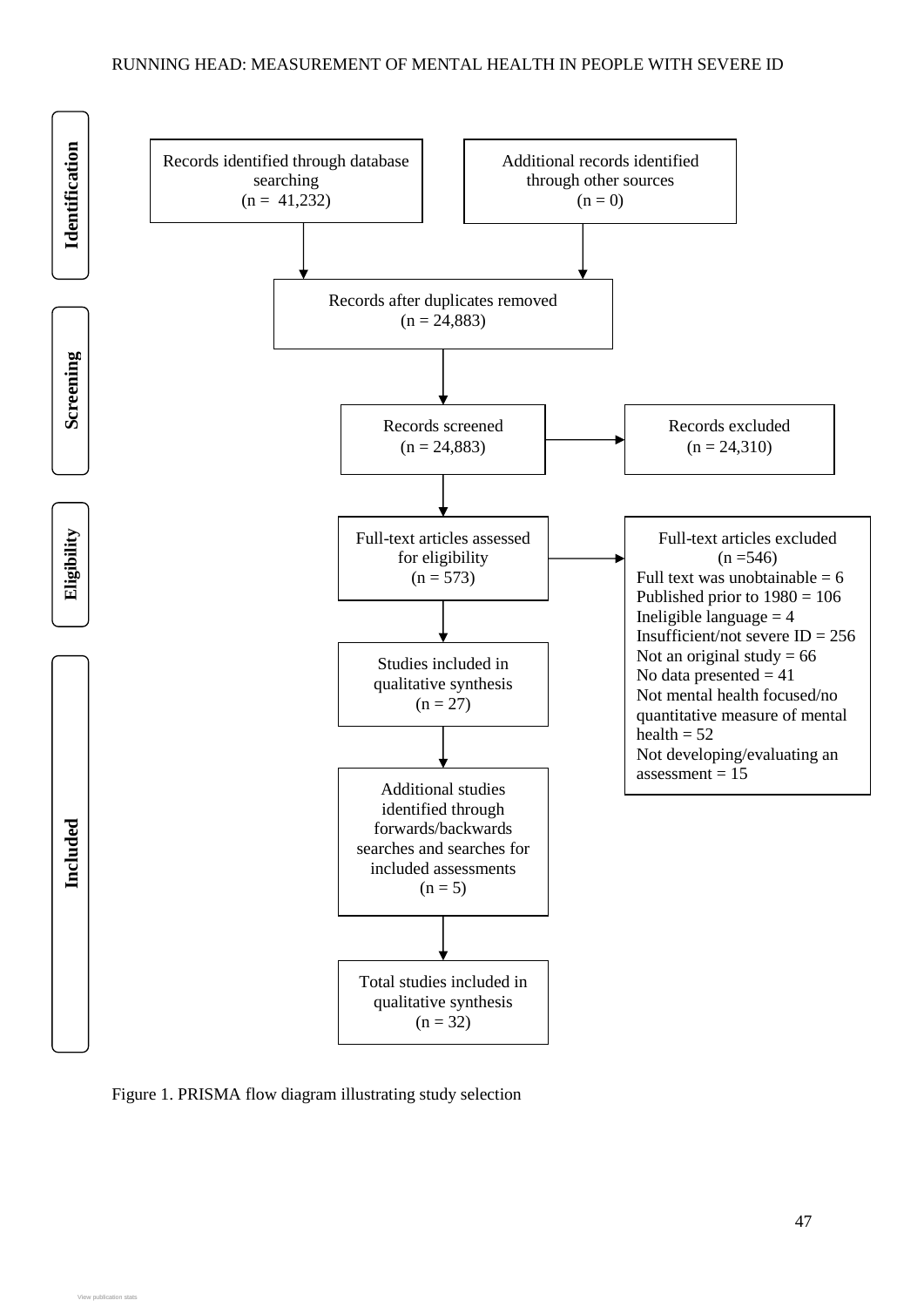Identification

Records identified through database searching
(n = 41,232)

Additional records identified through other sources
(n = 0)

Records after duplicates removed
(n = 24,883)

Screening

Records screened
(n = 24,883)

Records excluded
(n = 24,310)

Eligibility

Full-text articles assessed for eligibility
(n = 573)

Full-text articles excluded
(n =546)
Full text was unobtainable = 6
Published prior to 1980 = 106
Ineligible language = 4
Insufficient/not severe ID = 256
Not an original study = 66
No data presented = 41
Not mental health focused/no quantitative measure of mental health = 52
Not developing/evaluating an assessment = 15

Included

Studies included in qualitative synthesis
(n = 27)

Additional studies identified through forwards/backwards searches and searches for included assessments
(n = 5)

Total studies included in qualitative synthesis
(n = 32)

Figure 1. PRISMA flow diagram illustrating study selection